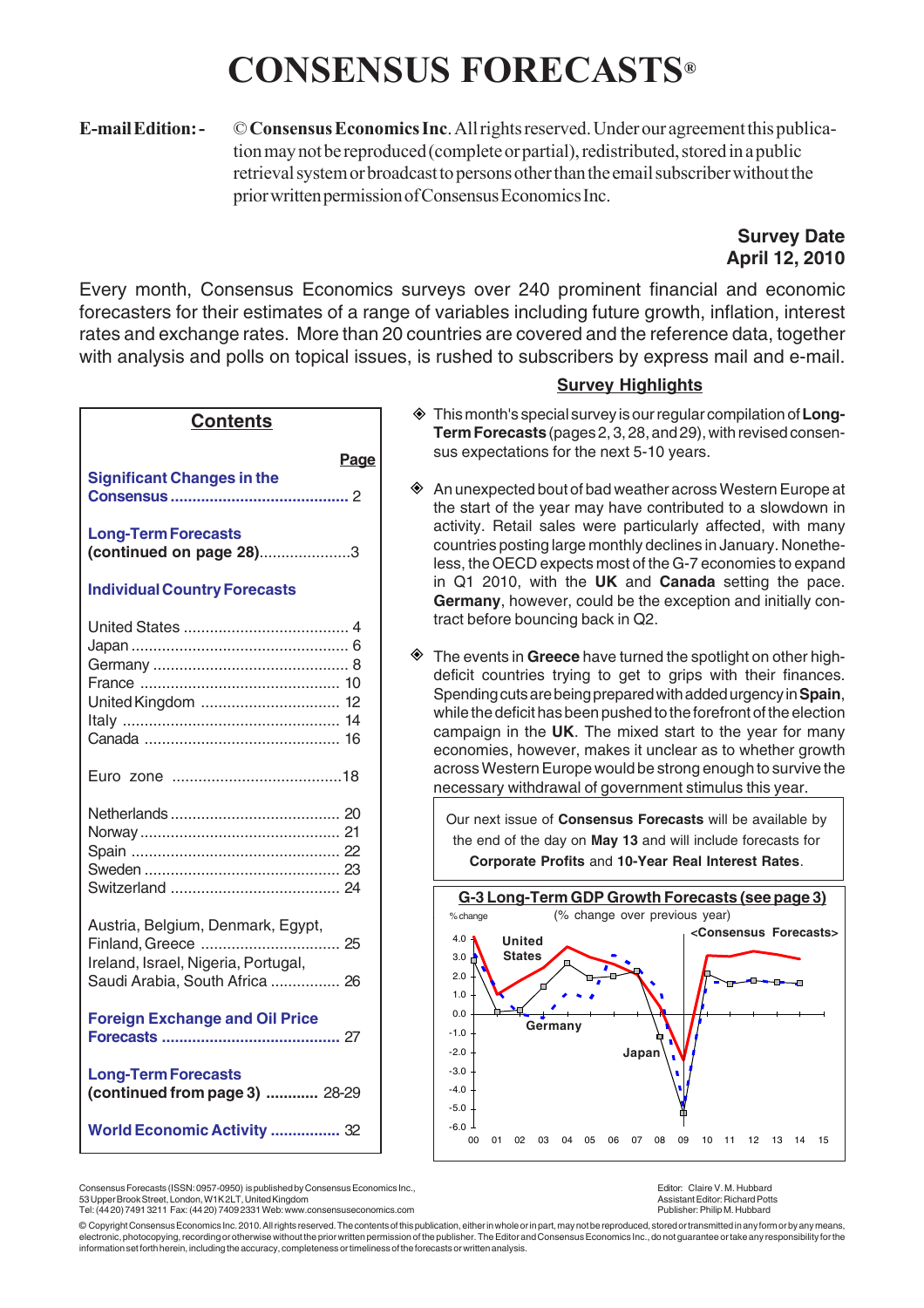# CONSENSUS FORECASTS®

**E-mail Edition:-** © **Consensus Economics Inc**. All rights reserved. Under our agreement this publication may not be reproduced (complete or partial), redistributed, stored in a public retrieval system or broadcast to persons other than the email subscriber without the prior written permission of Consensus Economics Inc.

**Survey Date**
**April 12, 2010**

Every month, Consensus Economics surveys over 240 prominent financial and economic forecasters for their estimates of a range of variables including future growth, inflation, interest rates and exchange rates. More than 20 countries are covered and the reference data, together with analysis and polls on topical issues, is rushed to subscribers by express mail and e-mail.

## Contents

| | Page |
|---|---|
| **Significant Changes in the Consensus** | 2 |
| **Long-Term Forecasts (continued on page 28)** | 3 |
| **Individual Country Forecasts** | |
| United States | 4 |
| Japan | 6 |
| Germany | 8 |
| France | 10 |
| United Kingdom | 12 |
| Italy | 14 |
| Canada | 16 |
| Euro zone | 18 |
| Netherlands | 20 |
| Norway | 21 |
| Spain | 22 |
| Sweden | 23 |
| Switzerland | 24 |
| Austria, Belgium, Denmark, Egypt, Finland, Greece | 25 |
| Ireland, Israel, Nigeria, Portugal, Saudi Arabia, South Africa | 26 |
| **Foreign Exchange and Oil Price Forecasts** | 27 |
| **Long-Term Forecasts (continued from page 3)** | 28-29 |
| **World Economic Activity** | 32 |

## Survey Highlights

- This month's special survey is our regular compilation of **Long-Term Forecasts** (pages 2, 3, 28, and 29), with revised consensus expectations for the next 5-10 years.
- An unexpected bout of bad weather across Western Europe at the start of the year may have contributed to a slowdown in activity. Retail sales were particularly affected, with many countries posting large monthly declines in January. Nonetheless, the OECD expects most of the G-7 economies to expand in Q1 2010, with the **UK** and **Canada** setting the pace. **Germany**, however, could be the exception and initially contract before bouncing back in Q2.
- The events in **Greece** have turned the spotlight on other high-deficit countries trying to get to grips with their finances. Spending cuts are being prepared with added urgency in **Spain**, while the deficit has been pushed to the forefront of the election campaign in the **UK**. The mixed start to the year for many economies, however, makes it unclear as to whether growth across Western Europe would be strong enough to survive the necessary withdrawal of government stimulus this year.

Our next issue of **Consensus Forecasts** will be available by the end of the day on **May 13** and will include forecasts for **Corporate Profits** and **10-Year Real Interest Rates**.

**G-3 Long-Term GDP Growth Forecasts (see page 3)**

(% change over previous year)

Consensus Forecasts (ISSN: 0957-0950) is published by Consensus Economics Inc., 53 Upper Brook Street, London, W1K 2LT, United Kingdom
Tel: (44 20) 7491 3211 Fax: (44 20) 7409 2331 Web: www.consensuseconomics.com

Editor: Claire V. M. Hubbard
Assistant Editor: Richard Potts
Publisher: Philip M. Hubbard

© Copyright Consensus Economics Inc. 2010. All rights reserved. The contents of this publication, either in whole or in part, may not be reproduced, stored or transmitted in any form or by any means, electronic, photocopying, recording or otherwise without the prior written permission of the publisher. The Editor and Consensus Economics Inc., do not guarantee or take any responsibility for the information set forth herein, including the accuracy, completeness or timeliness of the forecasts or written analysis.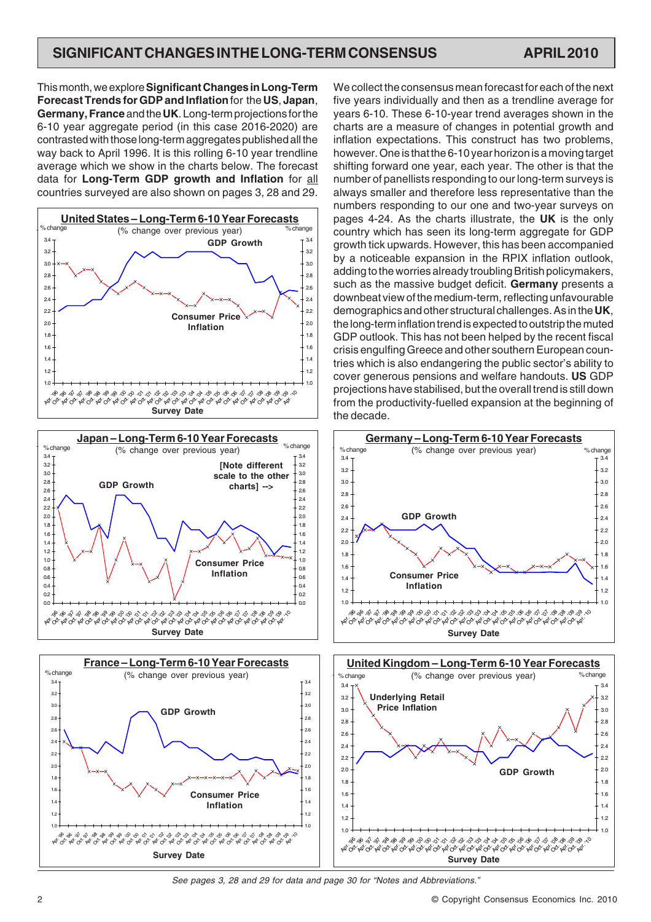# SIGNIFICANT CHANGES IN THE LONG-TERM CONSENSUS — APRIL 2010

This month, we explore **Significant Changes in Long-Term Forecast Trends for GDP and Inflation** for the **US**, **Japan**, **Germany, France** and the **UK**. Long-term projections for the 6-10 year aggregate period (in this case 2016-2020) are contrasted with those long-term aggregates published all the way back to April 1996. It is this rolling 6-10 year trendline average which we show in the charts below. The forecast data for **Long-Term GDP growth and Inflation** for all countries surveyed are also shown on pages 3, 28 and 29.

We collect the consensus mean forecast for each of the next five years individually and then as a trendline average for years 6-10. These 6-10-year trend averages shown in the charts are a measure of changes in potential growth and inflation expectations. This construct has two problems, however. One is that the 6-10 year horizon is a moving target shifting forward one year, each year. The other is that the number of panellists responding to our long-term surveys is always smaller and therefore less representative than the numbers responding to our one and two-year surveys on pages 4-24. As the charts illustrate, the **UK** is the only country which has seen its long-term aggregate for GDP growth tick upwards. However, this has been accompanied by a noticeable expansion in the RPIX inflation outlook, adding to the worries already troubling British policymakers, such as the massive budget deficit. **Germany** presents a downbeat view of the medium-term, reflecting unfavourable demographics and other structural challenges. As in the **UK**, the long-term inflation trend is expected to outstrip the muted GDP outlook. This has not been helped by the recent fiscal crisis engulfing Greece and other southern European countries which is also endangering the public sector's ability to cover generous pensions and welfare handouts. **US** GDP projections have stabilised, but the overall trend is still down from the productivity-fuelled expansion at the beginning of the decade.

**United States – Long-Term 6-10 Year Forecasts** (% change over previous year) — GDP Growth; Consumer Price Inflation; Survey Date

**Japan – Long-Term 6-10 Year Forecasts** (% change over previous year) — GDP Growth; Consumer Price Inflation; [Note different scale to the other charts] -->; Survey Date

**Germany – Long-Term 6-10 Year Forecasts** (% change over previous year) — GDP Growth; Consumer Price Inflation; Survey Date

**France – Long-Term 6-10 Year Forecasts** (% change over previous year) — GDP Growth; Consumer Price Inflation; Survey Date

**United Kingdom – Long-Term 6-10 Year Forecasts** (% change over previous year) — Underlying Retail Price Inflation; GDP Growth; Survey Date

*See pages 3, 28 and 29 for data and page 30 for "Notes and Abbreviations."*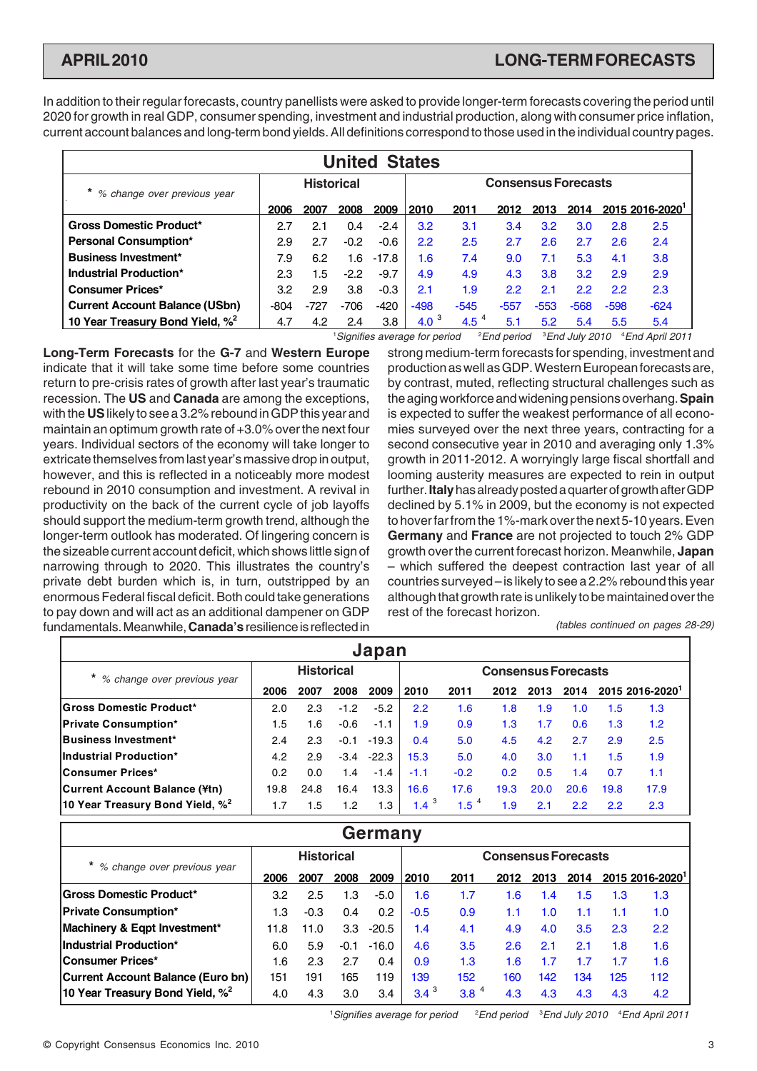## LONG-TERM FORECASTS

In addition to their regular forecasts, country panellists were asked to provide longer-term forecasts covering the period until 2020 for growth in real GDP, consumer spending, investment and industrial production, along with consumer price inflation, current account balances and long-term bond yields. All definitions correspond to those used in the individual country pages.

### United States

| * % change over previous year | Historical | | | | Consensus Forecasts | | | | | | |
|---|---|---|---|---|---|---|---|---|---|---|---|
| | 2006 | 2007 | 2008 | 2009 | 2010 | 2011 | 2012 | 2013 | 2014 | 2015 | 2016-2020[1] |
| **Gross Domestic Product*** | 2.7 | 2.1 | 0.4 | -2.4 | 3.2 | 3.1 | 3.4 | 3.2 | 3.0 | 2.8 | 2.5 |
| **Personal Consumption*** | 2.9 | 2.7 | -0.2 | -0.6 | 2.2 | 2.5 | 2.7 | 2.6 | 2.7 | 2.6 | 2.4 |
| **Business Investment*** | 7.9 | 6.2 | 1.6 | -17.8 | 1.6 | 7.4 | 9.0 | 7.1 | 5.3 | 4.1 | 3.8 |
| **Industrial Production*** | 2.3 | 1.5 | -2.2 | -9.7 | 4.9 | 4.9 | 4.3 | 3.8 | 3.2 | 2.9 | 2.9 |
| **Consumer Prices*** | 3.2 | 2.9 | 3.8 | -0.3 | 2.1 | 1.9 | 2.2 | 2.1 | 2.2 | 2.2 | 2.3 |
| **Current Account Balance (USbn)** | -804 | -727 | -706 | -420 | -498 | -545 | -557 | -553 | -568 | -598 | -624 |
| **10 Year Treasury Bond Yield, %[2]** | 4.7 | 4.2 | 2.4 | 3.8 | 4.0 [3] | 4.5 [4] | 5.1 | 5.2 | 5.4 | 5.5 | 5.4 |

[1]Signifies average for period [2]End period [3]End July 2010 [4]End April 2011

**Long-Term Forecasts** for the **G-7** and **Western Europe** indicate that it will take some time before some countries return to pre-crisis rates of growth after last year's traumatic recession. The **US** and **Canada** are among the exceptions, with the **US** likely to see a 3.2% rebound in GDP this year and maintain an optimum growth rate of +3.0% over the next four years. Individual sectors of the economy will take longer to extricate themselves from last year's massive drop in output, however, and this is reflected in a noticeably more modest rebound in 2010 consumption and investment. A revival in productivity on the back of the current cycle of job layoffs should support the medium-term growth trend, although the longer-term outlook has moderated. Of lingering concern is the sizeable current account deficit, which shows little sign of narrowing through to 2020. This illustrates the country's private debt burden which is, in turn, outstripped by an enormous Federal fiscal deficit. Both could take generations to pay down and will act as an additional dampener on GDP fundamentals. Meanwhile, **Canada's** resilience is reflected in strong medium-term forecasts for spending, investment and production as well as GDP. Western European forecasts are, by contrast, muted, reflecting structural challenges such as the aging workforce and widening pensions overhang. **Spain** is expected to suffer the weakest performance of all economies surveyed over the next three years, contracting for a second consecutive year in 2010 and averaging only 1.3% growth in 2011-2012. A worryingly large fiscal shortfall and looming austerity measures are expected to rein in output further. **Italy** has already posted a quarter of growth after GDP declined by 5.1% in 2009, but the economy is not expected to hover far from the 1%-mark over the next 5-10 years. Even **Germany** and **France** are not projected to touch 2% GDP growth over the current forecast horizon. Meanwhile, **Japan** – which suffered the deepest contraction last year of all countries surveyed – is likely to see a 2.2% rebound this year although that growth rate is unlikely to be maintained over the rest of the forecast horizon.

*(tables continued on pages 28-29)*

### Japan

| * % change over previous year | Historical | | | | Consensus Forecasts | | | | | | |
|---|---|---|---|---|---|---|---|---|---|---|---|
| | 2006 | 2007 | 2008 | 2009 | 2010 | 2011 | 2012 | 2013 | 2014 | 2015 | 2016-2020[1] |
| **Gross Domestic Product*** | 2.0 | 2.3 | -1.2 | -5.2 | 2.2 | 1.6 | 1.8 | 1.9 | 1.0 | 1.5 | 1.3 |
| **Private Consumption*** | 1.5 | 1.6 | -0.6 | -1.1 | 1.9 | 0.9 | 1.3 | 1.7 | 0.6 | 1.3 | 1.2 |
| **Business Investment*** | 2.4 | 2.3 | -0.1 | -19.3 | 0.4 | 5.0 | 4.5 | 4.2 | 2.7 | 2.9 | 2.5 |
| **Industrial Production*** | 4.2 | 2.9 | -3.4 | -22.3 | 15.3 | 5.0 | 4.0 | 3.0 | 1.1 | 1.5 | 1.9 |
| **Consumer Prices*** | 0.2 | 0.0 | 1.4 | -1.4 | -1.1 | -0.2 | 0.2 | 0.5 | 1.4 | 0.7 | 1.1 |
| **Current Account Balance (¥tn)** | 19.8 | 24.8 | 16.4 | 13.3 | 16.6 | 17.6 | 19.3 | 20.0 | 20.6 | 19.8 | 17.9 |
| **10 Year Treasury Bond Yield, %[2]** | 1.7 | 1.5 | 1.2 | 1.3 | 1.4 [3] | 1.5 [4] | 1.9 | 2.1 | 2.2 | 2.2 | 2.3 |

### Germany

| * % change over previous year | Historical | | | | Consensus Forecasts | | | | | | |
|---|---|---|---|---|---|---|---|---|---|---|---|
| | 2006 | 2007 | 2008 | 2009 | 2010 | 2011 | 2012 | 2013 | 2014 | 2015 | 2016-2020[1] |
| **Gross Domestic Product*** | 3.2 | 2.5 | 1.3 | -5.0 | 1.6 | 1.7 | 1.6 | 1.4 | 1.5 | 1.3 | 1.3 |
| **Private Consumption*** | 1.3 | -0.3 | 0.4 | 0.2 | -0.5 | 0.9 | 1.1 | 1.0 | 1.1 | 1.1 | 1.0 |
| **Machinery & Eqpt Investment*** | 11.8 | 11.0 | 3.3 | -20.5 | 1.4 | 4.1 | 4.9 | 4.0 | 3.5 | 2.3 | 2.2 |
| **Industrial Production*** | 6.0 | 5.9 | -0.1 | -16.0 | 4.6 | 3.5 | 2.6 | 2.1 | 2.1 | 1.8 | 1.6 |
| **Consumer Prices*** | 1.6 | 2.3 | 2.7 | 0.4 | 0.9 | 1.3 | 1.6 | 1.7 | 1.7 | 1.7 | 1.6 |
| **Current Account Balance (Euro bn)** | 151 | 191 | 165 | 119 | 139 | 152 | 160 | 142 | 134 | 125 | 112 |
| **10 Year Treasury Bond Yield, %[2]** | 4.0 | 4.3 | 3.0 | 3.4 | 3.4 [3] | 3.8 [4] | 4.3 | 4.3 | 4.3 | 4.3 | 4.2 |

[1]Signifies average for period [2]End period [3]End July 2010 [4]End April 2011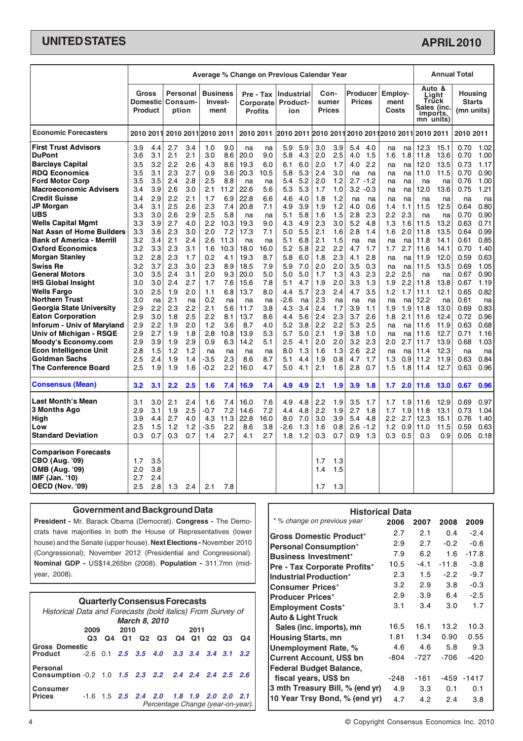# UNITED STATES

## APRIL 2010

| Economic Forecasters | Gross Domestic Product | | Personal Consumption | | Business Investment | | Pre-Tax Corporate Profits | | Industrial Production | | Consumer Prices | | Producer Prices | | Employment Costs | | Auto & Light Truck Sales (inc. imports, mn units) | | Housing Starts (mn units) | |
|---|---|---|---|---|---|---|---|---|---|---|---|---|---|---|---|---|---|---|---|---|
| | Average % Change on Previous Calendar Year | | | | | | | | | | | | | | | | Annual Total | | | |
| | 2010 | 2011 | 2010 | 2011 | 2010 | 2011 | 2010 | 2011 | 2010 | 2011 | 2010 | 2011 | 2010 | 2011 | 2010 | 2011 | 2010 | 2011 | 2010 | 2011 |
| **First Trust Advisors** | 3.9 | 4.4 | 2.7 | 3.4 | 1.0 | 9.0 | na | na | 5.9 | 5.9 | 3.0 | 3.9 | 5.4 | 4.0 | na | na | 12.3 | 15.1 | 0.70 | 1.02 |
| **DuPont** | 3.6 | 3.1 | 2.1 | 2.1 | 3.0 | 8.6 | 20.0 | 9.0 | 5.8 | 4.3 | 2.0 | 2.5 | 4.0 | 1.5 | 1.6 | 1.8 | 11.8 | 13.6 | 0.70 | 1.00 |
| **Barclays Capital** | 3.5 | 3.2 | 2.2 | 2.6 | 4.3 | 8.6 | 19.3 | 6.0 | 6.1 | 6.0 | 2.0 | 1.7 | 4.0 | 2.2 | na | na | 12.0 | 13.5 | 0.73 | 1.17 |
| **RDQ Economics** | 3.5 | 3.1 | 2.3 | 2.7 | 0.9 | 3.6 | 20.3 | 10.5 | 5.8 | 5.3 | 2.4 | 3.0 | na | na | na | na | 11.0 | 11.5 | 0.70 | 0.90 |
| **Ford Motor Corp** | 3.5 | 3.5 | 2.4 | 2.8 | 2.5 | 8.8 | na | na | 5.4 | 5.2 | 2.0 | 1.2 | 2.7 | -1.2 | na | na | na | na | 0.76 | 1.00 |
| **Macroeconomic Advisers** | 3.4 | 3.9 | 2.6 | 3.0 | 2.1 | 11.2 | 22.6 | 5.6 | 5.3 | 5.3 | 1.7 | 1.0 | 3.2 | -0.3 | na | na | 12.0 | 13.6 | 0.75 | 1.21 |
| **Credit Suisse** | 3.4 | 2.9 | 2.2 | 2.1 | 1.7 | 6.9 | 22.8 | 6.6 | 4.6 | 4.0 | 1.8 | 1.2 | na | na | na | na | na | na | na | na |
| **JP Morgan** | 3.4 | 3.1 | 2.5 | 2.6 | 2.3 | 7.4 | 20.8 | 7.1 | 4.9 | 3.9 | 1.9 | 1.2 | 4.0 | 0.6 | 1.4 | 1.1 | 11.5 | 12.5 | 0.64 | 0.80 |
| **UBS** | 3.3 | 3.0 | 2.6 | 2.9 | 2.5 | 5.8 | na | na | 5.1 | 5.8 | 1.6 | 1.5 | 2.8 | 2.3 | 2.2 | 2.3 | na | na | 0.70 | 0.90 |
| **Wells Capital Mgmt** | 3.3 | 3.9 | 2.7 | 4.0 | 2.2 | 10.3 | 19.3 | 9.0 | 4.3 | 4.9 | 2.3 | 3.0 | 5.2 | 4.8 | 1.3 | 1.6 | 11.5 | 13.2 | 0.63 | 0.71 |
| **Nat Assn of Home Builders** | 3.3 | 3.6 | 2.3 | 3.0 | 2.0 | 7.2 | 17.3 | 7.1 | 5.0 | 5.5 | 2.1 | 1.6 | 2.8 | 1.4 | 1.6 | 2.0 | 11.8 | 13.5 | 0.64 | 0.99 |
| **Bank of America - Merrill** | 3.2 | 3.4 | 2.1 | 2.4 | 2.6 | 11.3 | na | na | 5.1 | 6.8 | 2.1 | 1.5 | na | na | na | na | 11.8 | 14.1 | 0.61 | 0.85 |
| **Oxford Economics** | 3.2 | 3.3 | 2.3 | 3.1 | 1.6 | 10.3 | 18.0 | 16.0 | 5.2 | 5.8 | 2.2 | 2.2 | 4.7 | 1.7 | 1.7 | 2.7 | 11.6 | 14.1 | 0.70 | 1.40 |
| **Morgan Stanley** | 3.2 | 2.8 | 2.3 | 1.7 | 0.2 | 4.1 | 19.3 | 8.7 | 5.8 | 6.0 | 1.8 | 2.3 | 4.1 | 2.8 | na | na | 11.9 | 12.0 | 0.59 | 0.63 |
| **Swiss Re** | 3.2 | 3.7 | 2.3 | 3.0 | 2.3 | 8.9 | 18.5 | 7.9 | 5.9 | 7.0 | 2.0 | 2.0 | 3.5 | 0.3 | na | na | 11.5 | 13.5 | 0.69 | 1.05 |
| **General Motors** | 3.0 | 3.5 | 2.4 | 3.1 | 2.0 | 9.3 | 20.0 | 5.0 | 5.0 | 5.0 | 1.7 | 1.3 | 4.3 | 2.3 | 2.2 | 2.5 | na | na | 0.67 | 0.90 |
| **IHS Global Insight** | 3.0 | 3.0 | 2.4 | 2.7 | 1.7 | 7.6 | 15.6 | 7.8 | 5.1 | 4.7 | 1.9 | 2.0 | 3.3 | 1.3 | 1.9 | 2.2 | 11.8 | 13.8 | 0.67 | 1.19 |
| **Wells Fargo** | 3.0 | 2.5 | 1.9 | 2.0 | 1.1 | 6.8 | 13.7 | 8.0 | 4.4 | 5.7 | 2.3 | 2.4 | 4.7 | 3.5 | 1.2 | 1.7 | 11.1 | 12.1 | 0.65 | 0.82 |
| **Northern Trust** | 3.0 | na | 2.1 | na | 0.2 | na | na | na | -2.6 | na | 2.3 | na | na | na | na | na | 12.2 | na | 0.61 | na |
| **Georgia State University** | 2.9 | 2.2 | 2.3 | 2.2 | 2.1 | 5.6 | 11.7 | 3.8 | 4.3 | 3.4 | 2.4 | 1.7 | 3.9 | 1.1 | 1.9 | 1.9 | 11.8 | 13.0 | 0.69 | 0.83 |
| **Eaton Corporation** | 2.9 | 3.0 | 1.8 | 2.5 | 2.2 | 8.1 | 13.7 | 8.6 | 4.4 | 5.6 | 2.4 | 2.3 | 3.7 | 2.6 | 1.8 | 2.1 | 11.6 | 12.4 | 0.72 | 0.96 |
| **Inforum - Univ of Maryland** | 2.9 | 2.2 | 1.9 | 2.0 | 1.2 | 3.6 | 8.7 | 4.0 | 5.2 | 3.8 | 2.2 | 2.2 | 5.3 | 2.5 | na | na | 11.6 | 11.9 | 0.63 | 0.68 |
| **Univ of Michigan - RSQE** | 2.9 | 2.7 | 1.9 | 1.8 | 2.8 | 10.8 | 13.9 | 5.3 | 5.7 | 5.0 | 2.1 | 1.9 | 3.8 | 1.0 | na | na | 11.6 | 12.7 | 0.71 | 1.16 |
| **Moody's Economy.com** | 2.9 | 3.9 | 1.9 | 2.9 | 0.9 | 6.3 | 14.2 | 5.1 | 2.5 | 4.1 | 2.0 | 2.0 | 3.2 | 2.3 | 2.0 | 2.7 | 11.7 | 13.9 | 0.68 | 1.03 |
| **Econ Intelligence Unit** | 2.8 | 1.5 | 1.2 | 1.2 | na | na | na | na | 8.0 | 1.3 | 1.6 | 1.3 | 2.6 | 2.2 | na | na | 11.4 | 12.3 | na | na |
| **Goldman Sachs** | 2.5 | 2.4 | 1.9 | 1.4 | -3.5 | 2.3 | 8.6 | 8.7 | 5.1 | 4.4 | 1.9 | 0.8 | 4.7 | 1.7 | 1.3 | 0.9 | 11.2 | 11.9 | 0.63 | 0.84 |
| **The Conference Board** | 2.5 | 1.9 | 1.9 | 1.6 | -0.2 | 2.2 | 16.0 | 4.7 | 5.0 | 4.1 | 2.1 | 1.6 | 2.8 | 0.7 | 1.5 | 1.8 | 11.4 | 12.7 | 0.63 | 0.96 |
| **Consensus (Mean)** | **3.2** | **3.1** | **2.2** | **2.5** | **1.6** | **7.4** | **16.9** | **7.4** | **4.9** | **4.9** | **2.1** | **1.9** | **3.9** | **1.8** | **1.7** | **2.0** | **11.6** | **13.0** | **0.67** | **0.96** |
| **Last Month's Mean** | 3.1 | 3.0 | 2.1 | 2.4 | 1.6 | 7.4 | 16.0 | 7.6 | 4.9 | 4.8 | 2.2 | 1.9 | 3.5 | 1.7 | 1.7 | 1.9 | 11.6 | 12.9 | 0.69 | 0.97 |
| **3 Months Ago** | 2.9 | 3.1 | 1.9 | 2.5 | -0.7 | 7.2 | 14.6 | 7.2 | 4.4 | 4.8 | 2.2 | 1.9 | 2.7 | 1.8 | 1.7 | 1.9 | 11.8 | 13.1 | 0.73 | 1.04 |
| **High** | 3.9 | 4.4 | 2.7 | 4.0 | 4.3 | 11.3 | 22.8 | 16.0 | 8.0 | 7.0 | 3.0 | 3.9 | 5.4 | 4.8 | 2.2 | 2.7 | 12.3 | 15.1 | 0.76 | 1.40 |
| **Low** | 2.5 | 1.5 | 1.2 | 1.2 | -3.5 | 2.2 | 8.6 | 3.8 | -2.6 | 1.3 | 1.6 | 0.8 | 2.6 | -1.2 | 1.2 | 0.9 | 11.0 | 11.5 | 0.59 | 0.63 |
| **Standard Deviation** | 0.3 | 0.7 | 0.3 | 0.7 | 1.4 | 2.7 | 4.1 | 2.7 | 1.8 | 1.2 | 0.3 | 0.7 | 0.9 | 1.3 | 0.3 | 0.5 | 0.3 | 0.9 | 0.05 | 0.18 |
| **Comparison Forecasts** | | | | | | | | | | | | | | | | | | | | |
| **CBO (Aug. '09)** | 1.7 | 3.5 | | | | | | | | | 1.7 | 1.3 | | | | | | | | |
| **OMB (Aug. '09)** | 2.0 | 3.8 | | | | | | | | | 1.4 | 1.5 | | | | | | | | |
| **IMF (Jan. '10)** | 2.7 | 2.4 | | | | | | | | | | | | | | | | | | |
| **OECD (Nov. '09)** | 2.5 | 2.8 | 1.3 | 2.4 | 2.1 | 7.8 | | | | | 1.7 | 1.3 | | | | | | | | |

### Government and Background Data

**President -** Mr. Barack Obama (Democrat). **Congress -** The Democrats have majorities in both the House of Representatives (lower house) and the Senate (upper house). **Next Elections -** November 2010 (Congressional); November 2012 (Presidential and Congressional). **Nominal GDP -** US$14,265bn (2008). **Population -** 311.7mn (mid-year, 2008).

### Quarterly Consensus Forecasts

*Historical Data and Forecasts (bold italics) From Survey of March 8, 2010*

| | 2009 Q3 | 2009 Q4 | 2010 Q1 | 2010 Q2 | 2010 Q3 | 2010 Q4 | 2011 Q1 | 2011 Q2 | 2011 Q3 | 2011 Q4 |
|---|---|---|---|---|---|---|---|---|---|---|
| **Gross Domestic Product** | -2.6 | 0.1 | ***2.5*** | ***3.5*** | ***4.0*** | ***3.3*** | ***3.4*** | ***3.4*** | ***3.1*** | ***3.2*** |
| **Personal Consumption** | -0.2 | 1.0 | ***1.5*** | ***2.3*** | ***2.2*** | ***2.4*** | ***2.4*** | ***2.4*** | ***2.5*** | ***2.6*** |
| **Consumer Prices** | -1.6 | 1.5 | ***2.5*** | ***2.4*** | ***2.0*** | ***1.8*** | ***1.9*** | ***2.0*** | ***2.0*** | ***2.1*** |

*Percentage Change (year-on-year).*

### Historical Data

| *\* % change on previous year* | 2006 | 2007 | 2008 | 2009 |
|---|---|---|---|---|
| **Gross Domestic Product*** | 2.7 | 2.1 | 0.4 | -2.4 |
| **Personal Consumption*** | 2.9 | 2.7 | -0.2 | -0.6 |
| **Business Investment*** | 7.9 | 6.2 | 1.6 | -17.8 |
| **Pre - Tax Corporate Profits*** | 10.5 | -4.1 | -11.8 | -3.8 |
| **Industrial Production*** | 2.3 | 1.5 | -2.2 | -9.7 |
| **Consumer Prices*** | 3.2 | 2.9 | 3.8 | -0.3 |
| **Producer Prices*** | 2.9 | 3.9 | 6.4 | -2.5 |
| **Employment Costs*** | 3.1 | 3.4 | 3.0 | 1.7 |
| **Auto & Light Truck Sales (inc. imports), mn** | 16.5 | 16.1 | 13.2 | 10.3 |
| **Housing Starts, mn** | 1.81 | 1.34 | 0.90 | 0.55 |
| **Unemployment Rate, %** | 4.6 | 4.6 | 5.8 | 9.3 |
| **Current Account, US$ bn** | -804 | -727 | -706 | -420 |
| **Federal Budget Balance, fiscal years, US$ bn** | -248 | -161 | -459 | -1417 |
| **3 mth Treasury Bill, % (end yr)** | 4.9 | 3.3 | 0.1 | 0.1 |
| **10 Year Trsy Bond, % (end yr)** | 4.7 | 4.2 | 2.4 | 3.8 |

© Copyright Consensus Economics Inc. 2010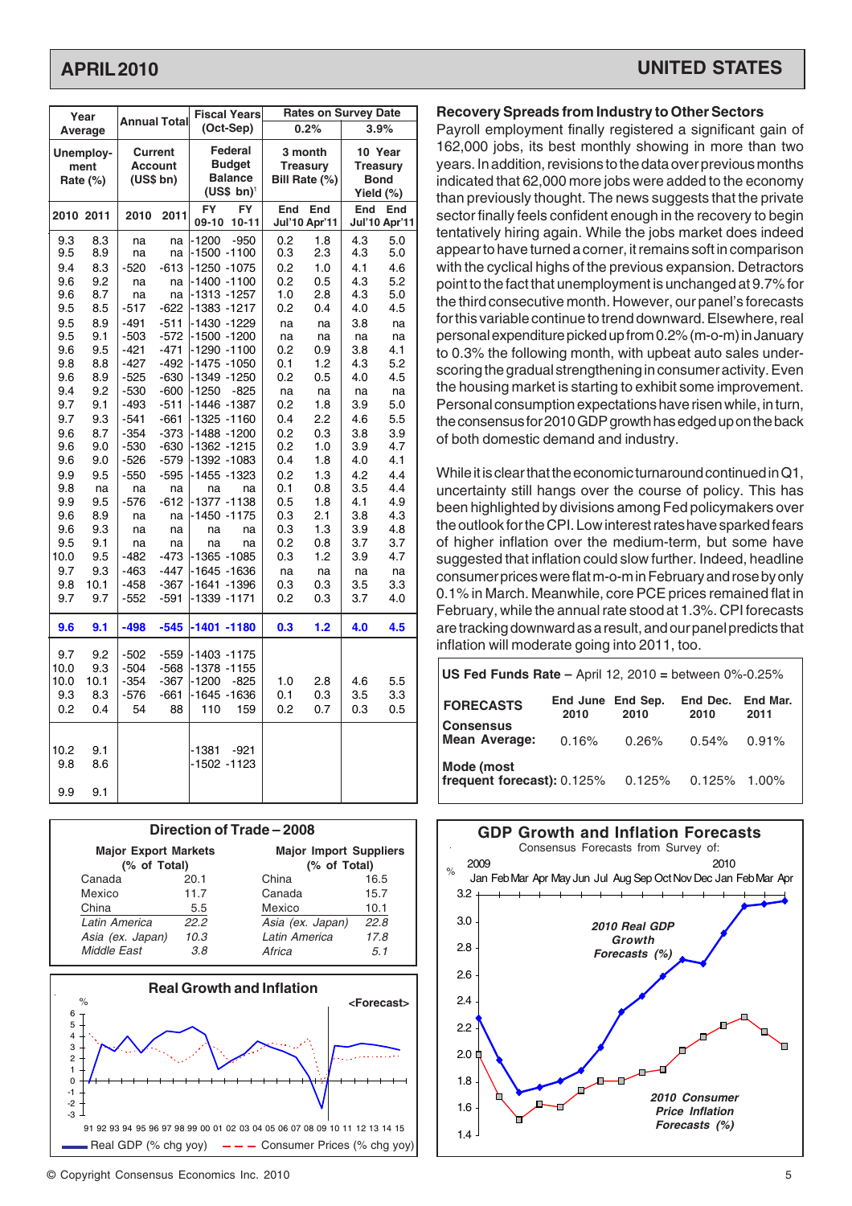## APRIL 2010 — UNITED STATES

| Year Average | | Annual Total | | Fiscal Years (Oct-Sep) | | Rates on Survey Date 0.2% | | 3.9% | |
|---|---|---|---|---|---|---|---|---|---|
| Unemployment Rate (%) | | Current Account (US$ bn) | | Federal Budget Balance (US$ bn)[1] | | 3 month Treasury Bill Rate (%) | | 10 Year Treasury Bond Yield (%) | |
| 2010 | 2011 | 2010 | 2011 | FY 09-10 | FY 10-11 | End Jul'10 | End Apr'11 | End Jul'10 | End Apr'11 |
| 9.3 | 8.3 | na | na | -1200 | -950 | 0.2 | 1.8 | 4.3 | 5.0 |
| 9.5 | 8.9 | na | na | -1500 | -1100 | 0.3 | 2.3 | 4.3 | 5.0 |
| 9.4 | 8.3 | -520 | -613 | -1250 | -1075 | 0.2 | 1.0 | 4.1 | 4.6 |
| 9.6 | 9.2 | na | na | -1400 | -1100 | 0.2 | 0.5 | 4.3 | 5.2 |
| 9.6 | 8.7 | na | na | -1313 | -1257 | 1.0 | 2.8 | 4.3 | 5.0 |
| 9.5 | 8.5 | -517 | -622 | -1383 | -1217 | 0.2 | 0.4 | 4.0 | 4.5 |
| 9.5 | 8.9 | -491 | -511 | -1430 | -1229 | na | na | 3.8 | na |
| 9.5 | 9.1 | -503 | -572 | -1500 | -1200 | na | na | na | na |
| 9.6 | 9.5 | -421 | -471 | -1290 | -1100 | 0.2 | 0.9 | 3.8 | 4.1 |
| 9.8 | 8.8 | -427 | -492 | -1475 | -1050 | 0.1 | 1.2 | 4.3 | 5.2 |
| 9.6 | 8.9 | -525 | -630 | -1349 | -1250 | 0.2 | 0.5 | 4.0 | 4.5 |
| 9.4 | 9.2 | -530 | -600 | -1250 | -825 | na | na | na | na |
| 9.7 | 9.1 | -493 | -511 | -1446 | -1387 | 0.2 | 1.8 | 3.9 | 5.0 |
| 9.7 | 9.3 | -541 | -661 | -1325 | -1160 | 0.4 | 2.2 | 4.6 | 5.5 |
| 9.6 | 8.7 | -354 | -373 | -1488 | -1200 | 0.2 | 0.3 | 3.8 | 3.9 |
| 9.6 | 9.0 | -530 | -630 | -1362 | -1215 | 0.2 | 1.0 | 3.9 | 4.7 |
| 9.6 | 9.0 | -526 | -579 | -1392 | -1083 | 0.4 | 1.8 | 4.0 | 4.1 |
| 9.9 | 9.5 | -550 | -595 | -1455 | -1323 | 0.2 | 1.3 | 4.2 | 4.4 |
| 9.8 | na | na | na | na | na | 0.1 | 0.8 | 3.5 | 4.4 |
| 9.9 | 9.5 | -576 | -612 | -1377 | -1138 | 0.5 | 1.8 | 4.1 | 4.9 |
| 9.6 | 8.9 | na | na | -1450 | -1175 | 0.3 | 2.1 | 3.8 | 4.3 |
| 9.6 | 9.3 | na | na | na | na | 0.3 | 1.3 | 3.9 | 4.8 |
| 9.5 | 9.1 | na | na | na | na | 0.2 | 0.8 | 3.7 | 3.7 |
| 10.0 | 9.5 | -482 | -473 | -1365 | -1085 | 0.3 | 1.2 | 3.9 | 4.7 |
| 9.7 | 9.3 | -463 | -447 | -1645 | -1636 | na | na | na | na |
| 9.8 | 10.1 | -458 | -367 | -1641 | -1396 | 0.3 | 0.3 | 3.5 | 3.3 |
| 9.7 | 9.7 | -552 | -591 | -1339 | -1171 | 0.2 | 0.3 | 3.7 | 4.0 |
| **9.6** | **9.1** | **-498** | **-545** | **-1401** | **-1180** | **0.3** | **1.2** | **4.0** | **4.5** |
| 9.7 | 9.2 | -502 | -559 | -1403 | -1175 | | | | |
| 10.0 | 9.3 | -504 | -568 | -1378 | -1155 | | | | |
| 10.0 | 10.1 | -354 | -367 | -1200 | -825 | 1.0 | 2.8 | 4.6 | 5.5 |
| 9.3 | 8.3 | -576 | -661 | -1645 | -1636 | 0.1 | 0.3 | 3.5 | 3.3 |
| 0.2 | 0.4 | 54 | 88 | 110 | 159 | 0.2 | 0.7 | 0.3 | 0.5 |
| 10.2 | 9.1 | | | -1381 | -921 | | | | |
| 9.8 | 8.6 | | | -1502 | -1123 | | | | |
| 9.9 | 9.1 | | | | | | | | |

### Recovery Spreads from Industry to Other Sectors

Payroll employment finally registered a significant gain of 162,000 jobs, its best monthly showing in more than two years. In addition, revisions to the data over previous months indicated that 62,000 more jobs were added to the economy than previously thought. The news suggests that the private sector finally feels confident enough in the recovery to begin tentatively hiring again. While the jobs market does indeed appear to have turned a corner, it remains soft in comparison with the cyclical highs of the previous expansion. Detractors point to the fact that unemployment is unchanged at 9.7% for the third consecutive month. However, our panel's forecasts for this variable continue to trend downward. Elsewhere, real personal expenditure picked up from 0.2% (m-o-m) in January to 0.3% the following month, with upbeat auto sales underscoring the gradual strengthening in consumer activity. Even the housing market is starting to exhibit some improvement. Personal consumption expectations have risen while, in turn, the consensus for 2010 GDP growth has edged up on the back of both domestic demand and industry.

While it is clear that the economic turnaround continued in Q1, uncertainty still hangs over the course of policy. This has been highlighted by divisions among Fed policymakers over the outlook for the CPI. Low interest rates have sparked fears of higher inflation over the medium-term, but some have suggested that inflation could slow further. Indeed, headline consumer prices were flat m-o-m in February and rose by only 0.1% in March. Meanwhile, core PCE prices remained flat in February, while the annual rate stood at 1.3%. CPI forecasts are tracking downward as a result, and our panel predicts that inflation will moderate going into 2011, too.

**US Fed Funds Rate –** April 12, 2010 = between 0%-0.25%

| FORECASTS | End June 2010 | End Sep. 2010 | End Dec. 2010 | End Mar. 2011 |
|---|---|---|---|---|
| Consensus Mean Average: | 0.16% | 0.26% | 0.54% | 0.91% |
| Mode (most frequent forecast): | 0.125% | 0.125% | 0.125% | 1.00% |

### Direction of Trade – 2008

| Major Export Markets (% of Total) | | Major Import Suppliers (% of Total) | |
|---|---|---|---|
| Canada | 20.1 | China | 16.5 |
| Mexico | 11.7 | Canada | 15.7 |
| China | 5.5 | Mexico | 10.1 |
| *Latin America* | *22.2* | *Asia (ex. Japan)* | *22.8* |
| *Asia (ex. Japan)* | *10.3* | *Latin America* | *17.8* |
| *Middle East* | *3.8* | *Africa* | *5.1* |

**Real Growth and Inflation**

Real GDP (% chg yoy) — Consumer Prices (% chg yoy), 91–15, <Forecast>

**GDP Growth and Inflation Forecasts**

Consensus Forecasts from Survey of: 2009 Jan–Dec, 2010 Jan–Apr

2010 Real GDP Growth Forecasts (%); 2010 Consumer Price Inflation Forecasts (%)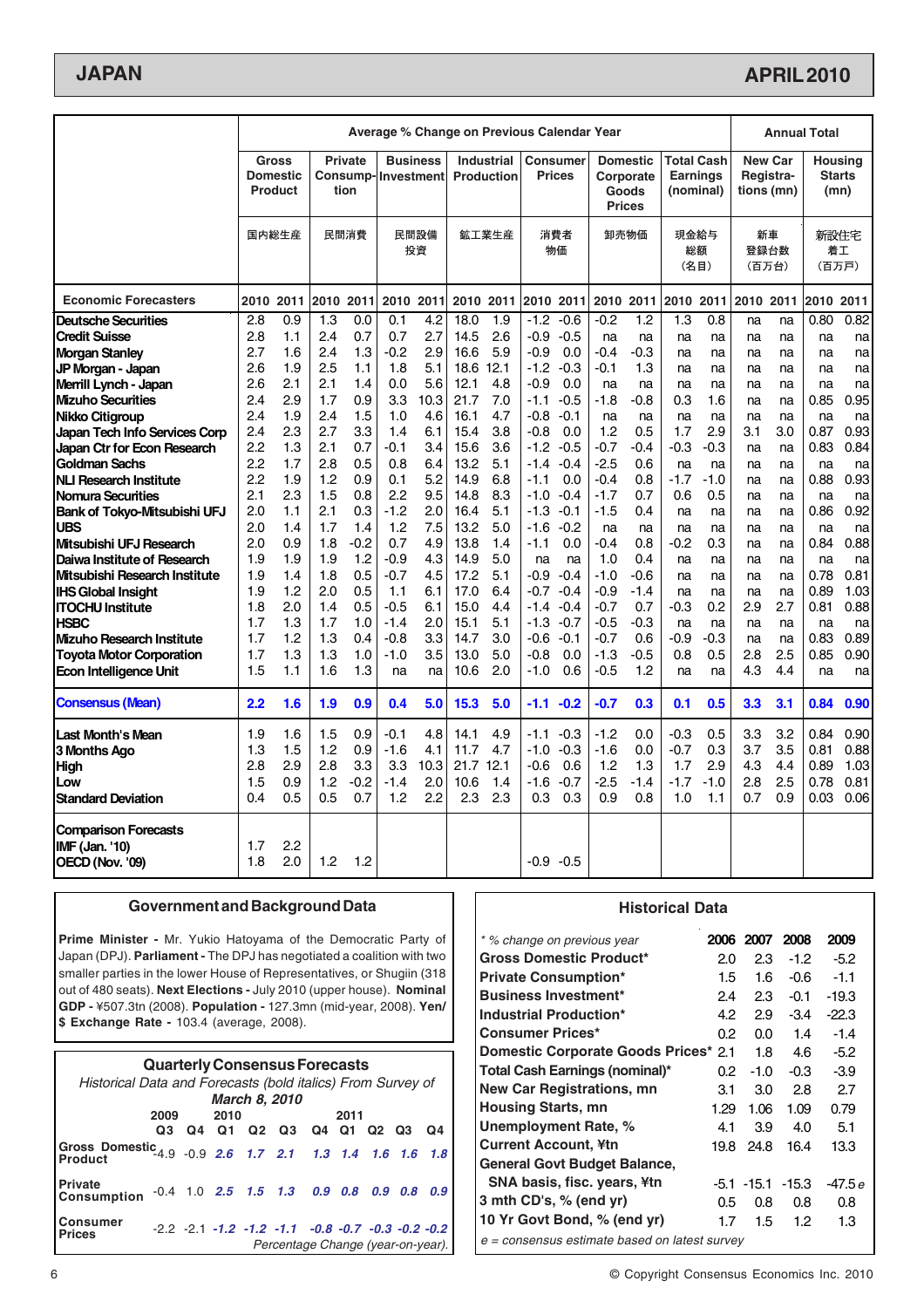# JAPAN

# APRIL 2010

| | Average % Change on Previous Calendar Year | | | | | | | | | | | | | | | | Annual Total | | | |
|---|---|---|---|---|---|---|---|---|---|---|---|---|---|---|---|---|---|---|---|---|
| | Gross Domestic Product | | Private Consumption | | Business Investment | | Industrial Production | | Consumer Prices | | Domestic Corporate Goods Prices | | Total Cash Earnings (nominal) | | New Car Registrations (mn) | | Housing Starts (mn) | |
| | 国内総生産 | | 民間消費 | | 民間設備投資 | | 鉱工業生産 | | 消費者物価 | | 卸売物価 | | 現金給与総額(名目) | | 新車登録台数(百万台) | | 新設住宅着工(百万戸) | |
| **Economic Forecasters** | **2010** | **2011** | **2010** | **2011** | **2010** | **2011** | **2010** | **2011** | **2010** | **2011** | **2010** | **2011** | **2010** | **2011** | **2010** | **2011** | **2010** | **2011** |
| Deutsche Securities | 2.8 | 0.9 | 1.3 | 0.0 | 0.1 | 4.2 | 18.0 | 1.9 | -1.2 | -0.6 | -0.2 | 1.2 | 1.3 | 0.8 | na | na | 0.80 | 0.82 |
| Credit Suisse | 2.8 | 1.1 | 2.4 | 0.7 | 0.7 | 2.7 | 14.5 | 2.6 | -0.9 | -0.5 | na | na | na | na | na | na | na | na |
| Morgan Stanley | 2.7 | 1.6 | 2.4 | 1.3 | -0.2 | 2.9 | 16.6 | 5.9 | -0.9 | 0.0 | -0.4 | -0.3 | na | na | na | na | na | na |
| JP Morgan - Japan | 2.6 | 1.9 | 2.5 | 1.1 | 1.8 | 5.1 | 18.6 | 12.1 | -1.2 | -0.3 | -0.1 | 1.3 | na | na | na | na | na | na |
| Merrill Lynch - Japan | 2.6 | 2.1 | 2.1 | 1.4 | 0.0 | 5.6 | 12.1 | 4.8 | -0.9 | 0.0 | na | na | na | na | na | na | na | na |
| Mizuho Securities | 2.4 | 2.9 | 1.7 | 0.9 | 3.3 | 10.3 | 21.7 | 7.0 | -1.1 | -0.5 | -1.8 | -0.8 | 0.3 | 1.6 | na | na | 0.85 | 0.95 |
| Nikko Citigroup | 2.4 | 1.9 | 2.4 | 1.5 | 1.0 | 4.6 | 16.1 | 4.7 | -0.8 | -0.1 | na | na | na | na | na | na | na | na |
| Japan Tech Info Services Corp | 2.4 | 2.3 | 2.7 | 3.3 | 1.4 | 6.1 | 15.4 | 3.8 | -0.8 | 0.0 | 1.2 | 0.5 | 1.7 | 2.9 | 3.1 | 3.0 | 0.87 | 0.93 |
| Japan Ctr for Econ Research | 2.2 | 1.3 | 2.1 | 0.7 | -0.1 | 3.4 | 15.6 | 3.6 | -1.2 | -0.5 | -0.7 | -0.4 | -0.3 | -0.3 | na | na | 0.83 | 0.84 |
| Goldman Sachs | 2.2 | 1.7 | 2.8 | 0.5 | 0.8 | 6.4 | 13.2 | 5.1 | -1.4 | -0.4 | -2.5 | 0.6 | na | na | na | na | na | na |
| NLI Research Institute | 2.2 | 1.9 | 1.2 | 0.9 | 0.1 | 5.2 | 14.9 | 6.8 | -1.1 | 0.0 | -0.4 | 0.8 | -1.7 | -1.0 | na | na | 0.88 | 0.93 |
| Nomura Securities | 2.1 | 2.3 | 1.5 | 0.8 | 2.2 | 9.5 | 14.8 | 8.3 | -1.0 | -0.4 | -1.7 | 0.7 | 0.6 | 0.5 | na | na | na | na |
| Bank of Tokyo-Mitsubishi UFJ | 2.0 | 1.1 | 2.1 | 0.3 | -1.2 | 2.0 | 16.4 | 5.1 | -1.3 | -0.1 | -1.5 | 0.4 | na | na | na | na | 0.86 | 0.92 |
| UBS | 2.0 | 1.4 | 1.7 | 1.4 | 1.2 | 7.5 | 13.2 | 5.0 | -1.6 | -0.2 | na | na | na | na | na | na | na | na |
| Mitsubishi UFJ Research | 2.0 | 0.9 | 1.8 | -0.2 | 0.7 | 4.9 | 13.8 | 1.4 | -1.1 | 0.0 | -0.4 | 0.8 | -0.2 | 0.3 | na | na | 0.84 | 0.88 |
| Daiwa Institute of Research | 1.9 | 1.9 | 1.9 | 1.2 | -0.9 | 4.3 | 14.9 | 5.0 | na | na | 1.0 | 0.4 | na | na | na | na | na | na |
| Mitsubishi Research Institute | 1.9 | 1.4 | 1.8 | 0.5 | -0.7 | 4.5 | 17.2 | 5.1 | -0.9 | -0.4 | -1.0 | -0.6 | na | na | na | na | 0.78 | 0.81 |
| IHS Global Insight | 1.9 | 1.2 | 2.0 | 0.5 | 1.1 | 6.1 | 17.0 | 6.4 | -0.7 | -0.4 | -0.9 | -1.4 | na | na | na | na | 0.89 | 1.03 |
| ITOCHU Institute | 1.8 | 2.0 | 1.4 | 0.5 | -0.5 | 6.1 | 15.0 | 4.4 | -1.4 | -0.4 | -0.7 | 0.7 | -0.3 | 0.2 | 2.9 | 2.7 | 0.81 | 0.88 |
| HSBC | 1.7 | 1.3 | 1.7 | 1.0 | -1.4 | 2.0 | 15.1 | 5.1 | -1.3 | -0.7 | -0.5 | -0.3 | na | na | na | na | na | na |
| Mizuho Research Institute | 1.7 | 1.2 | 1.3 | 0.4 | -0.8 | 3.3 | 14.7 | 3.0 | -0.6 | -0.1 | -0.7 | 0.6 | -0.9 | -0.3 | na | na | 0.83 | 0.89 |
| Toyota Motor Corporation | 1.7 | 1.3 | 1.3 | 1.0 | -1.0 | 3.5 | 13.0 | 5.0 | -0.8 | 0.0 | -1.3 | -0.5 | 0.8 | 0.5 | 2.8 | 2.5 | 0.85 | 0.90 |
| Econ Intelligence Unit | 1.5 | 1.1 | 1.6 | 1.3 | na | na | 10.6 | 2.0 | -1.0 | 0.6 | -0.5 | 1.2 | na | na | 4.3 | 4.4 | na | na |
| **Consensus (Mean)** | **2.2** | **1.6** | **1.9** | **0.9** | **0.4** | **5.0** | **15.3** | **5.0** | **-1.1** | **-0.2** | **-0.7** | **0.3** | **0.1** | **0.5** | **3.3** | **3.1** | **0.84** | **0.90** |
| Last Month's Mean | 1.9 | 1.6 | 1.5 | 0.9 | -0.1 | 4.8 | 14.1 | 4.9 | -1.1 | -0.3 | -1.2 | 0.0 | -0.3 | 0.5 | 3.3 | 3.2 | 0.84 | 0.90 |
| 3 Months Ago | 1.3 | 1.5 | 1.2 | 0.9 | -1.6 | 4.1 | 11.7 | 4.7 | -1.0 | -0.3 | -1.6 | 0.0 | -0.7 | 0.3 | 3.7 | 3.5 | 0.81 | 0.88 |
| High | 2.8 | 2.9 | 2.8 | 3.3 | 3.3 | 10.3 | 21.7 | 12.1 | -0.6 | 0.6 | 1.2 | 1.3 | 1.7 | 2.9 | 4.3 | 4.4 | 0.89 | 1.03 |
| Low | 1.5 | 0.9 | 1.2 | -0.2 | -1.4 | 2.0 | 10.6 | 1.4 | -1.6 | -0.7 | -2.5 | -1.4 | -1.7 | -1.0 | 2.8 | 2.5 | 0.78 | 0.81 |
| Standard Deviation | 0.4 | 0.5 | 0.5 | 0.7 | 1.2 | 2.2 | 2.3 | 2.3 | 0.3 | 0.3 | 0.9 | 0.8 | 1.0 | 1.1 | 0.7 | 0.9 | 0.03 | 0.06 |
| **Comparison Forecasts** | | | | | | | | | | | | | | | | | | |
| IMF (Jan. '10) | 1.7 | 2.2 | | | | | | | | | | | | | | | | |
| OECD (Nov. '09) | 1.8 | 2.0 | 1.2 | 1.2 | | | | | -0.9 | -0.5 | | | | | | | | |

## Government and Background Data

**Prime Minister -** Mr. Yukio Hatoyama of the Democratic Party of Japan (DPJ). **Parliament -** The DPJ has negotiated a coalition with two smaller parties in the lower House of Representatives, or Shugiin (318 out of 480 seats). **Next Elections -** July 2010 (upper house). **Nominal GDP -** ¥507.3tn (2008). **Population -** 127.3mn (mid-year, 2008). **Yen/$ Exchange Rate -** 103.4 (average, 2008).

## Quarterly Consensus Forecasts

*Historical Data and Forecasts (bold italics) From Survey of* ***March 8, 2010***

| | 2009 Q3 | 2009 Q4 | 2010 Q1 | 2010 Q2 | 2010 Q3 | 2010 Q4 | 2011 Q1 | 2011 Q2 | 2011 Q3 | 2011 Q4 |
|---|---|---|---|---|---|---|---|---|---|---|
| Gross Domestic Product | -4.9 | -0.9 | ***2.6*** | ***1.7*** | ***2.1*** | ***1.3*** | ***1.4*** | ***1.6*** | ***1.6*** | ***1.8*** |
| Private Consumption | -0.4 | 1.0 | ***2.5*** | ***1.5*** | ***1.3*** | ***0.9*** | ***0.8*** | ***0.9*** | ***0.8*** | ***0.9*** |
| Consumer Prices | -2.2 | -2.1 | ***-1.2*** | ***-1.2*** | ***-1.1*** | ***-0.8*** | ***-0.7*** | ***-0.3*** | ***-0.2*** | ***-0.2*** |

*Percentage Change (year-on-year).*

## Historical Data

| *\* % change on previous year* | **2006** | **2007** | **2008** | **2009** |
|---|---|---|---|---|
| **Gross Domestic Product*** | 2.0 | 2.3 | -1.2 | -5.2 |
| **Private Consumption*** | 1.5 | 1.6 | -0.6 | -1.1 |
| **Business Investment*** | 2.4 | 2.3 | -0.1 | -19.3 |
| **Industrial Production*** | 4.2 | 2.9 | -3.4 | -22.3 |
| **Consumer Prices*** | 0.2 | 0.0 | 1.4 | -1.4 |
| **Domestic Corporate Goods Prices*** | 2.1 | 1.8 | 4.6 | -5.2 |
| **Total Cash Earnings (nominal)*** | 0.2 | -1.0 | -0.3 | -3.9 |
| **New Car Registrations, mn** | 3.1 | 3.0 | 2.8 | 2.7 |
| **Housing Starts, mn** | 1.29 | 1.06 | 1.09 | 0.79 |
| **Unemployment Rate, %** | 4.1 | 3.9 | 4.0 | 5.1 |
| **Current Account, ¥tn** | 19.8 | 24.8 | 16.4 | 13.3 |
| **General Govt Budget Balance, SNA basis, fisc. years, ¥tn** | -5.1 | -15.1 | -15.3 | -47.5 *e* |
| **3 mth CD's, % (end yr)** | 0.5 | 0.8 | 0.8 | 0.8 |
| **10 Yr Govt Bond, % (end yr)** | 1.7 | 1.5 | 1.2 | 1.3 |

*e = consensus estimate based on latest survey*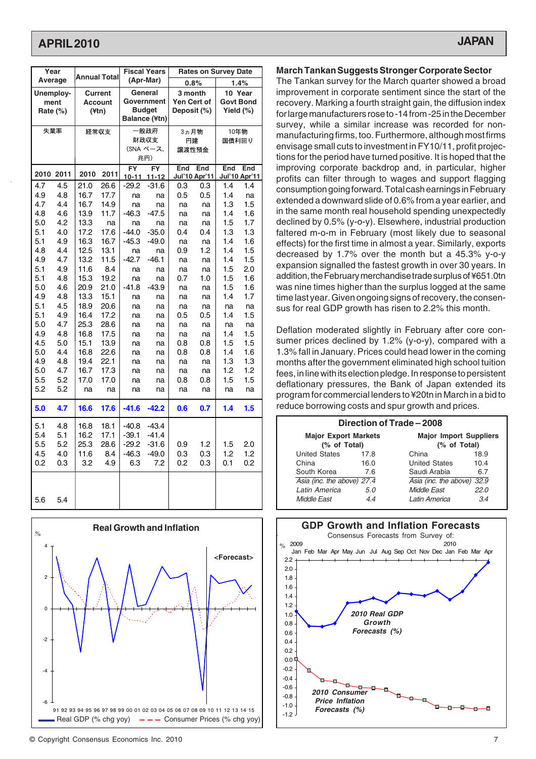| Year Average | | Annual Total | | Fiscal Years (Apr-Mar) | | Rates on Survey Date | | | |
|---|---|---|---|---|---|---|---|---|---|
| | | | | | | 0.8% | | 1.4% | |
| Unemployment Rate (%) | | Current Account (¥tn) | | General Government Budget Balance (¥tn) | | 3 month Yen Cert of Deposit (%) | | 10 Year Govt Bond Yield (%) | |
| 失業率 | | 経常収支 | | 一般政府財政収支(SNA ベース、兆円) | | 3ヵ月物円建譲渡性預金 | | 10年物国債利回り | |
| 2010 | 2011 | 2010 | 2011 | FY 10-11 | FY 11-12 | End Jul'10 | End Apr'11 | End Jul'10 | End Apr'11 |
| 4.7 | 4.5 | 21.0 | 26.6 | -29.2 | -31.6 | 0.3 | 0.3 | 1.4 | 1.4 |
| 4.9 | 4.8 | 16.7 | 17.7 | na | na | 0.5 | 0.5 | 1.4 | na |
| 4.7 | 4.4 | 16.7 | 14.9 | na | na | na | na | 1.3 | 1.5 |
| 4.8 | 4.6 | 13.9 | 11.7 | -46.3 | -47.5 | na | na | 1.4 | 1.6 |
| 5.0 | 4.2 | 13.3 | na | na | na | na | na | 1.5 | 1.7 |
| 5.1 | 4.0 | 17.2 | 17.6 | -44.0 | -35.0 | 0.4 | 0.4 | 1.3 | 1.3 |
| 5.1 | 4.9 | 16.3 | 16.7 | -45.3 | -49.0 | na | na | 1.4 | 1.6 |
| 4.8 | 4.4 | 12.5 | 13.1 | na | na | 0.9 | 1.2 | 1.4 | 1.5 |
| 4.9 | 4.7 | 13.2 | 11.5 | -42.7 | -46.1 | na | na | 1.4 | 1.5 |
| 5.1 | 4.9 | 11.6 | 8.4 | na | na | na | na | 1.5 | 2.0 |
| 5.1 | 4.8 | 15.3 | 19.2 | na | na | 0.7 | 1.0 | 1.5 | 1.6 |
| 5.0 | 4.6 | 20.9 | 21.0 | -41.8 | -43.9 | na | na | 1.5 | 1.6 |
| 4.9 | 4.8 | 13.3 | 15.1 | na | na | na | na | 1.4 | 1.7 |
| 5.1 | 4.5 | 18.9 | 20.6 | na | na | na | na | na | na |
| 5.1 | 4.9 | 16.4 | 17.2 | na | na | 0.5 | 0.5 | 1.4 | 1.5 |
| 5.0 | 4.7 | 25.3 | 28.6 | na | na | na | na | na | na |
| 4.9 | 4.8 | 16.8 | 17.5 | na | na | na | na | 1.4 | 1.5 |
| 4.5 | 5.0 | 15.1 | 13.9 | na | na | 0.8 | 0.8 | 1.5 | 1.5 |
| 5.0 | 4.4 | 16.8 | 22.6 | na | na | 0.8 | 0.8 | 1.4 | 1.6 |
| 4.9 | 4.8 | 19.4 | 22.1 | na | na | na | na | 1.3 | 1.3 |
| 5.0 | 4.7 | 16.7 | 17.3 | na | na | na | na | 1.2 | 1.2 |
| 5.5 | 5.2 | 17.0 | 17.0 | na | na | 0.8 | 0.8 | 1.5 | 1.5 |
| 5.2 | 5.2 | na | na | na | na | na | na | na | na |
| **5.0** | **4.7** | **16.6** | **17.6** | **-41.6** | **-42.2** | **0.6** | **0.7** | **1.4** | **1.5** |
| 5.1 | 4.8 | 16.8 | 18.1 | -40.8 | -43.4 | | | | |
| 5.4 | 5.1 | 16.2 | 17.1 | -39.1 | -41.4 | | | | |
| 5.5 | 5.2 | 25.3 | 28.6 | -29.2 | -31.6 | 0.9 | 1.2 | 1.5 | 2.0 |
| 4.5 | 4.0 | 11.6 | 8.4 | -46.3 | -49.0 | 0.3 | 0.3 | 1.2 | 1.2 |
| 0.2 | 0.3 | 3.2 | 4.9 | 6.3 | 7.2 | 0.2 | 0.3 | 0.1 | 0.2 |
| 5.6 | 5.4 | | | | | | | | |

## March Tankan Suggests Stronger Corporate Sector

The Tankan survey for the March quarter showed a broad improvement in corporate sentiment since the start of the recovery. Marking a fourth straight gain, the diffusion index for large manufacturers rose to -14 from -25 in the December survey, while a similar increase was recorded for non-manufacturing firms, too. Furthermore, although most firms envisage small cuts to investment in FY10/11, profit projections for the period have turned positive. It is hoped that the improving corporate backdrop and, in particular, higher profits can filter through to wages and support flagging consumption going forward. Total cash earnings in February extended a downward slide of 0.6% from a year earlier, and in the same month real household spending unexpectedly declined by 0.5% (y-o-y). Elsewhere, industrial production faltered m-o-m in February (most likely due to seasonal effects) for the first time in almost a year. Similarly, exports decreased by 1.7% over the month but a 45.3% y-o-y expansion signalled the fastest growth in over 30 years. In addition, the February merchandise trade surplus of ¥651.0tn was nine times higher than the surplus logged at the same time last year. Given ongoing signs of recovery, the consensus for real GDP growth has risen to 2.2% this month.

Deflation moderated slightly in February after core consumer prices declined by 1.2% (y-o-y), compared with a 1.3% fall in January. Prices could head lower in the coming months after the government eliminated high school tuition fees, in line with its election pledge. In response to persistent deflationary pressures, the Bank of Japan extended its program for commercial lenders to ¥20tn in March in a bid to reduce borrowing costs and spur growth and prices.

### Direction of Trade – 2008

| Major Export Markets (% of Total) | | Major Import Suppliers (% of Total) | |
|---|---|---|---|
| United States | 17.8 | China | 18.9 |
| China | 16.0 | United States | 10.4 |
| South Korea | 7.6 | Saudi Arabia | 6.7 |
| *Asia (inc. the above)* | *27.4* | *Asia (inc. the above)* | *32.9* |
| *Latin America* | *5.0* | *Middle East* | *22.0* |
| *Middle East* | *4.4* | *Latin America* | *3.4* |

### Real Growth and Inflation

<Forecast>

Real GDP (% chg yoy) — Consumer Prices (% chg yoy)

### GDP Growth and Inflation Forecasts

Consensus Forecasts from Survey of:

2010 Real GDP Growth Forecasts (%)

2010 Consumer Price Inflation Forecasts (%)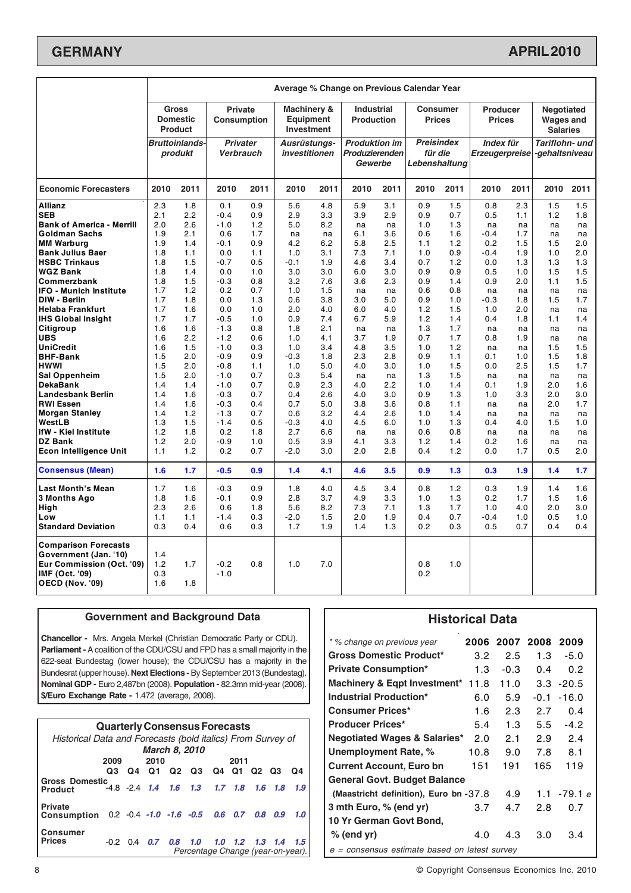# GERMANY — APRIL 2010

| | Average % Change on Previous Calendar Year | | | | | | | | | | | | | |
|---|---|---|---|---|---|---|---|---|---|---|---|---|---|---|
| | Gross Domestic Product | | Private Consumption | | Machinery & Equipment Investment | | Industrial Production | | Consumer Prices | | Producer Prices | | Negotiated Wages and Salaries | |
| | *Bruttoinlands-produkt* | | *Privater Verbrauch* | | *Ausrüstungs-investitionen* | | *Produktion im Produzierenden Gewerbe* | | *Preisindex für die Lebenshaltung* | | *Index für Erzeugerpreise* | | *Tariflohn- und -gehaltsniveau* | |
| **Economic Forecasters** | **2010** | **2011** | **2010** | **2011** | **2010** | **2011** | **2010** | **2011** | **2010** | **2011** | **2010** | **2011** | **2010** | **2011** |
| **Allianz** | 2.3 | 1.8 | 0.1 | 0.9 | 5.6 | 4.8 | 5.9 | 3.1 | 0.9 | 1.5 | 0.8 | 2.3 | 1.5 | 1.5 |
| **SEB** | 2.1 | 2.2 | -0.4 | 0.9 | 2.9 | 3.3 | 3.9 | 2.9 | 0.9 | 0.7 | 0.5 | 1.1 | 1.2 | 1.8 |
| **Bank of America - Merrill** | 2.0 | 2.6 | -1.0 | 1.2 | 5.0 | 8.2 | na | na | 1.0 | 1.3 | na | na | na | na |
| **Goldman Sachs** | 1.9 | 2.1 | 0.6 | 1.7 | na | na | 6.1 | 3.6 | 0.6 | 1.6 | -0.4 | 1.7 | na | na |
| **MM Warburg** | 1.9 | 1.4 | -0.1 | 0.9 | 4.2 | 6.2 | 5.8 | 2.5 | 1.1 | 1.2 | 0.2 | 1.5 | 1.5 | 2.0 |
| **Bank Julius Baer** | 1.8 | 1.1 | 0.0 | 1.1 | 1.0 | 3.1 | 7.3 | 7.1 | 1.0 | 0.9 | -0.4 | 1.9 | 1.0 | 2.0 |
| **HSBC Trinkaus** | 1.8 | 1.5 | -0.7 | 0.5 | -0.1 | 1.9 | 4.6 | 3.4 | 0.7 | 1.2 | 0.0 | 1.3 | 1.3 | 1.3 |
| **WGZ Bank** | 1.8 | 1.4 | 0.0 | 1.0 | 3.0 | 3.0 | 6.0 | 3.0 | 0.9 | 0.9 | 0.5 | 1.0 | 1.5 | 1.5 |
| **Commerzbank** | 1.8 | 1.5 | -0.3 | 0.8 | 3.2 | 7.6 | 3.6 | 2.3 | 0.9 | 1.4 | 0.9 | 2.0 | 1.1 | 1.5 |
| **IFO - Munich Institute** | 1.7 | 1.2 | 0.2 | 0.7 | 1.0 | 1.5 | na | na | 0.6 | 0.8 | na | na | na | na |
| **DIW - Berlin** | 1.7 | 1.8 | 0.0 | 1.3 | 0.6 | 3.8 | 3.0 | 5.0 | 0.9 | 1.0 | -0.3 | 1.8 | 1.5 | 1.7 |
| **Helaba Frankfurt** | 1.7 | 1.6 | 0.0 | 1.0 | 2.0 | 4.0 | 6.0 | 4.0 | 1.2 | 1.5 | 1.0 | 2.0 | na | na |
| **IHS Global Insight** | 1.7 | 1.7 | -0.5 | 1.0 | 0.9 | 7.4 | 6.7 | 5.9 | 1.2 | 1.4 | 0.4 | 1.8 | 1.1 | 1.4 |
| **Citigroup** | 1.6 | 1.6 | -1.3 | 0.8 | 1.8 | 2.1 | na | na | 1.3 | 1.7 | na | na | na | na |
| **UBS** | 1.6 | 2.2 | -1.2 | 0.6 | 1.0 | 4.1 | 3.7 | 1.9 | 0.7 | 1.7 | 0.8 | 1.9 | na | na |
| **UniCredit** | 1.6 | 1.5 | -1.0 | 0.3 | 1.0 | 3.4 | 4.8 | 3.5 | 1.0 | 1.2 | na | na | 1.5 | 1.5 |
| **BHF-Bank** | 1.5 | 2.0 | -0.9 | 0.9 | -0.3 | 1.8 | 2.3 | 2.8 | 0.9 | 1.1 | 0.1 | 1.0 | 1.5 | 1.8 |
| **HWWI** | 1.5 | 2.0 | -0.8 | 1.1 | 1.0 | 5.0 | 4.0 | 3.0 | 1.0 | 1.5 | 0.0 | 2.5 | 1.5 | 1.7 |
| **Sal Oppenheim** | 1.5 | 2.0 | -1.0 | 0.7 | 0.3 | 5.4 | na | na | 1.3 | 1.5 | na | na | na | na |
| **DekaBank** | 1.4 | 1.4 | -1.0 | 0.7 | 0.9 | 2.3 | 4.0 | 2.2 | 1.0 | 1.4 | 0.1 | 1.9 | 2.0 | 1.6 |
| **Landesbank Berlin** | 1.4 | 1.6 | -0.3 | 0.7 | 0.4 | 2.6 | 4.0 | 3.0 | 0.9 | 1.3 | 1.0 | 3.3 | 2.0 | 3.0 |
| **RWI Essen** | 1.4 | 1.6 | -0.3 | 0.4 | 0.7 | 5.0 | 3.8 | 3.6 | 0.8 | 1.1 | na | na | 2.0 | 1.7 |
| **Morgan Stanley** | 1.4 | 1.2 | -1.3 | 0.7 | 0.6 | 3.2 | 4.4 | 2.6 | 1.0 | 1.4 | na | na | na | na |
| **WestLB** | 1.3 | 1.5 | -1.4 | 0.5 | -0.3 | 4.0 | 4.5 | 6.0 | 1.0 | 1.3 | 0.4 | 4.0 | 1.5 | 1.0 |
| **IfW - Kiel Institute** | 1.2 | 1.8 | 0.2 | 1.8 | 2.7 | 6.6 | na | na | 0.6 | 0.8 | na | na | na | na |
| **DZ Bank** | 1.2 | 2.0 | -0.9 | 1.0 | 0.5 | 3.9 | 4.1 | 3.3 | 1.2 | 1.4 | 0.2 | 1.6 | na | na |
| **Econ Intelligence Unit** | 1.1 | 1.2 | 0.2 | 0.7 | -2.0 | 3.0 | 2.0 | 2.8 | 0.4 | 1.2 | 0.0 | 1.7 | 0.5 | 2.0 |
| **Consensus (Mean)** | **1.6** | **1.7** | **-0.5** | **0.9** | **1.4** | **4.1** | **4.6** | **3.5** | **0.9** | **1.3** | **0.3** | **1.9** | **1.4** | **1.7** |
| **Last Month's Mean** | 1.7 | 1.6 | -0.3 | 0.9 | 1.8 | 4.0 | 4.5 | 3.4 | 0.8 | 1.2 | 0.3 | 1.9 | 1.4 | 1.6 |
| **3 Months Ago** | 1.8 | 1.6 | -0.1 | 0.9 | 2.8 | 3.7 | 4.9 | 3.3 | 1.0 | 1.3 | 0.2 | 1.7 | 1.5 | 1.6 |
| **High** | 2.3 | 2.6 | 0.6 | 1.8 | 5.6 | 8.2 | 7.3 | 7.1 | 1.3 | 1.7 | 1.0 | 4.0 | 2.0 | 3.0 |
| **Low** | 1.1 | 1.1 | -1.4 | 0.3 | -2.0 | 1.5 | 2.0 | 1.9 | 0.4 | 0.7 | -0.4 | 1.0 | 0.5 | 1.0 |
| **Standard Deviation** | 0.3 | 0.4 | 0.6 | 0.3 | 1.7 | 1.9 | 1.4 | 1.3 | 0.2 | 0.3 | 0.5 | 0.7 | 0.4 | 0.4 |
| **Comparison Forecasts** | | | | | | | | | | | | | | |
| **Government (Jan. '10)** | 1.4 | | | | | | | | | | | | | |
| **Eur Commission (Oct. '09)** | 1.2 | 1.7 | -0.2 | 0.8 | 1.0 | 7.0 | | | 0.8 | 1.0 | | | | |
| **IMF (Oct. '09)** | 0.3 | | -1.0 | | | | | | 0.2 | | | | | |
| **OECD (Nov. '09)** | 1.6 | 1.8 | | | | | | | | | | | | |

## Government and Background Data

**Chancellor -** Mrs. Angela Merkel (Christian Democratic Party or CDU). **Parliament -** A coalition of the CDU/CSU and FPD has a small majority in the 622-seat Bundestag (lower house); the CDU/CSU has a majority in the Bundesrat (upper house). **Next Elections -** By September 2013 (Bundestag). **Nominal GDP -** Euro 2,487bn (2008). **Population -** 82.3mn mid-year (2008). **$/Euro Exchange Rate -** 1.472 (average, 2008).

## Quarterly Consensus Forecasts

*Historical Data and Forecasts (bold italics) From Survey of* ***March 8, 2010***

| | 2009 Q3 | 2009 Q4 | 2010 Q1 | 2010 Q2 | 2010 Q3 | 2010 Q4 | 2011 Q1 | 2011 Q2 | 2011 Q3 | 2011 Q4 |
|---|---|---|---|---|---|---|---|---|---|---|
| **Gross Domestic Product** | -4.8 | -2.4 | ***1.4*** | ***1.6*** | ***1.3*** | ***1.7*** | ***1.8*** | ***1.6*** | ***1.8*** | ***1.9*** |
| **Private Consumption** | 0.2 | -0.4 | ***-1.0*** | ***-1.6*** | ***-0.5*** | ***0.6*** | ***0.7*** | ***0.8*** | ***0.9*** | ***1.0*** |
| **Consumer Prices** | -0.2 | 0.4 | ***0.7*** | ***0.8*** | ***1.0*** | ***1.0*** | ***1.2*** | ***1.3*** | ***1.4*** | ***1.5*** |

*Percentage Change (year-on-year).*

## Historical Data

| *\* % change on previous year* | 2006 | 2007 | 2008 | 2009 |
|---|---|---|---|---|
| **Gross Domestic Product*** | 3.2 | 2.5 | 1.3 | -5.0 |
| **Private Consumption*** | 1.3 | -0.3 | 0.4 | 0.2 |
| **Machinery & Eqpt Investment*** | 11.8 | 11.0 | 3.3 | -20.5 |
| **Industrial Production*** | 6.0 | 5.9 | -0.1 | -16.0 |
| **Consumer Prices*** | 1.6 | 2.3 | 2.7 | 0.4 |
| **Producer Prices*** | 5.4 | 1.3 | 5.5 | -4.2 |
| **Negotiated Wages & Salaries*** | 2.0 | 2.1 | 2.9 | 2.4 |
| **Unemployment Rate, %** | 10.8 | 9.0 | 7.8 | 8.1 |
| **Current Account, Euro bn** | 151 | 191 | 165 | 119 |
| **General Govt. Budget Balance (Maastricht definition), Euro bn** | -37.8 | 4.9 | 1.1 | -79.1 *e* |
| **3 mth Euro, % (end yr)** | 3.7 | 4.7 | 2.8 | 0.7 |
| **10 Yr German Govt Bond, % (end yr)** | 4.0 | 4.3 | 3.0 | 3.4 |

*e = consensus estimate based on latest survey*

© Copyright Consensus Economics Inc. 2010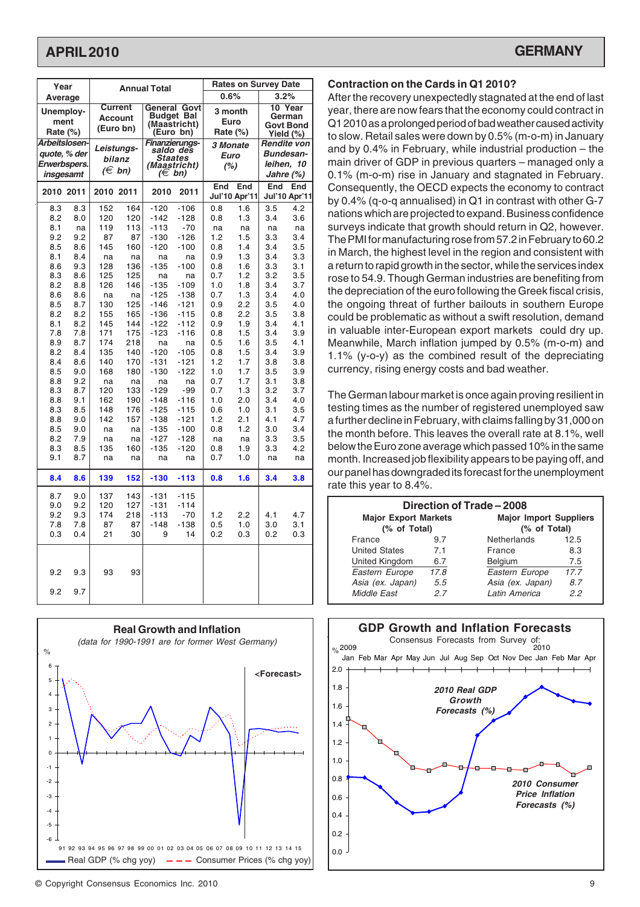# APRIL 2010 — GERMANY

| Year Average | | Annual Total | | | | Rates on Survey Date | | | |
|---|---|---|---|---|---|---|---|---|---|
| | | | | | | 0.6% | | 3.2% | |
| Unemployment Rate (%) | | Current Account (Euro bn) | | General Govt Budget Bal (Maastricht) (Euro bn) | | 3 month Euro Rate (%) | | 10 Year German Govt Bond Yield (%) | |
| *Arbeitslosenquote, % der Erwerbspers. insgesamt* | | *Leistungsbilanz (€ bn)* | | *Finanzierungssaldo des Staates (Maastricht) (€ bn)* | | *3 Monate Euro (%)* | | *Rendite von Bundesanleihen, 10 Jahre (%)* | |
| 2010 | 2011 | 2010 | 2011 | 2010 | 2011 | End Jul'10 | End Apr'11 | End Jul'10 | End Apr'11 |
| 8.3 | 8.3 | 152 | 164 | -120 | -106 | 0.8 | 1.6 | 3.5 | 4.2 |
| 8.2 | 8.0 | 120 | 120 | -142 | -128 | 0.8 | 1.3 | 3.4 | 3.6 |
| 8.1 | na | 119 | 113 | -113 | -70 | na | na | na | na |
| 9.2 | 9.2 | 87 | 87 | -130 | -126 | 1.2 | 1.5 | 3.3 | 3.4 |
| 8.5 | 8.6 | 145 | 160 | -120 | -100 | 0.8 | 1.4 | 3.4 | 3.5 |
| 8.1 | 8.4 | na | na | na | na | 0.9 | 1.3 | 3.4 | 3.3 |
| 8.6 | 9.3 | 128 | 136 | -135 | -100 | 0.8 | 1.6 | 3.3 | 3.1 |
| 8.3 | 8.6 | 125 | 125 | na | na | 0.7 | 1.2 | 3.2 | 3.5 |
| 8.2 | 8.8 | 126 | 146 | -135 | -109 | 1.0 | 1.8 | 3.4 | 3.7 |
| 8.6 | 8.6 | na | na | -125 | -138 | 0.7 | 1.3 | 3.4 | 4.0 |
| 8.5 | 8.7 | 130 | 125 | -146 | -121 | 0.9 | 2.2 | 3.5 | 4.0 |
| 8.2 | 8.2 | 155 | 165 | -136 | -115 | 0.8 | 2.2 | 3.5 | 3.8 |
| 8.1 | 8.2 | 145 | 144 | -122 | -112 | 0.9 | 1.9 | 3.4 | 4.1 |
| 7.8 | 7.8 | 171 | 175 | -123 | -116 | 0.8 | 1.5 | 3.4 | 3.9 |
| 8.9 | 8.7 | 174 | 218 | na | na | 0.5 | 1.6 | 3.5 | 4.1 |
| 8.2 | 8.4 | 135 | 140 | -120 | -105 | 0.8 | 1.5 | 3.4 | 3.9 |
| 8.4 | 8.6 | 140 | 170 | -131 | -121 | 1.2 | 1.7 | 3.8 | 3.8 |
| 8.5 | 9.0 | 168 | 180 | -130 | -122 | 1.0 | 1.7 | 3.5 | 3.9 |
| 8.8 | 9.2 | na | na | na | na | 0.7 | 1.7 | 3.1 | 3.8 |
| 8.3 | 8.7 | 120 | 133 | -129 | -99 | 0.7 | 1.3 | 3.2 | 3.7 |
| 8.8 | 9.1 | 162 | 190 | -148 | -116 | 1.0 | 2.0 | 3.4 | 4.0 |
| 8.3 | 8.5 | 148 | 176 | -125 | -115 | 0.6 | 1.0 | 3.1 | 3.5 |
| 8.8 | 9.0 | 142 | 157 | -138 | -121 | 1.2 | 2.1 | 4.1 | 4.7 |
| 8.5 | 9.0 | na | na | -135 | -100 | 0.8 | 1.2 | 3.0 | 3.4 |
| 8.2 | 7.9 | na | na | -127 | -128 | na | na | 3.3 | 3.5 |
| 8.3 | 8.5 | 135 | 160 | -135 | -120 | 0.8 | 1.9 | 3.3 | 4.2 |
| 9.1 | 8.7 | na | na | na | na | 0.7 | 1.0 | na | na |
| **8.4** | **8.6** | **139** | **152** | **-130** | **-113** | **0.8** | **1.6** | **3.4** | **3.8** |
| 8.7 | 9.0 | 137 | 143 | -131 | -115 | | | | |
| 9.0 | 9.2 | 120 | 127 | -131 | -114 | | | | |
| 9.2 | 9.3 | 174 | 218 | -113 | -70 | 1.2 | 2.2 | 4.1 | 4.7 |
| 7.8 | 7.8 | 87 | 87 | -148 | -138 | 0.5 | 1.0 | 3.0 | 3.1 |
| 0.3 | 0.4 | 21 | 30 | 9 | 14 | 0.2 | 0.3 | 0.2 | 0.3 |
| 9.2 | 9.3 | 93 | 93 | | | | | | |
| 9.2 | 9.7 | | | | | | | | |

## Real Growth and Inflation

*(data for 1990-1991 are for former West Germany)*

<Forecast>

Real GDP (% chg yoy) — Consumer Prices (% chg yoy)

## Contraction on the Cards in Q1 2010?

After the recovery unexpectedly stagnated at the end of last year, there are now fears that the economy could contract in Q1 2010 as a prolonged period of bad weather caused activity to slow. Retail sales were down by 0.5% (m-o-m) in January and by 0.4% in February, while industrial production – the main driver of GDP in previous quarters – managed only a 0.1% (m-o-m) rise in January and stagnated in February. Consequently, the OECD expects the economy to contract by 0.4% (q-o-q annualised) in Q1 in contrast with other G-7 nations which are projected to expand. Business confidence surveys indicate that growth should return in Q2, however. The PMI for manufacturing rose from 57.2 in February to 60.2 in March, the highest level in the region and consistent with a return to rapid growth in the sector, while the services index rose to 54.9. Though German industries are benefiting from the depreciation of the euro following the Greek fiscal crisis, the ongoing threat of further bailouts in southern Europe could be problematic as without a swift resolution, demand in valuable inter-European export markets could dry up. Meanwhile, March inflation jumped by 0.5% (m-o-m) and 1.1% (y-o-y) as the combined result of the depreciating currency, rising energy costs and bad weather.

The German labour market is once again proving resilient in testing times as the number of registered unemployed saw a further decline in February, with claims falling by 31,000 on the month before. This leaves the overall rate at 8.1%, well below the Euro zone average which passed 10% in the same month. Increased job flexibility appears to be paying off, and our panel has downgraded its forecast for the unemployment rate this year to 8.4%.

## Direction of Trade – 2008

| Major Export Markets (% of Total) | | Major Import Suppliers (% of Total) | |
|---|---|---|---|
| France | 9.7 | Netherlands | 12.5 |
| United States | 7.1 | France | 8.3 |
| United Kingdom | 6.7 | Belgium | 7.5 |
| *Eastern Europe* | *17.8* | *Eastern Europe* | *17.7* |
| *Asia (ex. Japan)* | *5.5* | *Asia (ex. Japan)* | *8.7* |
| *Middle East* | *2.7* | *Latin America* | *2.2* |

## GDP Growth and Inflation Forecasts

Consensus Forecasts from Survey of:

*2010 Real GDP Growth Forecasts (%)*

*2010 Consumer Price Inflation Forecasts (%)*

© Copyright Consensus Economics Inc. 2010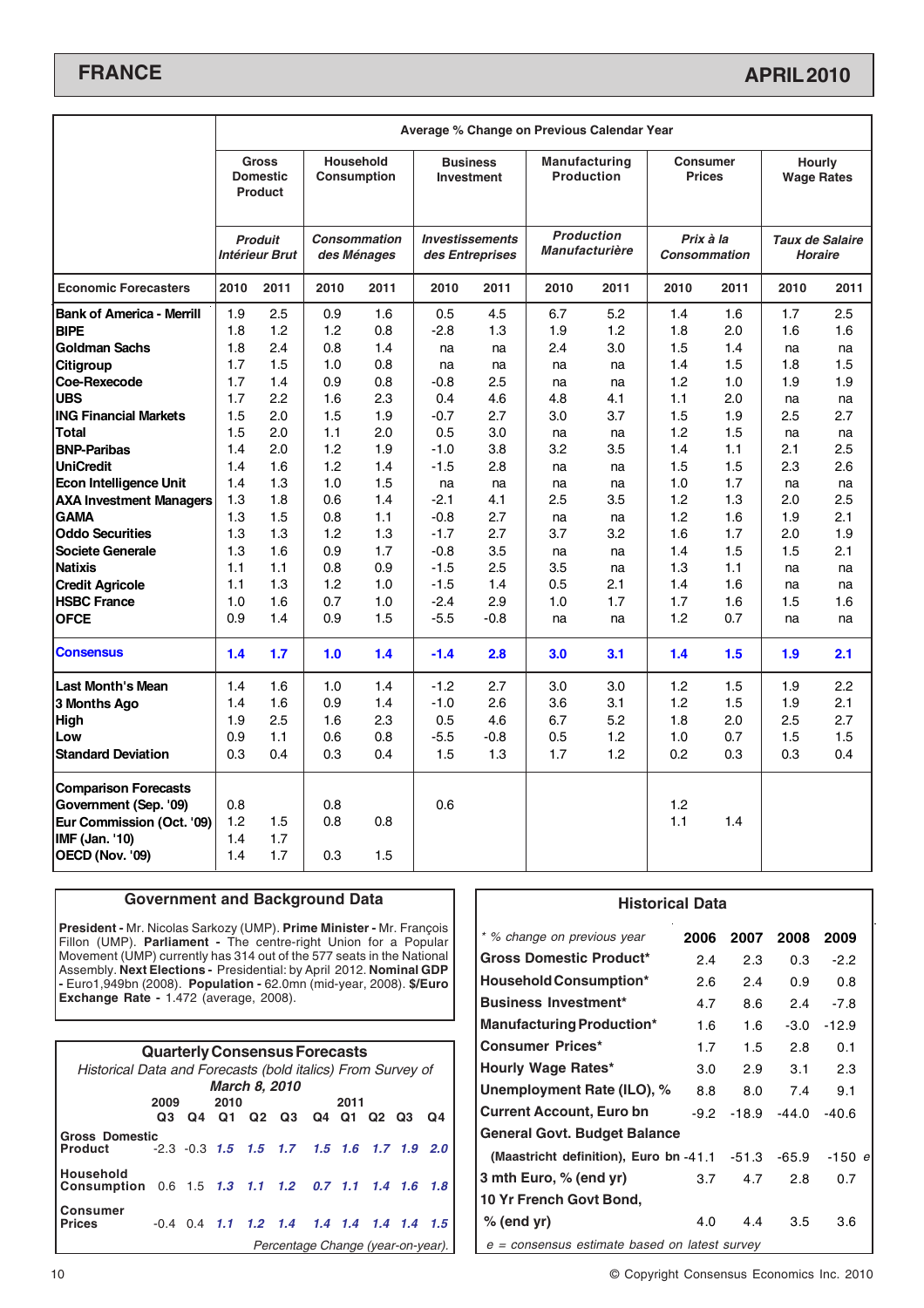# FRANCE

## APRIL 2010

| | Average % Change on Previous Calendar Year | | | | | | | | | | | |
|---|---|---|---|---|---|---|---|---|---|---|---|---|
| | Gross Domestic Product | | Household Consumption | | Business Investment | | Manufacturing Production | | Consumer Prices | | Hourly Wage Rates | |
| | *Produit Intérieur Brut* | | *Consommation des Ménages* | | *Investissements des Entreprises* | | *Production Manufacturière* | | *Prix à la Consommation* | | *Taux de Salaire Horaire* | |
| **Economic Forecasters** | **2010** | **2011** | **2010** | **2011** | **2010** | **2011** | **2010** | **2011** | **2010** | **2011** | **2010** | **2011** |
| **Bank of America - Merrill** | 1.9 | 2.5 | 0.9 | 1.6 | 0.5 | 4.5 | 6.7 | 5.2 | 1.4 | 1.6 | 1.7 | 2.5 |
| **BIPE** | 1.8 | 1.2 | 1.2 | 0.8 | -2.8 | 1.3 | 1.9 | 1.2 | 1.8 | 2.0 | 1.6 | 1.6 |
| **Goldman Sachs** | 1.8 | 2.4 | 0.8 | 1.4 | na | na | 2.4 | 3.0 | 1.5 | 1.4 | na | na |
| **Citigroup** | 1.7 | 1.5 | 1.0 | 0.8 | na | na | na | na | 1.4 | 1.5 | 1.8 | 1.5 |
| **Coe-Rexecode** | 1.7 | 1.4 | 0.9 | 0.8 | -0.8 | 2.5 | na | na | 1.2 | 1.0 | 1.9 | 1.9 |
| **UBS** | 1.7 | 2.2 | 1.6 | 2.3 | 0.4 | 4.6 | 4.8 | 4.1 | 1.1 | 2.0 | na | na |
| **ING Financial Markets** | 1.5 | 2.0 | 1.5 | 1.9 | -0.7 | 2.7 | 3.0 | 3.7 | 1.5 | 1.9 | 2.5 | 2.7 |
| **Total** | 1.5 | 2.0 | 1.1 | 2.0 | 0.5 | 3.0 | na | na | 1.2 | 1.5 | na | na |
| **BNP-Paribas** | 1.4 | 2.0 | 1.2 | 1.9 | -1.0 | 3.8 | 3.2 | 3.5 | 1.4 | 1.1 | 2.1 | 2.5 |
| **UniCredit** | 1.4 | 1.6 | 1.2 | 1.4 | -1.5 | 2.8 | na | na | 1.5 | 1.5 | 2.3 | 2.6 |
| **Econ Intelligence Unit** | 1.4 | 1.3 | 1.0 | 1.5 | na | na | na | na | 1.0 | 1.7 | na | na |
| **AXA Investment Managers** | 1.3 | 1.8 | 0.6 | 1.4 | -2.1 | 4.1 | 2.5 | 3.5 | 1.2 | 1.3 | 2.0 | 2.5 |
| **GAMA** | 1.3 | 1.5 | 0.8 | 1.1 | -0.8 | 2.7 | na | na | 1.2 | 1.6 | 1.9 | 2.1 |
| **Oddo Securities** | 1.3 | 1.3 | 1.2 | 1.3 | -1.7 | 2.7 | 3.7 | 3.2 | 1.6 | 1.7 | 2.0 | 1.9 |
| **Societe Generale** | 1.3 | 1.6 | 0.9 | 1.7 | -0.8 | 3.5 | na | na | 1.4 | 1.5 | 1.5 | 2.1 |
| **Natixis** | 1.1 | 1.1 | 0.8 | 0.9 | -1.5 | 2.5 | 3.5 | na | 1.3 | 1.1 | na | na |
| **Credit Agricole** | 1.1 | 1.3 | 1.2 | 1.0 | -1.5 | 1.4 | 0.5 | 2.1 | 1.4 | 1.6 | na | na |
| **HSBC France** | 1.0 | 1.6 | 0.7 | 1.0 | -2.4 | 2.9 | 1.0 | 1.7 | 1.7 | 1.6 | 1.5 | 1.6 |
| **OFCE** | 0.9 | 1.4 | 0.9 | 1.5 | -5.5 | -0.8 | na | na | 1.2 | 0.7 | na | na |
| **Consensus** | **1.4** | **1.7** | **1.0** | **1.4** | **-1.4** | **2.8** | **3.0** | **3.1** | **1.4** | **1.5** | **1.9** | **2.1** |
| **Last Month's Mean** | 1.4 | 1.6 | 1.0 | 1.4 | -1.2 | 2.7 | 3.0 | 3.0 | 1.2 | 1.5 | 1.9 | 2.2 |
| **3 Months Ago** | 1.4 | 1.6 | 0.9 | 1.4 | -1.0 | 2.6 | 3.6 | 3.1 | 1.2 | 1.5 | 1.9 | 2.1 |
| **High** | 1.9 | 2.5 | 1.6 | 2.3 | 0.5 | 4.6 | 6.7 | 5.2 | 1.8 | 2.0 | 2.5 | 2.7 |
| **Low** | 0.9 | 1.1 | 0.6 | 0.8 | -5.5 | -0.8 | 0.5 | 1.2 | 1.0 | 0.7 | 1.5 | 1.5 |
| **Standard Deviation** | 0.3 | 0.4 | 0.3 | 0.4 | 1.5 | 1.3 | 1.7 | 1.2 | 0.2 | 0.3 | 0.3 | 0.4 |
| **Comparison Forecasts** | | | | | | | | | | | | |
| **Government (Sep. '09)** | 0.8 | | 0.8 | | 0.6 | | | | 1.2 | | | |
| **Eur Commission (Oct. '09)** | 1.2 | 1.5 | 0.8 | 0.8 | | | | | 1.1 | 1.4 | | |
| **IMF (Jan. '10)** | 1.4 | 1.7 | | | | | | | | | | |
| **OECD (Nov. '09)** | 1.4 | 1.7 | 0.3 | 1.5 | | | | | | | | |

### Government and Background Data

**President -** Mr. Nicolas Sarkozy (UMP). **Prime Minister -** Mr. François Fillon (UMP). **Parliament -** The centre-right Union for a Popular Movement (UMP) currently has 314 out of the 577 seats in the National Assembly. **Next Elections -** Presidential: by April 2012. **Nominal GDP -** Euro1,949bn (2008). **Population -** 62.0mn (mid-year, 2008). **$/Euro Exchange Rate -** 1.472 (average, 2008).

### Quarterly Consensus Forecasts

*Historical Data and Forecasts (bold italics) From Survey of* ***March 8, 2010***

| | 2009 Q3 | 2009 Q4 | 2010 Q1 | 2010 Q2 | 2010 Q3 | 2010 Q4 | 2011 Q1 | 2011 Q2 | 2011 Q3 | 2011 Q4 |
|---|---|---|---|---|---|---|---|---|---|---|
| **Gross Domestic Product** | -2.3 | -0.3 | ***1.5*** | ***1.5*** | ***1.7*** | ***1.5*** | ***1.6*** | ***1.7*** | ***1.9*** | ***2.0*** |
| **Household Consumption** | 0.6 | 1.5 | ***1.3*** | ***1.1*** | ***1.2*** | ***0.7*** | ***1.1*** | ***1.4*** | ***1.6*** | ***1.8*** |
| **Consumer Prices** | -0.4 | 0.4 | ***1.1*** | ***1.2*** | ***1.4*** | ***1.4*** | ***1.4*** | ***1.4*** | ***1.4*** | ***1.5*** |

*Percentage Change (year-on-year).*

### Historical Data

| *\* % change on previous year* | 2006 | 2007 | 2008 | 2009 |
|---|---|---|---|---|
| **Gross Domestic Product*** | 2.4 | 2.3 | 0.3 | -2.2 |
| **Household Consumption*** | 2.6 | 2.4 | 0.9 | 0.8 |
| **Business Investment*** | 4.7 | 8.6 | 2.4 | -7.8 |
| **Manufacturing Production*** | 1.6 | 1.6 | -3.0 | -12.9 |
| **Consumer Prices*** | 1.7 | 1.5 | 2.8 | 0.1 |
| **Hourly Wage Rates*** | 3.0 | 2.9 | 3.1 | 2.3 |
| **Unemployment Rate (ILO), %** | 8.8 | 8.0 | 7.4 | 9.1 |
| **Current Account, Euro bn** | -9.2 | -18.9 | -44.0 | -40.6 |
| **General Govt. Budget Balance (Maastricht definition), Euro bn** | -41.1 | -51.3 | -65.9 | -150 *e* |
| **3 mth Euro, % (end yr)** | 3.7 | 4.7 | 2.8 | 0.7 |
| **10 Yr French Govt Bond, % (end yr)** | 4.0 | 4.4 | 3.5 | 3.6 |

*e = consensus estimate based on latest survey*

© Copyright Consensus Economics Inc. 2010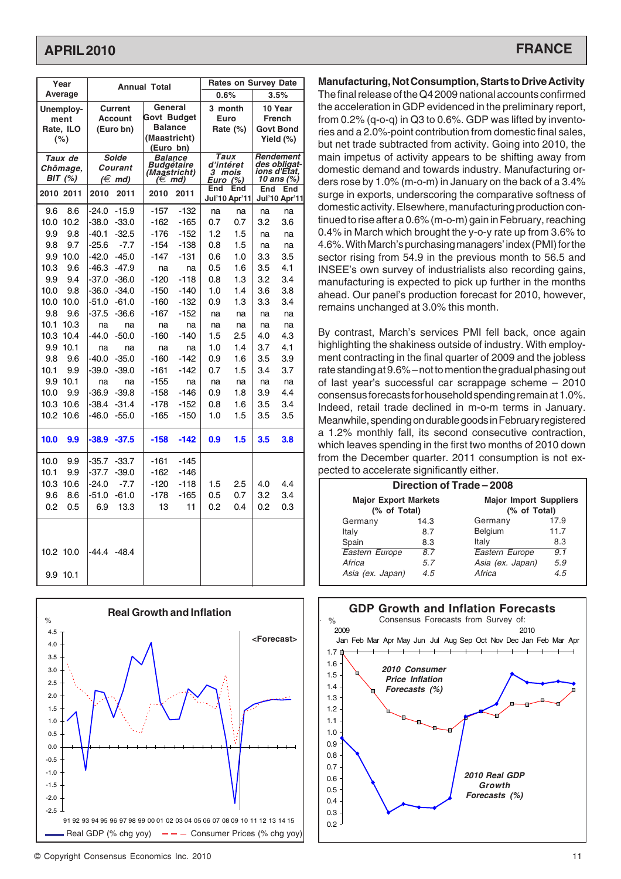| Year Average | | Annual Total | | | | Rates on Survey Date | | | |
|---|---|---|---|---|---|---|---|---|---|
| | | | | | | 0.6% | | 3.5% | |
| Unemployment Rate, ILO (%) | | Current Account (Euro bn) | | General Govt Budget Balance (Maastricht) (Euro bn) | | 3 month Euro Rate (%) | | 10 Year French Govt Bond Yield (%) | |
| *Taux de Chômage, BIT (%)* | | *Solde Courant (€ md)* | | *Balance Budgétaire (Maastricht) (€ md)* | | *Taux d'intérêt 3 mois Euro (%)* | | *Rendement des obligations d'Etat, 10 ans (%)* | |
| 2010 | 2011 | 2010 | 2011 | 2010 | 2011 | End Jul'10 | End Apr'11 | End Jul'10 | End Apr'11 |
| 9.6 | 8.6 | -24.0 | -15.9 | -157 | -132 | na | na | na | na |
| 10.0 | 10.2 | -38.0 | -33.0 | -162 | -165 | 0.7 | 0.7 | 3.2 | 3.6 |
| 9.9 | 9.8 | -40.1 | -32.5 | -176 | -152 | 1.2 | 1.5 | na | na |
| 9.8 | 9.7 | -25.6 | -7.7 | -154 | -138 | 0.8 | 1.5 | na | na |
| 9.9 | 10.0 | -42.0 | -45.0 | -147 | -131 | 0.6 | 1.0 | 3.3 | 3.5 |
| 10.3 | 9.6 | -46.3 | -47.9 | na | na | 0.5 | 1.6 | 3.5 | 4.1 |
| 9.9 | 9.4 | -37.0 | -36.0 | -120 | -118 | 0.8 | 1.3 | 3.2 | 3.4 |
| 10.0 | 9.8 | -36.0 | -34.0 | -150 | -140 | 1.0 | 1.4 | 3.6 | 3.8 |
| 10.0 | 10.0 | -51.0 | -61.0 | -160 | -132 | 0.9 | 1.3 | 3.3 | 3.4 |
| 9.8 | 9.6 | -37.5 | -36.6 | -167 | -152 | na | na | na | na |
| 10.1 | 10.3 | na | na | na | na | na | na | na | na |
| 10.3 | 10.4 | -44.0 | -50.0 | -160 | -140 | 1.5 | 2.5 | 4.0 | 4.3 |
| 9.9 | 10.1 | na | na | na | na | 1.0 | 1.4 | 3.7 | 4.1 |
| 9.8 | 9.6 | -40.0 | -35.0 | -160 | -142 | 0.9 | 1.6 | 3.5 | 3.9 |
| 10.1 | 9.9 | -39.0 | -39.0 | -161 | -142 | 0.7 | 1.5 | 3.4 | 3.7 |
| 9.9 | 10.1 | na | na | -155 | na | na | na | na | na |
| 10.0 | 9.9 | -36.9 | -39.8 | -158 | -146 | 0.9 | 1.8 | 3.9 | 4.4 |
| 10.3 | 10.6 | -38.4 | -31.4 | -178 | -152 | 0.8 | 1.6 | 3.5 | 3.4 |
| 10.2 | 10.6 | -46.0 | -55.0 | -165 | -150 | 1.0 | 1.5 | 3.5 | 3.5 |
| **10.0** | **9.9** | **-38.9** | **-37.5** | **-158** | **-142** | **0.9** | **1.5** | **3.5** | **3.8** |
| 10.0 | 9.9 | -35.7 | -33.7 | -161 | -145 | | | | |
| 10.1 | 9.9 | -37.7 | -39.0 | -162 | -146 | | | | |
| 10.3 | 10.6 | -24.0 | -7.7 | -120 | -118 | 1.5 | 2.5 | 4.0 | 4.4 |
| 9.6 | 8.6 | -51.0 | -61.0 | -178 | -165 | 0.5 | 0.7 | 3.2 | 3.4 |
| 0.2 | 0.5 | 6.9 | 13.3 | 13 | 11 | 0.2 | 0.4 | 0.2 | 0.3 |
| 10.2 | 10.0 | -44.4 | -48.4 | | | | | | |
| 9.9 | 10.1 | | | | | | | | |

## Manufacturing, Not Consumption, Starts to Drive Activity

The final release of the Q4 2009 national accounts confirmed the acceleration in GDP evidenced in the preliminary report, from 0.2% (q-o-q) in Q3 to 0.6%. GDP was lifted by inventories and a 2.0%-point contribution from domestic final sales, but net trade subtracted from activity. Going into 2010, the main impetus of activity appears to be shifting away from domestic demand and towards industry. Manufacturing orders rose by 1.0% (m-o-m) in January on the back of a 3.4% surge in exports, underscoring the comparative softness of domestic activity. Elsewhere, manufacturing production continued to rise after a 0.6% (m-o-m) gain in February, reaching 0.4% in March which brought the y-o-y rate up from 3.6% to 4.6%. With March's purchasing managers' index (PMI) for the sector rising from 54.9 in the previous month to 56.5 and INSEE's own survey of industrialists also recording gains, manufacturing is expected to pick up further in the months ahead. Our panel's production forecast for 2010, however, remains unchanged at 3.0% this month.

By contrast, March's services PMI fell back, once again highlighting the shakiness outside of industry. With employment contracting in the final quarter of 2009 and the jobless rate standing at 9.6% – not to mention the gradual phasing out of last year's successful car scrappage scheme – 2010 consensus forecasts for household spending remain at 1.0%. Indeed, retail trade declined in m-o-m terms in January. Meanwhile, spending on durable goods in February registered a 1.2% monthly fall, its second consecutive contraction, which leaves spending in the first two months of 2010 down from the December quarter. 2011 consumption is not expected to accelerate significantly either.

### Direction of Trade – 2008

| Major Export Markets (% of Total) | | Major Import Suppliers (% of Total) | |
|---|---|---|---|
| Germany | 14.3 | Germany | 17.9 |
| Italy | 8.7 | Belgium | 11.7 |
| Spain | 8.3 | Italy | 8.3 |
| *Eastern Europe* | *8.7* | *Eastern Europe* | *9.1* |
| *Africa* | *5.7* | *Asia (ex. Japan)* | *5.9* |
| *Asia (ex. Japan)* | *4.5* | *Africa* | *4.5* |

### Real Growth and Inflation

<Forecast>

Real GDP (% chg yoy) — Consumer Prices (% chg yoy)

### GDP Growth and Inflation Forecasts

Consensus Forecasts from Survey of:

*2010 Consumer Price Inflation Forecasts (%)*

*2010 Real GDP Growth Forecasts (%)*

© Copyright Consensus Economics Inc. 2010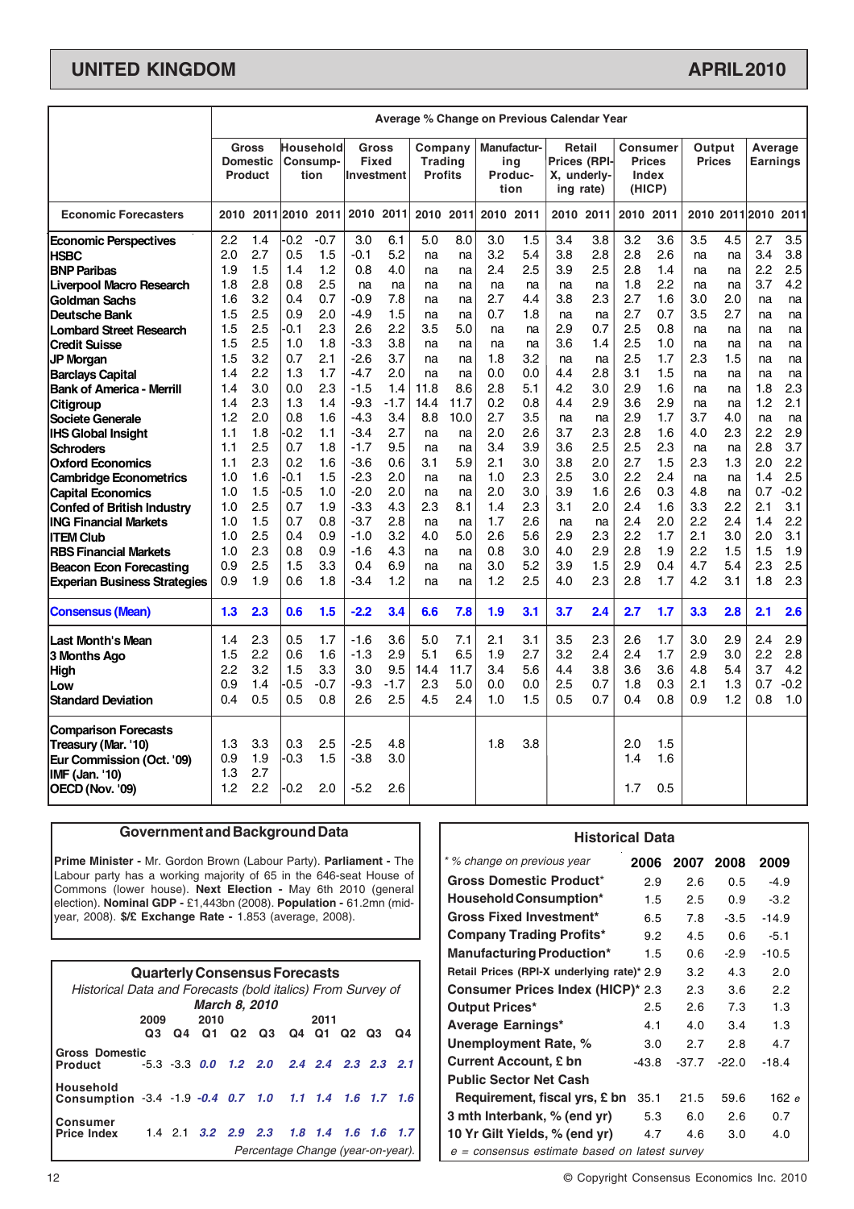# UNITED KINGDOM

# APRIL 2010

| | Average % Change on Previous Calendar Year | | | | | | | | | | | | | | | | | |
|---|---|---|---|---|---|---|---|---|---|---|---|---|---|---|---|---|---|---|
| | Gross Domestic Product | | Household Consumption | | Gross Fixed Investment | | Company Trading Profits | | Manufacturing Production | | Retail Prices (RPI-X, underlying rate) | | Consumer Prices Index (HICP) | | Output Prices | | Average Earnings | |
| **Economic Forecasters** | 2010 | 2011 | 2010 | 2011 | 2010 | 2011 | 2010 | 2011 | 2010 | 2011 | 2010 | 2011 | 2010 | 2011 | 2010 | 2011 | 2010 | 2011 |
| **Economic Perspectives** | 2.2 | 1.4 | -0.2 | -0.7 | 3.0 | 6.1 | 5.0 | 8.0 | 3.0 | 1.5 | 3.4 | 3.8 | 3.2 | 3.6 | 3.5 | 4.5 | 2.7 | 3.5 |
| **HSBC** | 2.0 | 2.7 | 0.5 | 1.5 | -0.1 | 5.2 | na | na | 3.2 | 5.4 | 3.8 | 2.8 | 2.8 | 2.6 | na | na | 3.4 | 3.8 |
| **BNP Paribas** | 1.9 | 1.5 | 1.4 | 1.2 | 0.8 | 4.0 | na | na | 2.4 | 2.5 | 3.9 | 2.5 | 2.8 | 1.4 | na | na | 2.2 | 2.5 |
| **Liverpool Macro Research** | 1.8 | 2.8 | 0.8 | 2.5 | na | na | na | na | na | na | na | na | 1.8 | 2.2 | na | na | 3.7 | 4.2 |
| **Goldman Sachs** | 1.6 | 3.2 | 0.4 | 0.7 | -0.9 | 7.8 | na | na | 2.7 | 4.4 | 3.8 | 2.3 | 2.7 | 1.6 | 3.0 | 2.0 | na | na |
| **Deutsche Bank** | 1.5 | 2.5 | 0.9 | 2.0 | -4.9 | 1.5 | na | na | 0.7 | 1.8 | na | na | 2.7 | 0.7 | 3.5 | 2.7 | na | na |
| **Lombard Street Research** | 1.5 | 2.5 | -0.1 | 2.3 | 2.6 | 2.2 | 3.5 | 5.0 | na | na | 2.9 | 0.7 | 2.5 | 0.8 | na | na | na | na |
| **Credit Suisse** | 1.5 | 2.5 | 1.0 | 1.8 | -3.3 | 3.8 | na | na | na | na | 3.6 | 1.4 | 2.5 | 1.0 | na | na | na | na |
| **JP Morgan** | 1.5 | 3.2 | 0.7 | 2.1 | -2.6 | 3.7 | na | na | 1.8 | 3.2 | na | na | 2.5 | 1.7 | 2.3 | 1.5 | na | na |
| **Barclays Capital** | 1.4 | 2.2 | 1.3 | 1.7 | -4.7 | 2.0 | na | na | 0.0 | 0.0 | 4.4 | 2.8 | 3.1 | 1.5 | na | na | na | na |
| **Bank of America - Merrill** | 1.4 | 3.0 | 0.0 | 2.3 | -1.5 | 1.4 | 11.8 | 8.6 | 2.8 | 5.1 | 4.2 | 3.0 | 2.9 | 1.6 | na | na | 1.8 | 2.3 |
| **Citigroup** | 1.4 | 2.3 | 1.3 | 1.4 | -9.3 | -1.7 | 14.4 | 11.7 | 0.2 | 0.8 | 4.4 | 2.9 | 3.6 | 2.9 | na | na | 1.2 | 2.1 |
| **Societe Generale** | 1.2 | 2.0 | 0.8 | 1.6 | -4.3 | 3.4 | 8.8 | 10.0 | 2.7 | 3.5 | na | na | 2.9 | 1.7 | 3.7 | 4.0 | na | na |
| **IHS Global Insight** | 1.1 | 1.8 | -0.2 | 1.1 | -3.4 | 2.7 | na | na | 2.0 | 2.6 | 3.7 | 2.3 | 2.8 | 1.6 | 4.0 | 2.3 | 2.2 | 2.9 |
| **Schroders** | 1.1 | 2.5 | 0.7 | 1.8 | -1.7 | 9.5 | na | na | 3.4 | 3.9 | 3.6 | 2.5 | 2.5 | 2.3 | na | na | 2.8 | 3.7 |
| **Oxford Economics** | 1.1 | 2.3 | 0.2 | 1.6 | -3.6 | 0.6 | 3.1 | 5.9 | 2.1 | 3.0 | 3.8 | 2.0 | 2.7 | 1.5 | 2.3 | 1.3 | 2.0 | 2.2 |
| **Cambridge Econometrics** | 1.0 | 1.6 | -0.1 | 1.5 | -2.3 | 2.0 | na | na | 1.0 | 2.3 | 2.5 | 3.0 | 2.2 | 2.4 | na | na | 1.4 | 2.5 |
| **Capital Economics** | 1.0 | 1.5 | -0.5 | 1.0 | -2.0 | 2.0 | na | na | 2.0 | 3.0 | 3.9 | 1.6 | 2.6 | 0.3 | 4.8 | na | 0.7 | -0.2 |
| **Confed of British Industry** | 1.0 | 2.5 | 0.7 | 1.9 | -3.3 | 4.3 | 2.3 | 8.1 | 1.4 | 2.3 | 3.1 | 2.0 | 2.4 | 1.6 | 3.3 | 2.2 | 2.1 | 3.1 |
| **ING Financial Markets** | 1.0 | 1.5 | 0.7 | 0.8 | -3.7 | 2.8 | na | na | 1.7 | 2.6 | na | na | 2.4 | 2.0 | 2.2 | 2.4 | 1.4 | 2.2 |
| **ITEM Club** | 1.0 | 2.5 | 0.4 | 0.9 | -1.0 | 3.2 | 4.0 | 5.0 | 2.6 | 5.6 | 2.9 | 2.3 | 2.2 | 1.7 | 2.1 | 3.0 | 2.0 | 3.1 |
| **RBS Financial Markets** | 1.0 | 2.3 | 0.8 | 0.9 | -1.6 | 4.3 | na | na | 0.8 | 3.0 | 4.0 | 2.9 | 2.8 | 1.9 | 2.2 | 1.5 | 1.5 | 1.9 |
| **Beacon Econ Forecasting** | 0.9 | 2.5 | 1.5 | 3.3 | 0.4 | 6.9 | na | na | 3.0 | 5.2 | 3.9 | 1.5 | 2.9 | 0.4 | 4.7 | 5.4 | 2.3 | 2.5 |
| **Experian Business Strategies** | 0.9 | 1.9 | 0.6 | 1.8 | -3.4 | 1.2 | na | na | 1.2 | 2.5 | 4.0 | 2.3 | 2.8 | 1.7 | 4.2 | 3.1 | 1.8 | 2.3 |
| **Consensus (Mean)** | **1.3** | **2.3** | **0.6** | **1.5** | **-2.2** | **3.4** | **6.6** | **7.8** | **1.9** | **3.1** | **3.7** | **2.4** | **2.7** | **1.7** | **3.3** | **2.8** | **2.1** | **2.6** |
| **Last Month's Mean** | 1.4 | 2.3 | 0.5 | 1.7 | -1.6 | 3.6 | 5.0 | 7.1 | 2.1 | 3.1 | 3.5 | 2.3 | 2.6 | 1.7 | 3.0 | 2.9 | 2.4 | 2.9 |
| **3 Months Ago** | 1.5 | 2.2 | 0.6 | 1.6 | -1.3 | 2.9 | 5.1 | 6.5 | 1.9 | 2.7 | 3.2 | 2.4 | 2.4 | 1.7 | 2.9 | 3.0 | 2.2 | 2.8 |
| **High** | 2.2 | 3.2 | 1.5 | 3.3 | 3.0 | 9.5 | 14.4 | 11.7 | 3.4 | 5.6 | 4.4 | 3.8 | 3.6 | 3.6 | 4.8 | 5.4 | 3.7 | 4.2 |
| **Low** | 0.9 | 1.4 | -0.5 | -0.7 | -9.3 | -1.7 | 2.3 | 5.0 | 0.0 | 0.0 | 2.5 | 0.7 | 1.8 | 0.3 | 2.1 | 1.3 | 0.7 | -0.2 |
| **Standard Deviation** | 0.4 | 0.5 | 0.5 | 0.8 | 2.6 | 2.5 | 4.5 | 2.4 | 1.0 | 1.5 | 0.5 | 0.7 | 0.4 | 0.8 | 0.9 | 1.2 | 0.8 | 1.0 |
| **Comparison Forecasts** | | | | | | | | | | | | | | | | | | |
| **Treasury (Mar. '10)** | 1.3 | 3.3 | 0.3 | 2.5 | -2.5 | 4.8 | | | 1.8 | 3.8 | | | 2.0 | 1.5 | | | | |
| **Eur Commission (Oct. '09)** | 0.9 | 1.9 | -0.3 | 1.5 | -3.8 | 3.0 | | | | | | | 1.4 | 1.6 | | | | |
| **IMF (Jan. '10)** | 1.3 | 2.7 | | | | | | | | | | | | | | | | |
| **OECD (Nov. '09)** | 1.2 | 2.2 | -0.2 | 2.0 | -5.2 | 2.6 | | | | | | | 1.7 | 0.5 | | | | |

## Government and Background Data

**Prime Minister -** Mr. Gordon Brown (Labour Party). **Parliament -** The Labour party has a working majority of 65 in the 646-seat House of Commons (lower house). **Next Election -** May 6th 2010 (general election). **Nominal GDP -** £1,443bn (2008). **Population -** 61.2mn (mid-year, 2008). **$/£ Exchange Rate -** 1.853 (average, 2008).

## Quarterly Consensus Forecasts

*Historical Data and Forecasts (bold italics) From Survey of* ***March 8, 2010***

| | 2009 Q3 | 2009 Q4 | 2010 Q1 | 2010 Q2 | 2010 Q3 | 2010 Q4 | 2011 Q1 | 2011 Q2 | 2011 Q3 | 2011 Q4 |
|---|---|---|---|---|---|---|---|---|---|---|
| **Gross Domestic Product** | -5.3 | -3.3 | ***0.0*** | ***1.2*** | ***2.0*** | ***2.4*** | ***2.4*** | ***2.3*** | ***2.3*** | ***2.1*** |
| **Household Consumption** | -3.4 | -1.9 | ***-0.4*** | ***0.7*** | ***1.0*** | ***1.1*** | ***1.4*** | ***1.6*** | ***1.7*** | ***1.6*** |
| **Consumer Price Index** | 1.4 | 2.1 | ***3.2*** | ***2.9*** | ***2.3*** | ***1.8*** | ***1.4*** | ***1.6*** | ***1.6*** | ***1.7*** |

*Percentage Change (year-on-year).*

## Historical Data

| *\* % change on previous year* | 2006 | 2007 | 2008 | 2009 |
|---|---|---|---|---|
| **Gross Domestic Product*** | 2.9 | 2.6 | 0.5 | -4.9 |
| **Household Consumption*** | 1.5 | 2.5 | 0.9 | -3.2 |
| **Gross Fixed Investment*** | 6.5 | 7.8 | -3.5 | -14.9 |
| **Company Trading Profits*** | 9.2 | 4.5 | 0.6 | -5.1 |
| **Manufacturing Production*** | 1.5 | 0.6 | -2.9 | -10.5 |
| **Retail Prices (RPI-X underlying rate)*** | 2.9 | 3.2 | 4.3 | 2.0 |
| **Consumer Prices Index (HICP)*** | 2.3 | 2.3 | 3.6 | 2.2 |
| **Output Prices*** | 2.5 | 2.6 | 7.3 | 1.3 |
| **Average Earnings*** | 4.1 | 4.0 | 3.4 | 1.3 |
| **Unemployment Rate, %** | 3.0 | 2.7 | 2.8 | 4.7 |
| **Current Account, £ bn** | -43.8 | -37.7 | -22.0 | -18.4 |
| **Public Sector Net Cash Requirement, fiscal yrs, £ bn** | 35.1 | 21.5 | 59.6 | 162 *e* |
| **3 mth Interbank, % (end yr)** | 5.3 | 6.0 | 2.6 | 0.7 |
| **10 Yr Gilt Yields, % (end yr)** | 4.7 | 4.6 | 3.0 | 4.0 |

*e = consensus estimate based on latest survey*

© Copyright Consensus Economics Inc. 2010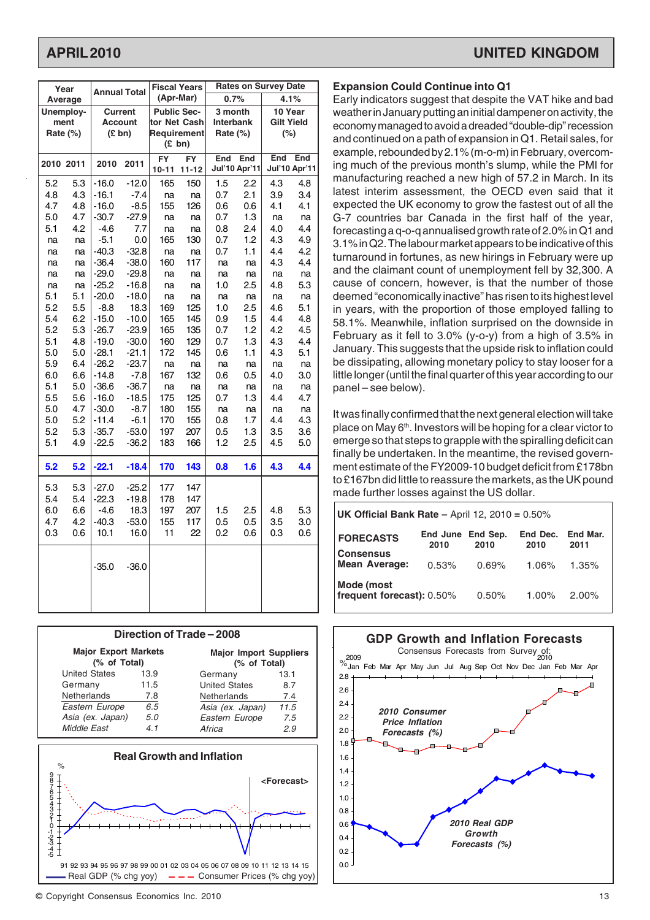## UNITED KINGDOM

| Year Average | | Annual Total | | Fiscal Years (Apr-Mar) | | Rates on Survey Date 0.7% | | 4.1% | |
|---|---|---|---|---|---|---|---|---|---|
| Unemployment Rate (%) | | Current Account (£ bn) | | Public Sector Net Cash Requirement (£ bn) | | 3 month Interbank Rate (%) | | 10 Year Gilt Yield (%) | |
| 2010 | 2011 | 2010 | 2011 | FY 10-11 | FY 11-12 | End Jul'10 | End Apr'11 | End Jul'10 | End Apr'11 |
| 5.2 | 5.3 | -16.0 | -12.0 | 165 | 150 | 1.5 | 2.2 | 4.3 | 4.8 |
| 4.8 | 4.3 | -16.1 | -7.4 | na | na | 0.7 | 2.1 | 3.9 | 3.4 |
| 4.7 | 4.8 | -16.0 | -8.5 | 155 | 126 | 0.6 | 0.6 | 4.1 | 4.1 |
| 5.0 | 4.7 | -30.7 | -27.9 | na | na | 0.7 | 1.3 | na | na |
| 5.1 | 4.2 | -4.6 | 7.7 | na | na | 0.8 | 2.4 | 4.0 | 4.4 |
| na | na | -5.1 | 0.0 | 165 | 130 | 0.7 | 1.2 | 4.3 | 4.9 |
| na | na | -40.3 | -32.8 | na | na | 0.7 | 1.1 | 4.4 | 4.2 |
| na | na | -36.4 | -38.0 | 160 | 117 | na | na | 4.3 | 4.4 |
| na | na | -29.0 | -29.8 | na | na | na | na | na | na |
| na | na | -25.2 | -16.8 | na | na | 1.0 | 2.5 | 4.8 | 5.3 |
| 5.1 | 5.1 | -20.0 | -18.0 | na | na | na | na | na | na |
| 5.2 | 5.5 | -8.8 | 18.3 | 169 | 125 | 1.0 | 2.5 | 4.6 | 5.1 |
| 5.4 | 6.2 | -15.0 | -10.0 | 165 | 145 | 0.9 | 1.5 | 4.4 | 4.8 |
| 5.2 | 5.3 | -26.7 | -23.9 | 165 | 135 | 0.7 | 1.2 | 4.2 | 4.5 |
| 5.1 | 4.8 | -19.0 | -30.0 | 160 | 129 | 0.7 | 1.3 | 4.3 | 4.4 |
| 5.0 | 5.0 | -28.1 | -21.1 | 172 | 145 | 0.6 | 1.1 | 4.3 | 5.1 |
| 5.9 | 6.4 | -26.2 | -23.7 | na | na | na | na | na | na |
| 6.0 | 6.6 | -14.8 | -7.8 | 167 | 132 | 0.6 | 0.5 | 4.0 | 3.0 |
| 5.1 | 5.0 | -36.6 | -36.7 | na | na | na | na | na | na |
| 5.5 | 5.6 | -16.0 | -18.5 | 175 | 125 | 0.7 | 1.3 | 4.4 | 4.7 |
| 5.0 | 4.7 | -30.0 | -8.7 | 180 | 155 | na | na | na | na |
| 5.0 | 5.2 | -11.4 | -6.1 | 170 | 155 | 0.8 | 1.7 | 4.4 | 4.3 |
| 5.2 | 5.3 | -35.7 | -53.0 | 197 | 207 | 0.5 | 1.3 | 3.5 | 3.6 |
| 5.1 | 4.9 | -22.5 | -36.2 | 183 | 166 | 1.2 | 2.5 | 4.5 | 5.0 |
| **5.2** | **5.2** | **-22.1** | **-18.4** | **170** | **143** | **0.8** | **1.6** | **4.3** | **4.4** |
| 5.3 | 5.3 | -27.0 | -25.2 | 177 | 147 | | | | |
| 5.4 | 5.4 | -22.3 | -19.8 | 178 | 147 | | | | |
| 6.0 | 6.6 | -4.6 | 18.3 | 197 | 207 | 1.5 | 2.5 | 4.8 | 5.3 |
| 4.7 | 4.2 | -40.3 | -53.0 | 155 | 117 | 0.5 | 0.5 | 3.5 | 3.0 |
| 0.3 | 0.6 | 10.1 | 16.0 | 11 | 22 | 0.2 | 0.6 | 0.3 | 0.6 |
| | | -35.0 | -36.0 | | | | | | |

### Expansion Could Continue into Q1

Early indicators suggest that despite the VAT hike and bad weather in January putting an initial dampener on activity, the economy managed to avoid a dreaded "double-dip" recession and continued on a path of expansion in Q1. Retail sales, for example, rebounded by 2.1% (m-o-m) in February, overcoming much of the previous month's slump, while the PMI for manufacturing reached a new high of 57.2 in March. In its latest interim assessment, the OECD even said that it expected the UK economy to grow the fastest out of all the G-7 countries bar Canada in the first half of the year, forecasting a q-o-q annualised growth rate of 2.0% in Q1 and 3.1% in Q2. The labour market appears to be indicative of this turnaround in fortunes, as new hirings in February were up and the claimant count of unemployment fell by 32,300. A cause of concern, however, is that the number of those deemed "economically inactive" has risen to its highest level in years, with the proportion of those employed falling to 58.1%. Meanwhile, inflation surprised on the downside in February as it fell to 3.0% (y-o-y) from a high of 3.5% in January. This suggests that the upside risk to inflation could be dissipating, allowing monetary policy to stay looser for a little longer (until the final quarter of this year according to our panel – see below).

It was finally confirmed that the next general election will take place on May 6th. Investors will be hoping for a clear victor to emerge so that steps to grapple with the spiralling deficit can finally be undertaken. In the meantime, the revised government estimate of the FY2009-10 budget deficit from £178bn to £167bn did little to reassure the markets, as the UK pound made further losses against the US dollar.

**UK Official Bank Rate –** April 12, 2010 = 0.50%

| FORECASTS | End June 2010 | End Sep. 2010 | End Dec. 2010 | End Mar. 2011 |
|---|---|---|---|---|
| **Consensus Mean Average:** | 0.53% | 0.69% | 1.06% | 1.35% |
| **Mode (most frequent forecast):** | 0.50% | 0.50% | 1.00% | 2.00% |

### Direction of Trade – 2008

| Major Export Markets (% of Total) | | Major Import Suppliers (% of Total) | |
|---|---|---|---|
| United States | 13.9 | Germany | 13.1 |
| Germany | 11.5 | United States | 8.7 |
| Netherlands | 7.8 | Netherlands | 7.4 |
| *Eastern Europe* | *6.5* | *Asia (ex. Japan)* | *11.5* |
| *Asia (ex. Japan)* | *5.0* | *Eastern Europe* | *7.5* |
| *Middle East* | *4.1* | *Africa* | *2.9* |

### GDP Growth and Inflation Forecasts

Consensus Forecasts from Survey of: 2009 Jan – 2010 Apr

2010 Consumer Price Inflation Forecasts (%)

2010 Real GDP Growth Forecasts (%)

### Real Growth and Inflation

<Forecast>

Real GDP (% chg yoy) — Consumer Prices (% chg yoy)

© Copyright Consensus Economics Inc. 2010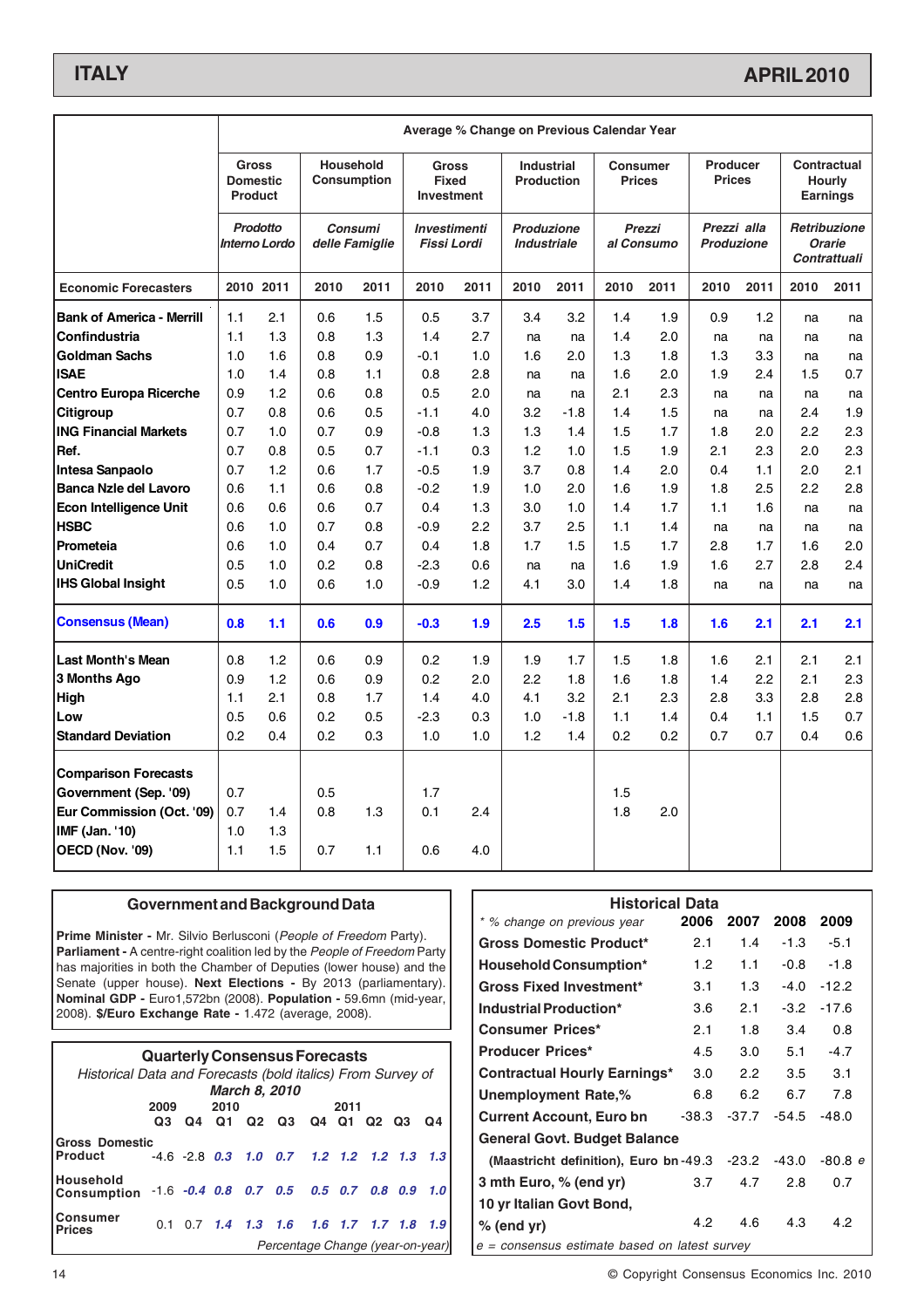# ITALY

# APRIL 2010

| | Average % Change on Previous Calendar Year | | | | | | | | | | | | | |
|---|---|---|---|---|---|---|---|---|---|---|---|---|---|---|
| | Gross Domestic Product | | Household Consumption | | Gross Fixed Investment | | Industrial Production | | Consumer Prices | | Producer Prices | | Contractual Hourly Earnings | |
| | *Prodotto Interno Lordo* | | *Consumi delle Famiglie* | | *Investimenti Fissi Lordi* | | *Produzione Industriale* | | *Prezzi al Consumo* | | *Prezzi alla Produzione* | | *Retribuzione Orarie Contrattuali* | |
| **Economic Forecasters** | 2010 | 2011 | 2010 | 2011 | 2010 | 2011 | 2010 | 2011 | 2010 | 2011 | 2010 | 2011 | 2010 | 2011 |
| **Bank of America - Merrill** | 1.1 | 2.1 | 0.6 | 1.5 | 0.5 | 3.7 | 3.4 | 3.2 | 1.4 | 1.9 | 0.9 | 1.2 | na | na |
| **Confindustria** | 1.1 | 1.3 | 0.8 | 1.3 | 1.4 | 2.7 | na | na | 1.4 | 2.0 | na | na | na | na |
| **Goldman Sachs** | 1.0 | 1.6 | 0.8 | 0.9 | -0.1 | 1.0 | 1.6 | 2.0 | 1.3 | 1.8 | 1.3 | 3.3 | na | na |
| **ISAE** | 1.0 | 1.4 | 0.8 | 1.1 | 0.8 | 2.8 | na | na | 1.6 | 2.0 | 1.9 | 2.4 | 1.5 | 0.7 |
| **Centro Europa Ricerche** | 0.9 | 1.2 | 0.6 | 0.8 | 0.5 | 2.0 | na | na | 2.1 | 2.3 | na | na | na | na |
| **Citigroup** | 0.7 | 0.8 | 0.6 | 0.5 | -1.1 | 4.0 | 3.2 | -1.8 | 1.4 | 1.5 | na | na | 2.4 | 1.9 |
| **ING Financial Markets** | 0.7 | 1.0 | 0.7 | 0.9 | -0.8 | 1.3 | 1.3 | 1.4 | 1.5 | 1.7 | 1.8 | 2.0 | 2.2 | 2.3 |
| **Ref.** | 0.7 | 0.8 | 0.5 | 0.7 | -1.1 | 0.3 | 1.2 | 1.0 | 1.5 | 1.9 | 2.1 | 2.3 | 2.0 | 2.3 |
| **Intesa Sanpaolo** | 0.7 | 1.2 | 0.6 | 1.7 | -0.5 | 1.9 | 3.7 | 0.8 | 1.4 | 2.0 | 0.4 | 1.1 | 2.0 | 2.1 |
| **Banca Nzle del Lavoro** | 0.6 | 1.1 | 0.6 | 0.8 | -0.2 | 1.9 | 1.0 | 2.0 | 1.6 | 1.9 | 1.8 | 2.5 | 2.2 | 2.8 |
| **Econ Intelligence Unit** | 0.6 | 0.6 | 0.6 | 0.7 | 0.4 | 1.3 | 3.0 | 1.0 | 1.4 | 1.7 | 1.1 | 1.6 | na | na |
| **HSBC** | 0.6 | 1.0 | 0.7 | 0.8 | -0.9 | 2.2 | 3.7 | 2.5 | 1.1 | 1.4 | na | na | na | na |
| **Prometeia** | 0.6 | 1.0 | 0.4 | 0.7 | 0.4 | 1.8 | 1.7 | 1.5 | 1.5 | 1.7 | 2.8 | 1.7 | 1.6 | 2.0 |
| **UniCredit** | 0.5 | 1.0 | 0.2 | 0.8 | -2.3 | 0.6 | na | na | 1.6 | 1.9 | 1.6 | 2.7 | 2.8 | 2.4 |
| **IHS Global Insight** | 0.5 | 1.0 | 0.6 | 1.0 | -0.9 | 1.2 | 4.1 | 3.0 | 1.4 | 1.8 | na | na | na | na |
| **Consensus (Mean)** | **0.8** | **1.1** | **0.6** | **0.9** | **-0.3** | **1.9** | **2.5** | **1.5** | **1.5** | **1.8** | **1.6** | **2.1** | **2.1** | **2.1** |
| **Last Month's Mean** | 0.8 | 1.2 | 0.6 | 0.9 | 0.2 | 1.9 | 1.9 | 1.7 | 1.5 | 1.8 | 1.6 | 2.1 | 2.1 | 2.1 |
| **3 Months Ago** | 0.9 | 1.2 | 0.6 | 0.9 | 0.2 | 2.0 | 2.2 | 1.8 | 1.6 | 1.8 | 1.4 | 2.2 | 2.1 | 2.3 |
| **High** | 1.1 | 2.1 | 0.8 | 1.7 | 1.4 | 4.0 | 4.1 | 3.2 | 2.1 | 2.3 | 2.8 | 3.3 | 2.8 | 2.8 |
| **Low** | 0.5 | 0.6 | 0.2 | 0.5 | -2.3 | 0.3 | 1.0 | -1.8 | 1.1 | 1.4 | 0.4 | 1.1 | 1.5 | 0.7 |
| **Standard Deviation** | 0.2 | 0.4 | 0.2 | 0.3 | 1.0 | 1.0 | 1.2 | 1.4 | 0.2 | 0.2 | 0.7 | 0.7 | 0.4 | 0.6 |
| **Comparison Forecasts** | | | | | | | | | | | | | | |
| **Government (Sep. '09)** | 0.7 | | 0.5 | | 1.7 | | | | 1.5 | | | | | |
| **Eur Commission (Oct. '09)** | 0.7 | 1.4 | 0.8 | 1.3 | 0.1 | 2.4 | | | 1.8 | 2.0 | | | | |
| **IMF (Jan. '10)** | 1.0 | 1.3 | | | | | | | | | | | | |
| **OECD (Nov. '09)** | 1.1 | 1.5 | 0.7 | 1.1 | 0.6 | 4.0 | | | | | | | | |

## Government and Background Data

**Prime Minister -** Mr. Silvio Berlusconi (*People of Freedom* Party). **Parliament -** A centre-right coalition led by the *People of Freedom* Party has majorities in both the Chamber of Deputies (lower house) and the Senate (upper house). **Next Elections -** By 2013 (parliamentary). **Nominal GDP -** Euro1,572bn (2008). **Population -** 59.6mn (mid-year, 2008). **$/Euro Exchange Rate -** 1.472 (average, 2008).

## Quarterly Consensus Forecasts

*Historical Data and Forecasts (bold italics) From Survey of* ***March 8, 2010***

| | 2009 Q3 | 2009 Q4 | 2010 Q1 | 2010 Q2 | 2010 Q3 | 2010 Q4 | 2011 Q1 | 2011 Q2 | 2011 Q3 | 2011 Q4 |
|---|---|---|---|---|---|---|---|---|---|---|
| **Gross Domestic Product** | -4.6 | -2.8 | ***0.3*** | ***1.0*** | ***0.7*** | ***1.2*** | ***1.2*** | ***1.2*** | ***1.3*** | ***1.3*** |
| **Household Consumption** | -1.6 | ***-0.4*** | ***0.8*** | ***0.7*** | ***0.5*** | ***0.5*** | ***0.7*** | ***0.8*** | ***0.9*** | ***1.0*** |
| **Consumer Prices** | 0.1 | 0.7 | ***1.4*** | ***1.3*** | ***1.6*** | ***1.6*** | ***1.7*** | ***1.7*** | ***1.8*** | ***1.9*** |

*Percentage Change (year-on-year)*

## Historical Data

| *\* % change on previous year* | 2006 | 2007 | 2008 | 2009 |
|---|---|---|---|---|
| **Gross Domestic Product\*** | 2.1 | 1.4 | -1.3 | -5.1 |
| **Household Consumption\*** | 1.2 | 1.1 | -0.8 | -1.8 |
| **Gross Fixed Investment\*** | 3.1 | 1.3 | -4.0 | -12.2 |
| **Industrial Production\*** | 3.6 | 2.1 | -3.2 | -17.6 |
| **Consumer Prices\*** | 2.1 | 1.8 | 3.4 | 0.8 |
| **Producer Prices\*** | 4.5 | 3.0 | 5.1 | -4.7 |
| **Contractual Hourly Earnings\*** | 3.0 | 2.2 | 3.5 | 3.1 |
| **Unemployment Rate,%** | 6.8 | 6.2 | 6.7 | 7.8 |
| **Current Account, Euro bn** | -38.3 | -37.7 | -54.5 | -48.0 |
| **General Govt. Budget Balance (Maastricht definition), Euro bn** | -49.3 | -23.2 | -43.0 | -80.8 *e* |
| **3 mth Euro, % (end yr)** | 3.7 | 4.7 | 2.8 | 0.7 |
| **10 yr Italian Govt Bond, % (end yr)** | 4.2 | 4.6 | 4.3 | 4.2 |

*e = consensus estimate based on latest survey*

© Copyright Consensus Economics Inc. 2010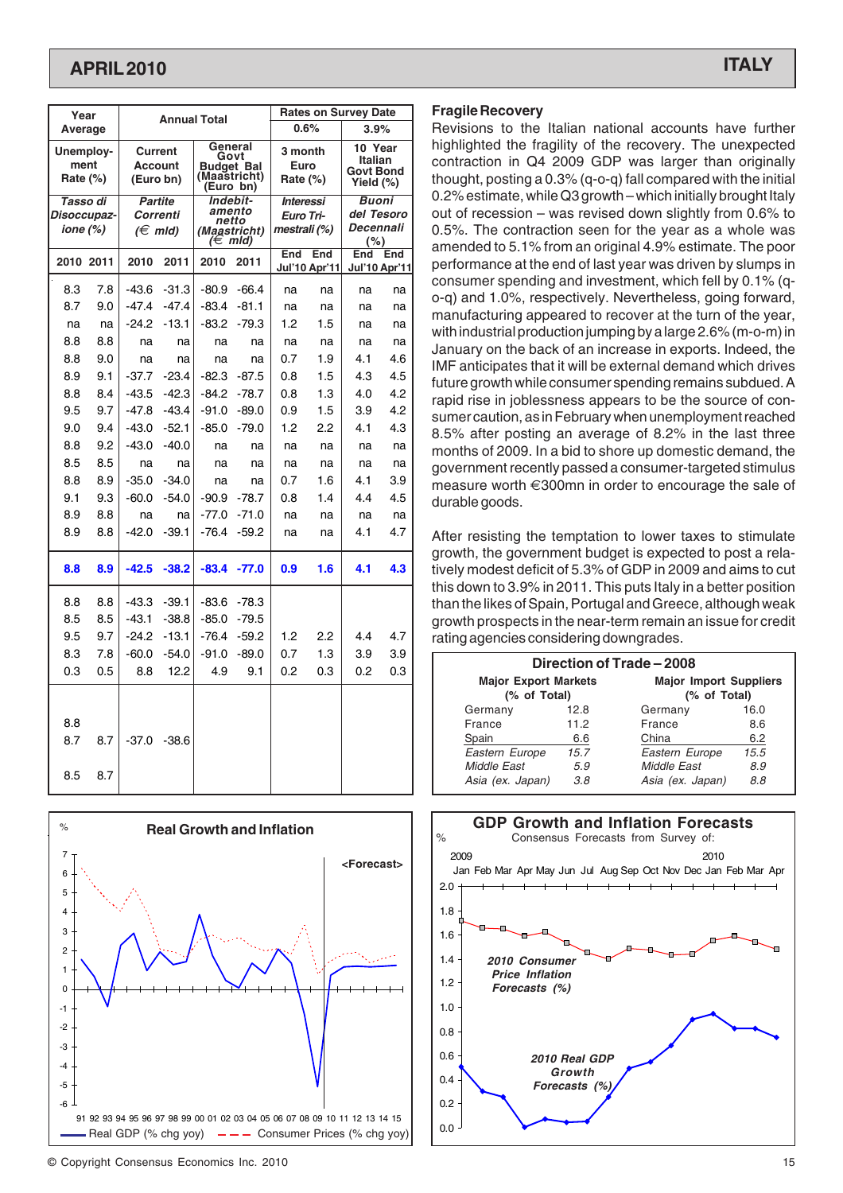# APRIL 2010 — ITALY

| Year Average | | Annual Total | | | | Rates on Survey Date | | | |
|---|---|---|---|---|---|---|---|---|---|
| | | | | | | 0.6% | | 3.9% | |
| Unemployment Rate (%) | | Current Account (Euro bn) | | General Govt Budget Bal (Maastricht) (Euro bn) | | 3 month Euro Rate (%) | | 10 Year Italian Govt Bond Yield (%) | |
| *Tasso di Disoccupazione (%)* | | *Partite Correnti (€ mld)* | | *Indebitamento netto (Maastricht) (€ mld)* | | *Interessi Euro Trimestrali (%)* | | *Buoni del Tesoro Decennali (%)* | |
| 2010 | 2011 | 2010 | 2011 | 2010 | 2011 | End Jul'10 | End Apr'11 | End Jul'10 | End Apr'11 |
| 8.3 | 7.8 | -43.6 | -31.3 | -80.9 | -66.4 | na | na | na | na |
| 8.7 | 9.0 | -47.4 | -47.4 | -83.4 | -81.1 | na | na | na | na |
| na | na | -24.2 | -13.1 | -83.2 | -79.3 | 1.2 | 1.5 | na | na |
| 8.8 | 8.8 | na | na | na | na | na | na | na | na |
| 8.8 | 9.0 | na | na | na | na | 0.7 | 1.9 | 4.1 | 4.6 |
| 8.9 | 9.1 | -37.7 | -23.4 | -82.3 | -87.5 | 0.8 | 1.5 | 4.3 | 4.5 |
| 8.8 | 8.4 | -43.5 | -42.3 | -84.2 | -78.7 | 0.8 | 1.3 | 4.0 | 4.2 |
| 9.5 | 9.7 | -47.8 | -43.4 | -91.0 | -89.0 | 0.9 | 1.5 | 3.9 | 4.2 |
| 9.0 | 9.4 | -43.0 | -52.1 | -85.0 | -79.0 | 1.2 | 2.2 | 4.1 | 4.3 |
| 8.8 | 9.2 | -43.0 | -40.0 | na | na | na | na | na | na |
| 8.5 | 8.5 | na | na | na | na | na | na | na | na |
| 8.8 | 8.9 | -35.0 | -34.0 | na | na | 0.7 | 1.6 | 4.1 | 3.9 |
| 9.1 | 9.3 | -60.0 | -54.0 | -90.9 | -78.7 | 0.8 | 1.4 | 4.4 | 4.5 |
| 8.9 | 8.8 | na | na | -77.0 | -71.0 | na | na | na | na |
| 8.9 | 8.8 | -42.0 | -39.1 | -76.4 | -59.2 | na | na | 4.1 | 4.7 |
| **8.8** | **8.9** | **-42.5** | **-38.2** | **-83.4** | **-77.0** | **0.9** | **1.6** | **4.1** | **4.3** |
| 8.8 | 8.8 | -43.3 | -39.1 | -83.6 | -78.3 | | | | |
| 8.5 | 8.5 | -43.1 | -38.8 | -85.0 | -79.5 | | | | |
| 9.5 | 9.7 | -24.2 | -13.1 | -76.4 | -59.2 | 1.2 | 2.2 | 4.4 | 4.7 |
| 8.3 | 7.8 | -60.0 | -54.0 | -91.0 | -89.0 | 0.7 | 1.3 | 3.9 | 3.9 |
| 0.3 | 0.5 | 8.8 | 12.2 | 4.9 | 9.1 | 0.2 | 0.3 | 0.2 | 0.3 |
| 8.8 | | | | | | | | | |
| 8.7 | 8.7 | -37.0 | -38.6 | | | | | | |
| 8.5 | 8.7 | | | | | | | | |

## Fragile Recovery

Revisions to the Italian national accounts have further highlighted the fragility of the recovery. The unexpected contraction in Q4 2009 GDP was larger than originally thought, posting a 0.3% (q-o-q) fall compared with the initial 0.2% estimate, while Q3 growth – which initially brought Italy out of recession – was revised down slightly from 0.6% to 0.5%. The contraction seen for the year as a whole was amended to 5.1% from an original 4.9% estimate. The poor performance at the end of last year was driven by slumps in consumer spending and investment, which fell by 0.1% (q-o-q) and 1.0%, respectively. Nevertheless, going forward, manufacturing appeared to recover at the turn of the year, with industrial production jumping by a large 2.6% (m-o-m) in January on the back of an increase in exports. Indeed, the IMF anticipates that it will be external demand which drives future growth while consumer spending remains subdued. A rapid rise in joblessness appears to be the source of consumer caution, as in February when unemployment reached 8.5% after posting an average of 8.2% in the last three months of 2009. In a bid to shore up domestic demand, the government recently passed a consumer-targeted stimulus measure worth €300mn in order to encourage the sale of durable goods.

After resisting the temptation to lower taxes to stimulate growth, the government budget is expected to post a relatively modest deficit of 5.3% of GDP in 2009 and aims to cut this down to 3.9% in 2011. This puts Italy in a better position than the likes of Spain, Portugal and Greece, although weak growth prospects in the near-term remain an issue for credit rating agencies considering downgrades.

### Direction of Trade – 2008

| Major Export Markets (% of Total) | | Major Import Suppliers (% of Total) | |
|---|---|---|---|
| Germany | 12.8 | Germany | 16.0 |
| France | 11.2 | France | 8.6 |
| Spain | 6.6 | China | 6.2 |
| *Eastern Europe* | *15.7* | *Eastern Europe* | *15.5* |
| *Middle East* | *5.9* | *Middle East* | *8.9* |
| *Asia (ex. Japan)* | *3.8* | *Asia (ex. Japan)* | *8.8* |

### Real Growth and Inflation

Real GDP (% chg yoy) — Consumer Prices (% chg yoy)

### GDP Growth and Inflation Forecasts

Consensus Forecasts from Survey of: 2009 Jan – 2010 Apr

2010 Consumer Price Inflation Forecasts (%)

2010 Real GDP Growth Forecasts (%)

© Copyright Consensus Economics Inc. 2010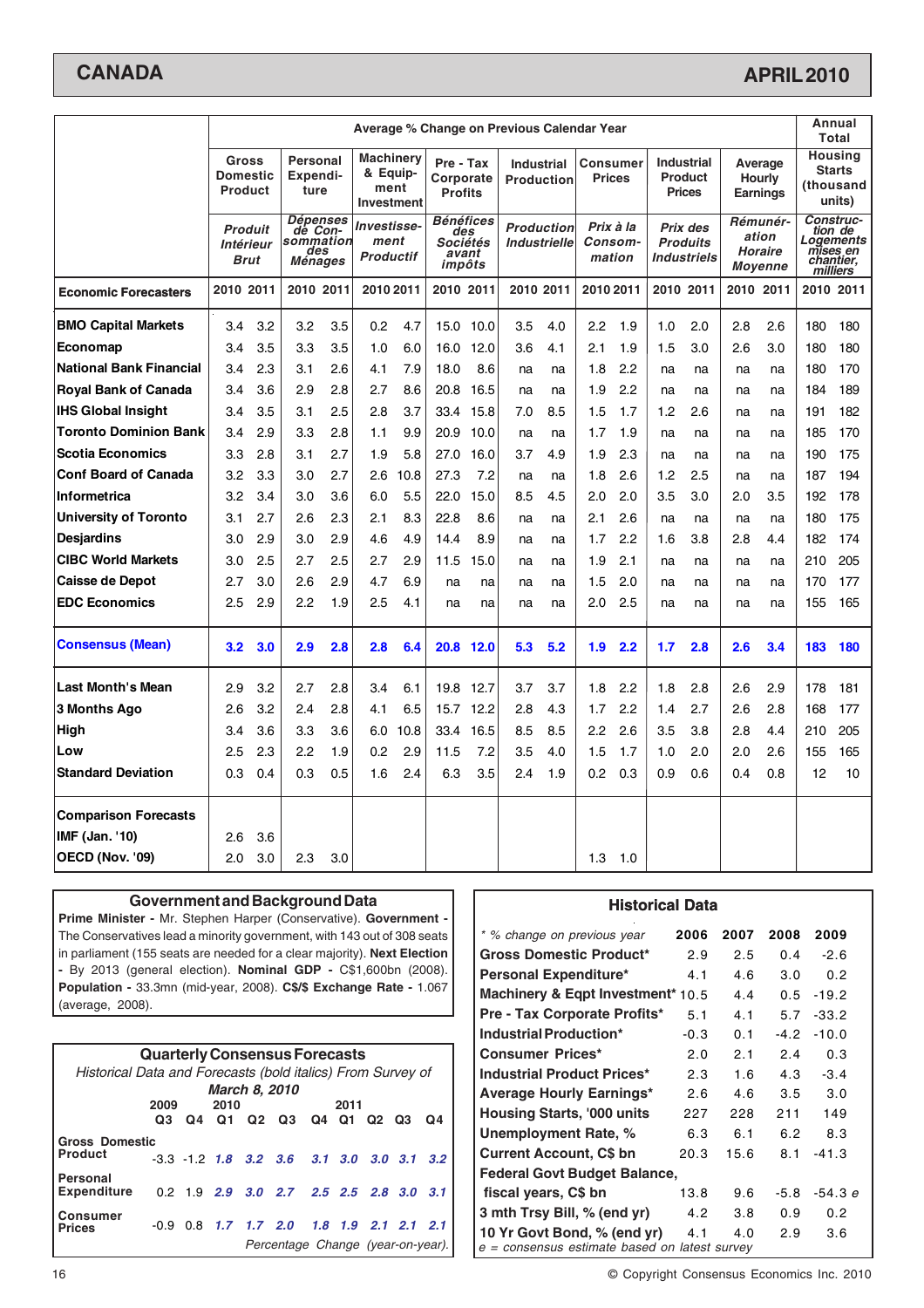# CANADA

# APRIL 2010

| Economic Forecasters | Gross Domestic Product / *Produit Intérieur Brut* | | Personal Expenditure / *Dépenses de Consommation des Ménages* | | Machinery & Equipment Investment / *Investissement Productif* | | Pre - Tax Corporate Profits / *Bénéfices des Sociétés avant impôts* | | Industrial Production / *Production Industrielle* | | Consumer Prices / *Prix à la Consommation* | | Industrial Product Prices / *Prix des Produits Industriels* | | Average Hourly Earnings / *Rémunération Horaire Moyenne* | | Housing Starts (thousand units) / *Construction de Logements mises en chantier, milliers* | |
|---|---|---|---|---|---|---|---|---|---|---|---|---|---|---|---|---|---|---|
| | Average % Change on Previous Calendar Year | | | | | | | | | | | | | | | | Annual Total | |
| | 2010 | 2011 | 2010 | 2011 | 2010 | 2011 | 2010 | 2011 | 2010 | 2011 | 2010 | 2011 | 2010 | 2011 | 2010 | 2011 | 2010 | 2011 |
| **BMO Capital Markets** | 3.4 | 3.2 | 3.2 | 3.5 | 0.2 | 4.7 | 15.0 | 10.0 | 3.5 | 4.0 | 2.2 | 1.9 | 1.0 | 2.0 | 2.8 | 2.6 | 180 | 180 |
| **Economap** | 3.4 | 3.5 | 3.3 | 3.5 | 1.0 | 6.0 | 16.0 | 12.0 | 3.6 | 4.1 | 2.1 | 1.9 | 1.5 | 3.0 | 2.6 | 3.0 | 180 | 180 |
| **National Bank Financial** | 3.4 | 2.3 | 3.1 | 2.6 | 4.1 | 7.9 | 18.0 | 8.6 | na | na | 1.8 | 2.2 | na | na | na | na | 180 | 170 |
| **Royal Bank of Canada** | 3.4 | 3.6 | 2.9 | 2.8 | 2.7 | 8.6 | 20.8 | 16.5 | na | na | 1.9 | 2.2 | na | na | na | na | 184 | 189 |
| **IHS Global Insight** | 3.4 | 3.5 | 3.1 | 2.5 | 2.8 | 3.7 | 33.4 | 15.8 | 7.0 | 8.5 | 1.5 | 1.7 | 1.2 | 2.6 | na | na | 191 | 182 |
| **Toronto Dominion Bank** | 3.4 | 2.9 | 3.3 | 2.8 | 1.1 | 9.9 | 20.9 | 10.0 | na | na | 1.7 | 1.9 | na | na | na | na | 185 | 170 |
| **Scotia Economics** | 3.3 | 2.8 | 3.1 | 2.7 | 1.9 | 5.8 | 27.0 | 16.0 | 3.7 | 4.9 | 1.9 | 2.3 | na | na | na | na | 190 | 175 |
| **Conf Board of Canada** | 3.2 | 3.3 | 3.0 | 2.7 | 2.6 | 10.8 | 27.3 | 7.2 | na | na | 1.8 | 2.6 | 1.2 | 2.5 | na | na | 187 | 194 |
| **Informetrica** | 3.2 | 3.4 | 3.0 | 3.6 | 6.0 | 5.5 | 22.0 | 15.0 | 8.5 | 4.5 | 2.0 | 2.0 | 3.5 | 3.0 | 2.0 | 3.5 | 192 | 178 |
| **University of Toronto** | 3.1 | 2.7 | 2.6 | 2.3 | 2.1 | 8.3 | 22.8 | 8.6 | na | na | 2.1 | 2.6 | na | na | na | na | 180 | 175 |
| **Desjardins** | 3.0 | 2.9 | 3.0 | 2.9 | 4.6 | 4.9 | 14.4 | 8.9 | na | na | 1.7 | 2.2 | 1.6 | 3.8 | 2.8 | 4.4 | 182 | 174 |
| **CIBC World Markets** | 3.0 | 2.5 | 2.7 | 2.5 | 2.7 | 2.9 | 11.5 | 15.0 | na | na | 1.9 | 2.1 | na | na | na | na | 210 | 205 |
| **Caisse de Depot** | 2.7 | 3.0 | 2.6 | 2.9 | 4.7 | 6.9 | na | na | na | na | 1.5 | 2.0 | na | na | na | na | 170 | 177 |
| **EDC Economics** | 2.5 | 2.9 | 2.2 | 1.9 | 2.5 | 4.1 | na | na | na | na | 2.0 | 2.5 | na | na | na | na | 155 | 165 |
| **Consensus (Mean)** | **3.2** | **3.0** | **2.9** | **2.8** | **2.8** | **6.4** | **20.8** | **12.0** | **5.3** | **5.2** | **1.9** | **2.2** | **1.7** | **2.8** | **2.6** | **3.4** | **183** | **180** |
| **Last Month's Mean** | 2.9 | 3.2 | 2.7 | 2.8 | 3.4 | 6.1 | 19.8 | 12.7 | 3.7 | 3.7 | 1.8 | 2.2 | 1.8 | 2.8 | 2.6 | 2.9 | 178 | 181 |
| **3 Months Ago** | 2.6 | 3.2 | 2.4 | 2.8 | 4.1 | 6.5 | 15.7 | 12.2 | 2.8 | 4.3 | 1.7 | 2.2 | 1.4 | 2.7 | 2.6 | 2.8 | 168 | 177 |
| **High** | 3.4 | 3.6 | 3.3 | 3.6 | 6.0 | 10.8 | 33.4 | 16.5 | 8.5 | 8.5 | 2.2 | 2.6 | 3.5 | 3.8 | 2.8 | 4.4 | 210 | 205 |
| **Low** | 2.5 | 2.3 | 2.2 | 1.9 | 0.2 | 2.9 | 11.5 | 7.2 | 3.5 | 4.0 | 1.5 | 1.7 | 1.0 | 2.0 | 2.0 | 2.6 | 155 | 165 |
| **Standard Deviation** | 0.3 | 0.4 | 0.3 | 0.5 | 1.6 | 2.4 | 6.3 | 3.5 | 2.4 | 1.9 | 0.2 | 0.3 | 0.9 | 0.6 | 0.4 | 0.8 | 12 | 10 |
| **Comparison Forecasts** | | | | | | | | | | | | | | | | | | |
| **IMF (Jan. '10)** | 2.6 | 3.6 | | | | | | | | | | | | | | | | |
| **OECD (Nov. '09)** | 2.0 | 3.0 | 2.3 | 3.0 | | | | | | | 1.3 | 1.0 | | | | | | |

## Government and Background Data

**Prime Minister -** Mr. Stephen Harper (Conservative). **Government -** The Conservatives lead a minority government, with 143 out of 308 seats in parliament (155 seats are needed for a clear majority). **Next Election -** By 2013 (general election). **Nominal GDP -** C$1,600bn (2008). **Population -** 33.3mn (mid-year, 2008). **C$/$ Exchange Rate -** 1.067 (average, 2008).

## Quarterly Consensus Forecasts

*Historical Data and Forecasts (bold italics) From Survey of* ***March 8, 2010***

| | 2009 Q3 | 2009 Q4 | 2010 Q1 | 2010 Q2 | 2010 Q3 | 2010 Q4 | 2011 Q1 | 2011 Q2 | 2011 Q3 | 2011 Q4 |
|---|---|---|---|---|---|---|---|---|---|---|
| **Gross Domestic Product** | -3.3 | -1.2 | ***1.8*** | ***3.2*** | ***3.6*** | ***3.1*** | ***3.0*** | ***3.0*** | ***3.1*** | ***3.2*** |
| **Personal Expenditure** | 0.2 | 1.9 | ***2.9*** | ***3.0*** | ***2.7*** | ***2.5*** | ***2.5*** | ***2.8*** | ***3.0*** | ***3.1*** |
| **Consumer Prices** | -0.9 | 0.8 | ***1.7*** | ***1.7*** | ***2.0*** | ***1.8*** | ***1.9*** | ***2.1*** | ***2.1*** | ***2.1*** |

*Percentage Change (year-on-year).*

## Historical Data

| *\* % change on previous year* | 2006 | 2007 | 2008 | 2009 |
|---|---|---|---|---|
| **Gross Domestic Product*** | 2.9 | 2.5 | 0.4 | -2.6 |
| **Personal Expenditure*** | 4.1 | 4.6 | 3.0 | 0.2 |
| **Machinery & Eqpt Investment*** | 10.5 | 4.4 | 0.5 | -19.2 |
| **Pre - Tax Corporate Profits*** | 5.1 | 4.1 | 5.7 | -33.2 |
| **Industrial Production*** | -0.3 | 0.1 | -4.2 | -10.0 |
| **Consumer Prices*** | 2.0 | 2.1 | 2.4 | 0.3 |
| **Industrial Product Prices*** | 2.3 | 1.6 | 4.3 | -3.4 |
| **Average Hourly Earnings*** | 2.6 | 4.6 | 3.5 | 3.0 |
| **Housing Starts, '000 units** | 227 | 228 | 211 | 149 |
| **Unemployment Rate, %** | 6.3 | 6.1 | 6.2 | 8.3 |
| **Current Account, C$ bn** | 20.3 | 15.6 | 8.1 | -41.3 |
| **Federal Govt Budget Balance, fiscal years, C$ bn** | 13.8 | 9.6 | -5.8 | -54.3 *e* |
| **3 mth Trsy Bill, % (end yr)** | 4.2 | 3.8 | 0.9 | 0.2 |
| **10 Yr Govt Bond, % (end yr)** | 4.1 | 4.0 | 2.9 | 3.6 |

*e = consensus estimate based on latest survey*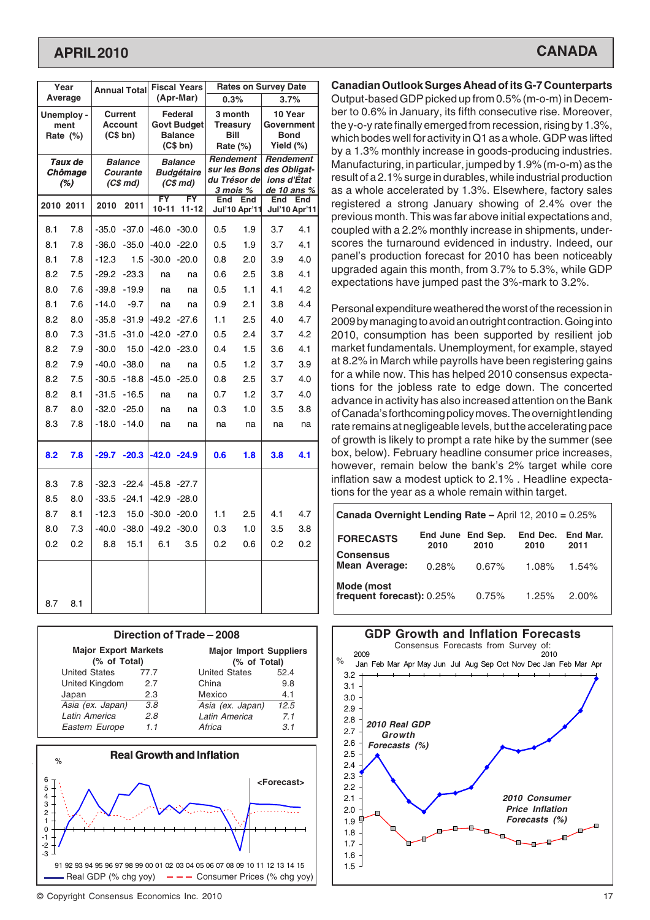## APRIL 2010 — CANADA

| Unemploy-ment Rate (%) | | Current Account (C$ bn) | | Federal Govt Budget Balance (C$ bn) | | 3 month Treasury Bill Rate (%) | | 10 Year Government Bond Yield (%) | |
|---|---|---|---|---|---|---|---|---|---|
| *Taux de Chômage (%)* | | *Balance Courante (C$ md)* | | *Balance Budgétaire (C$ md)* | | *Rendement sur les Bons du Trésor de 3 mois %* | | *Rendement des Obligations d'État de 10 ans %* | |
| Year Average | | Annual Total | | Fiscal Years (Apr-Mar) | | Rates on Survey Date 0.3% | | 3.7% | |
| 2010 | 2011 | 2010 | 2011 | FY 10-11 | FY 11-12 | End Jul'10 | End Apr'11 | End Jul'10 | End Apr'11 |
| 8.1 | 7.8 | -35.0 | -37.0 | -46.0 | -30.0 | 0.5 | 1.9 | 3.7 | 4.1 |
| 8.1 | 7.8 | -36.0 | -35.0 | -40.0 | -22.0 | 0.5 | 1.9 | 3.7 | 4.1 |
| 8.1 | 7.8 | -12.3 | 1.5 | -30.0 | -20.0 | 0.8 | 2.0 | 3.9 | 4.0 |
| 8.2 | 7.5 | -29.2 | -23.3 | na | na | 0.6 | 2.5 | 3.8 | 4.1 |
| 8.0 | 7.6 | -39.8 | -19.9 | na | na | 0.5 | 1.1 | 4.1 | 4.2 |
| 8.1 | 7.6 | -14.0 | -9.7 | na | na | 0.9 | 2.1 | 3.8 | 4.4 |
| 8.2 | 8.0 | -35.8 | -31.9 | -49.2 | -27.6 | 1.1 | 2.5 | 4.0 | 4.7 |
| 8.0 | 7.3 | -31.5 | -31.0 | -42.0 | -27.0 | 0.5 | 2.4 | 3.7 | 4.2 |
| 8.2 | 7.9 | -30.0 | 15.0 | -42.0 | -23.0 | 0.4 | 1.5 | 3.6 | 4.1 |
| 8.2 | 7.9 | -40.0 | -38.0 | na | na | 0.5 | 1.2 | 3.7 | 3.9 |
| 8.2 | 7.5 | -30.5 | -18.8 | -45.0 | -25.0 | 0.8 | 2.5 | 3.7 | 4.0 |
| 8.2 | 8.1 | -31.5 | -16.5 | na | na | 0.7 | 1.2 | 3.7 | 4.0 |
| 8.7 | 8.0 | -32.0 | -25.0 | na | na | 0.3 | 1.0 | 3.5 | 3.8 |
| 8.3 | 7.8 | -18.0 | -14.0 | na | na | na | na | na | na |
| **8.2** | **7.8** | **-29.7** | **-20.3** | **-42.0** | **-24.9** | **0.6** | **1.8** | **3.8** | **4.1** |
| 8.3 | 7.8 | -32.3 | -22.4 | -45.8 | -27.7 | | | | |
| 8.5 | 8.0 | -33.5 | -24.1 | -42.9 | -28.0 | | | | |
| 8.7 | 8.1 | -12.3 | 15.0 | -30.0 | -20.0 | 1.1 | 2.5 | 4.1 | 4.7 |
| 8.0 | 7.3 | -40.0 | -38.0 | -49.2 | -30.0 | 0.3 | 1.0 | 3.5 | 3.8 |
| 0.2 | 0.2 | 8.8 | 15.1 | 6.1 | 3.5 | 0.2 | 0.6 | 0.2 | 0.2 |
| 8.7 | 8.1 | | | | | | | | |

### Canadian Outlook Surges Ahead of its G-7 Counterparts

Output-based GDP picked up from 0.5% (m-o-m) in December to 0.6% in January, its fifth consecutive rise. Moreover, the y-o-y rate finally emerged from recession, rising by 1.3%, which bodes well for activity in Q1 as a whole. GDP was lifted by a 1.3% monthly increase in goods-producing industries. Manufacturing, in particular, jumped by 1.9% (m-o-m) as the result of a 2.1% surge in durables, while industrial production as a whole accelerated by 1.3%. Elsewhere, factory sales registered a strong January showing of 2.4% over the previous month. This was far above initial expectations and, coupled with a 2.2% monthly increase in shipments, underscores the turnaround evidenced in industry. Indeed, our panel's production forecast for 2010 has been noticeably upgraded again this month, from 3.7% to 5.3%, while GDP expectations have jumped past the 3%-mark to 3.2%.

Personal expenditure weathered the worst of the recession in 2009 by managing to avoid an outright contraction. Going into 2010, consumption has been supported by resilient job market fundamentals. Unemployment, for example, stayed at 8.2% in March while payrolls have been registering gains for a while now. This has helped 2010 consensus expectations for the jobless rate to edge down. The concerted advance in activity has also increased attention on the Bank of Canada's forthcoming policy moves. The overnight lending rate remains at negligeable levels, but the accelerating pace of growth is likely to prompt a rate hike by the summer (see box, below). February headline consumer price increases, however, remain below the bank's 2% target while core inflation saw a modest uptick to 2.1% . Headline expectations for the year as a whole remain within target.

**Canada Overnight Lending Rate – April 12, 2010 = 0.25%**

| FORECASTS | End June 2010 | End Sep. 2010 | End Dec. 2010 | End Mar. 2011 |
|---|---|---|---|---|
| Consensus Mean Average: | 0.28% | 0.67% | 1.08% | 1.54% |
| Mode (most frequent forecast): | 0.25% | 0.75% | 1.25% | 2.00% |

### Direction of Trade – 2008

| Major Export Markets (% of Total) | | Major Import Suppliers (% of Total) | |
|---|---|---|---|
| United States | 77.7 | United States | 52.4 |
| United Kingdom | 2.7 | China | 9.8 |
| Japan | 2.3 | Mexico | 4.1 |
| *Asia (ex. Japan)* | *3.8* | *Asia (ex. Japan)* | *12.5* |
| *Latin America* | *2.8* | *Latin America* | *7.1* |
| *Eastern Europe* | *1.1* | *Africa* | *3.1* |

### Real Growth and Inflation

Real GDP (% chg yoy) — Consumer Prices (% chg yoy), 91–15, <Forecast>

### GDP Growth and Inflation Forecasts

Consensus Forecasts from Survey of: 2009 Jan–Dec, 2010 Jan–Apr

2010 Real GDP Growth Forecasts (%); 2010 Consumer Price Inflation Forecasts (%)

© Copyright Consensus Economics Inc. 2010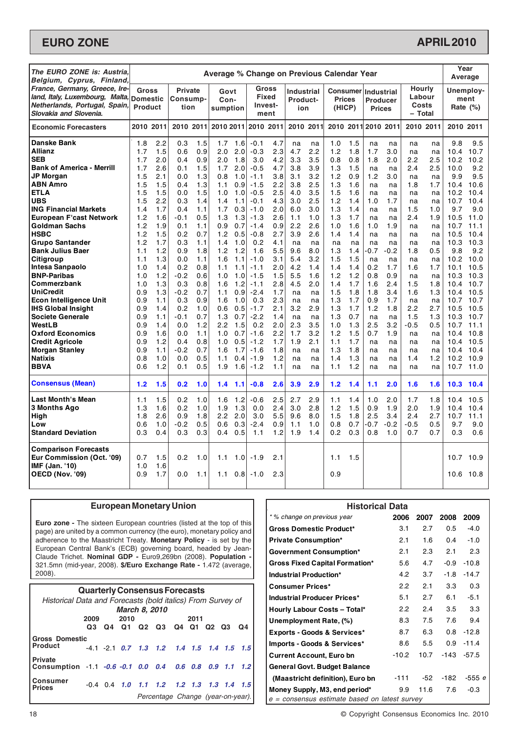# EURO ZONE

## APRIL 2010

| The EURO ZONE is: Austria, Belgium, Cyprus, Finland, France, Germany, Greece, Ireland, Italy, Luxembourg, Malta, Netherlands, Portugal, Spain, Slovakia and Slovenia. | Average % Change on Previous Calendar Year | | | | | | | | | | | | | | | | Year Average | |
|---|---|---|---|---|---|---|---|---|---|---|---|---|---|---|---|---|---|---|
| | Gross Domestic Product | | Private Consumption | | Govt Consumption | | Gross Fixed Investment | | Industrial Production | | Consumer Prices (HICP) | | Industrial Producer Prices | | Hourly Labour Costs – Total | | Unemployment Rate (%) | |
| **Economic Forecasters** | 2010 | 2011 | 2010 | 2011 | 2010 | 2011 | 2010 | 2011 | 2010 | 2011 | 2010 | 2011 | 2010 | 2011 | 2010 | 2011 | 2010 | 2011 |
| **Danske Bank** | 1.8 | 2.2 | 0.3 | 1.5 | 1.7 | 1.6 | -0.1 | 4.7 | na | na | 1.0 | 1.5 | na | na | na | na | 9.8 | 9.5 |
| **Allianz** | 1.7 | 1.5 | 0.6 | 0.9 | 2.0 | 2.0 | -0.3 | 2.3 | 4.7 | 2.2 | 1.2 | 1.8 | 1.7 | 3.0 | na | na | 10.4 | 10.7 |
| **SEB** | 1.7 | 2.0 | 0.4 | 0.9 | 2.0 | 1.8 | 3.0 | 4.2 | 3.3 | 3.5 | 0.8 | 0.8 | 1.8 | 2.0 | 2.2 | 2.5 | 10.2 | 10.2 |
| **Bank of America - Merrill** | 1.7 | 2.6 | 0.1 | 1.5 | 1.7 | 2.0 | -0.5 | 4.7 | 3.8 | 3.9 | 1.3 | 1.5 | na | na | 2.4 | 2.5 | 10.0 | 9.2 |
| **JP Morgan** | 1.5 | 2.1 | 0.0 | 1.3 | 0.8 | 1.0 | -1.1 | 3.8 | 3.1 | 3.2 | 1.2 | 0.9 | 1.2 | 3.0 | na | na | 9.9 | 9.5 |
| **ABN Amro** | 1.5 | 1.5 | 0.4 | 1.3 | 1.1 | 0.9 | -1.5 | 2.2 | 3.8 | 2.5 | 1.3 | 1.6 | na | na | 1.8 | 1.7 | 10.4 | 10.6 |
| **ETLA** | 1.5 | 1.5 | 0.0 | 1.5 | 1.0 | 1.0 | -0.5 | 2.5 | 4.0 | 3.5 | 1.5 | 1.6 | na | na | na | na | 10.2 | 10.4 |
| **UBS** | 1.5 | 2.2 | 0.3 | 1.4 | 1.4 | 1.1 | -0.1 | 4.3 | 3.0 | 2.5 | 1.2 | 1.4 | 1.0 | 1.7 | na | na | 10.7 | 10.4 |
| **ING Financial Markets** | 1.4 | 1.7 | 0.4 | 1.1 | 1.7 | 0.3 | -1.0 | 2.0 | 6.0 | 3.0 | 1.3 | 1.4 | na | na | 1.5 | 1.0 | 9.7 | 9.0 |
| **European F'cast Network** | 1.2 | 1.6 | -0.1 | 0.5 | 1.3 | 1.3 | -1.3 | 2.6 | 1.1 | 1.0 | 1.3 | 1.7 | na | na | 2.4 | 1.9 | 10.5 | 11.0 |
| **Goldman Sachs** | 1.2 | 1.9 | 0.1 | 1.1 | 0.9 | 0.7 | -1.4 | 0.9 | 2.2 | 2.6 | 1.0 | 1.6 | 1.0 | 1.9 | na | na | 10.7 | 11.1 |
| **HSBC** | 1.2 | 1.5 | 0.2 | 0.7 | 1.2 | 0.5 | -0.8 | 2.7 | 3.9 | 2.6 | 1.4 | 1.4 | na | na | na | na | 10.5 | 10.4 |
| **Grupo Santander** | 1.2 | 1.7 | 0.3 | 1.1 | 1.4 | 1.0 | 0.2 | 4.1 | na | na | na | na | na | na | na | na | 10.3 | 10.3 |
| **Bank Julius Baer** | 1.1 | 1.2 | 0.9 | 1.8 | 1.2 | 1.2 | 1.6 | 5.5 | 9.6 | 8.0 | 1.3 | 1.4 | -0.7 | -0.2 | 1.8 | 0.5 | 9.8 | 9.2 |
| **Citigroup** | 1.1 | 1.3 | 0.0 | 1.1 | 1.6 | 1.1 | -1.0 | 3.1 | 5.4 | 3.2 | 1.5 | 1.5 | na | na | na | na | 10.2 | 10.0 |
| **Intesa Sanpaolo** | 1.0 | 1.4 | 0.2 | 0.8 | 1.1 | 1.1 | -1.1 | 2.0 | 4.2 | 1.4 | 1.4 | 1.4 | 0.2 | 1.7 | 1.6 | 1.7 | 10.1 | 10.5 |
| **BNP-Paribas** | 1.0 | 1.2 | -0.2 | 0.6 | 1.0 | 1.0 | -1.5 | 1.5 | 5.5 | 1.6 | 1.2 | 1.2 | 0.8 | 0.9 | na | na | 10.3 | 10.3 |
| **Commerzbank** | 1.0 | 1.3 | 0.3 | 0.8 | 1.6 | 1.2 | -1.1 | 2.8 | 4.5 | 2.0 | 1.4 | 1.7 | 1.6 | 2.4 | 1.5 | 1.8 | 10.4 | 10.7 |
| **UniCredit** | 0.9 | 1.3 | -0.2 | 0.7 | 1.1 | 0.9 | -2.4 | 1.7 | na | na | 1.5 | 1.8 | 1.8 | 3.4 | 1.6 | 1.3 | 10.4 | 10.5 |
| **Econ Intelligence Unit** | 0.9 | 1.1 | 0.3 | 0.9 | 1.6 | 1.0 | 0.3 | 2.3 | na | na | 1.3 | 1.7 | 0.9 | 1.7 | na | na | 10.7 | 10.7 |
| **IHS Global Insight** | 0.9 | 1.4 | 0.2 | 1.0 | 0.6 | 0.5 | -1.7 | 2.1 | 3.2 | 2.9 | 1.3 | 1.7 | 1.2 | 1.8 | 2.2 | 2.7 | 10.5 | 10.5 |
| **Societe Generale** | 0.9 | 1.1 | -0.1 | 0.7 | 1.3 | 0.7 | -2.2 | 1.4 | na | na | 1.3 | 0.7 | na | na | 1.5 | 1.3 | 10.3 | 10.7 |
| **WestLB** | 0.9 | 1.4 | 0.0 | 1.2 | 2.2 | 1.5 | 0.2 | 2.0 | 2.3 | 3.5 | 1.0 | 1.3 | 2.5 | 3.2 | -0.5 | 0.5 | 10.7 | 11.1 |
| **Oxford Economics** | 0.9 | 1.6 | 0.0 | 1.1 | 1.0 | 0.7 | -1.6 | 2.2 | 1.7 | 3.2 | 1.2 | 1.5 | 0.7 | 1.9 | na | na | 10.4 | 10.8 |
| **Credit Agricole** | 0.9 | 1.2 | 0.4 | 0.8 | 1.0 | 0.5 | -1.2 | 1.7 | 1.9 | 2.1 | 1.1 | 1.7 | na | na | na | na | 10.4 | 10.5 |
| **Morgan Stanley** | 0.9 | 1.1 | -0.2 | 0.7 | 1.6 | 1.7 | -1.6 | 1.8 | na | na | 1.3 | 1.8 | na | na | na | na | 10.4 | 10.4 |
| **Natixis** | 0.8 | 1.0 | 0.0 | 0.5 | 1.1 | 0.4 | -1.9 | 1.2 | na | na | 1.4 | 1.3 | na | na | 1.4 | 1.2 | 10.2 | 10.9 |
| **BBVA** | 0.6 | 1.2 | 0.1 | 0.5 | 1.9 | 1.6 | -1.2 | 1.1 | na | na | 1.1 | 1.2 | na | na | na | na | 10.7 | 11.0 |
| **Consensus (Mean)** | **1.2** | **1.5** | **0.2** | **1.0** | **1.4** | **1.1** | **-0.8** | **2.6** | **3.9** | **2.9** | **1.2** | **1.4** | **1.1** | **2.0** | **1.6** | **1.6** | **10.3** | **10.4** |
| **Last Month's Mean** | 1.1 | 1.5 | 0.2 | 1.0 | 1.6 | 1.2 | -0.6 | 2.5 | 2.7 | 2.9 | 1.1 | 1.4 | 1.0 | 2.0 | 1.7 | 1.8 | 10.4 | 10.5 |
| **3 Months Ago** | 1.3 | 1.6 | 0.2 | 1.0 | 1.9 | 1.3 | 0.0 | 2.4 | 3.0 | 2.8 | 1.2 | 1.5 | 0.9 | 1.9 | 2.0 | 1.9 | 10.4 | 10.4 |
| **High** | 1.8 | 2.6 | 0.9 | 1.8 | 2.2 | 2.0 | 3.0 | 5.5 | 9.6 | 8.0 | 1.5 | 1.8 | 2.5 | 3.4 | 2.4 | 2.7 | 10.7 | 11.1 |
| **Low** | 0.6 | 1.0 | -0.2 | 0.5 | 0.6 | 0.3 | -2.4 | 0.9 | 1.1 | 1.0 | 0.8 | 0.7 | -0.7 | -0.2 | -0.5 | 0.5 | 9.7 | 9.0 |
| **Standard Deviation** | 0.3 | 0.4 | 0.3 | 0.3 | 0.4 | 0.5 | 1.1 | 1.2 | 1.9 | 1.4 | 0.2 | 0.3 | 0.8 | 1.0 | 0.7 | 0.7 | 0.3 | 0.6 |
| **Comparison Forecasts** | | | | | | | | | | | | | | | | | | |
| **Eur Commission (Oct. '09)** | 0.7 | 1.5 | 0.2 | 1.0 | 1.1 | 1.0 | -1.9 | 2.1 | | | 1.1 | 1.5 | | | | | 10.7 | 10.9 |
| **IMF (Jan. '10)** | 1.0 | 1.6 | | | | | | | | | | | | | | | | |
| **OECD (Nov. '09)** | 0.9 | 1.7 | 0.0 | 1.1 | 1.1 | 0.8 | -1.0 | 2.3 | | | 0.9 | | | | | | 10.6 | 10.8 |

### European Monetary Union

**Euro zone -** The sixteen European countries (listed at the top of this page) are united by a common currency (the euro), monetary policy and adherence to the Maastricht Treaty. **Monetary Policy** - is set by the European Central Bank's (ECB) governing board, headed by Jean-Claude Trichet. **Nominal GDP** - Euro9,269bn (2008). **Population** - 321.5mn (mid-year, 2008). **$/Euro Exchange Rate** - 1.472 (average, 2008).

### Quarterly Consensus Forecasts

*Historical Data and Forecasts (bold italics) From Survey of* ***March 8, 2010***

| | 2009 Q3 | 2009 Q4 | 2010 Q1 | 2010 Q2 | 2010 Q3 | 2010 Q4 | 2011 Q1 | 2011 Q2 | 2011 Q3 | 2011 Q4 |
|---|---|---|---|---|---|---|---|---|---|---|
| **Gross Domestic Product** | -4.1 | -2.1 | ***0.7*** | ***1.3*** | ***1.2*** | ***1.4*** | ***1.5*** | ***1.4*** | ***1.5*** | ***1.5*** |
| **Private Consumption** | -1.1 | ***-0.6*** | ***-0.1*** | ***0.0*** | ***0.4*** | ***0.6*** | ***0.8*** | ***0.9*** | ***1.1*** | ***1.2*** |
| **Consumer Prices** | -0.4 | 0.4 | ***1.0*** | ***1.1*** | ***1.2*** | ***1.2*** | ***1.3*** | ***1.3*** | ***1.4*** | ***1.5*** |

*Percentage Change (year-on-year).*

### Historical Data

| *\* % change on previous year* | 2006 | 2007 | 2008 | 2009 |
|---|---|---|---|---|
| **Gross Domestic Product*** | 3.1 | 2.7 | 0.5 | -4.0 |
| **Private Consumption*** | 2.1 | 1.6 | 0.4 | -1.0 |
| **Government Consumption*** | 2.1 | 2.3 | 2.1 | 2.3 |
| **Gross Fixed Capital Formation*** | 5.6 | 4.7 | -0.9 | -10.8 |
| **Industrial Production*** | 4.2 | 3.7 | -1.8 | -14.7 |
| **Consumer Prices*** | 2.2 | 2.1 | 3.3 | 0.3 |
| **Industrial Producer Prices*** | 5.1 | 2.7 | 6.1 | -5.1 |
| **Hourly Labour Costs – Total*** | 2.2 | 2.4 | 3.5 | 3.3 |
| **Unemployment Rate, (%)** | 8.3 | 7.5 | 7.6 | 9.4 |
| **Exports - Goods & Services*** | 8.7 | 6.3 | 0.8 | -12.8 |
| **Imports - Goods & Services*** | 8.6 | 5.5 | 0.9 | -11.4 |
| **Current Account, Euro bn** | -10.2 | 10.7 | -143 | -57.5 |
| **General Govt. Budget Balance (Maastricht definition), Euro bn** | -111 | -52 | -182 | -555 *e* |
| **Money Supply, M3, end period*** | 9.9 | 11.6 | 7.6 | -0.3 |

*e = consensus estimate based on latest survey*

© Copyright Consensus Economics Inc. 2010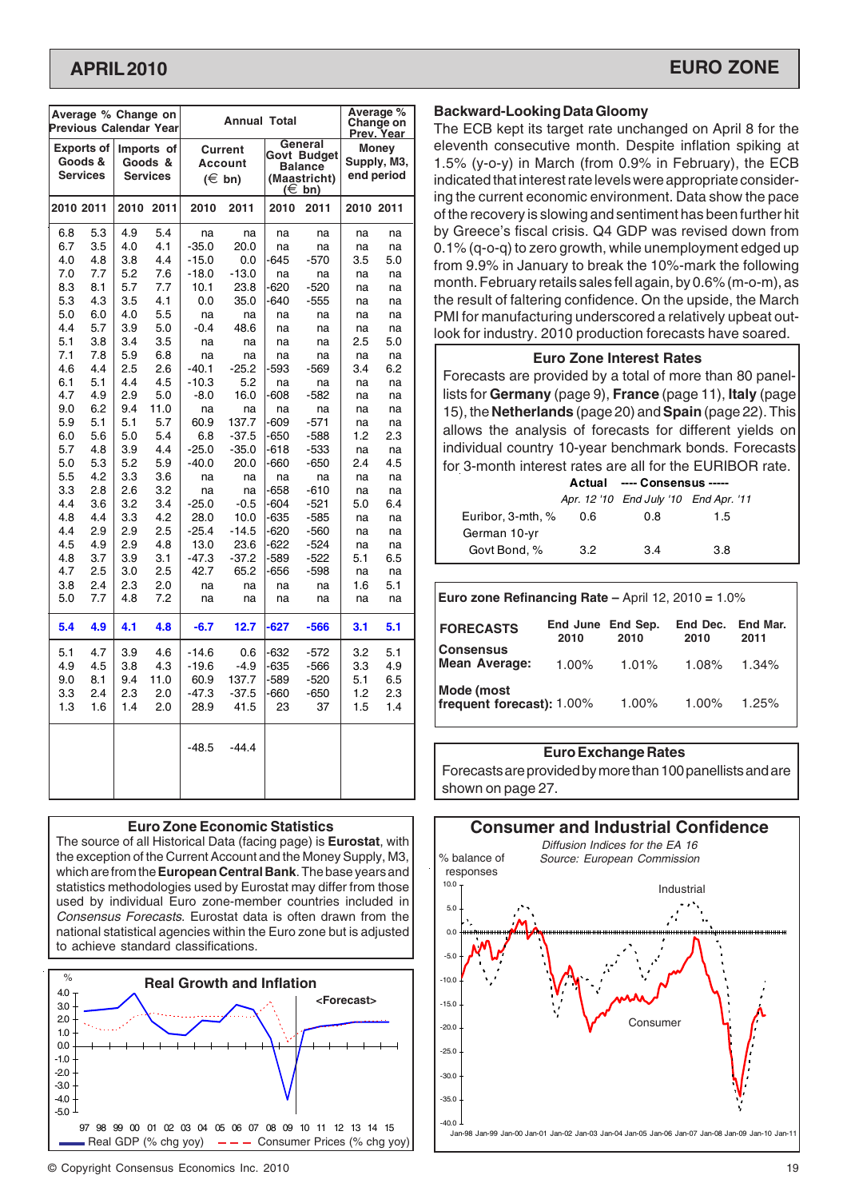## Backward-Looking Data Gloomy

The ECB kept its target rate unchanged on April 8 for the eleventh consecutive month. Despite inflation spiking at 1.5% (y-o-y) in March (from 0.9% in February), the ECB indicated that interest rate levels were appropriate considering the current economic environment. Data show the pace of the recovery is slowing and sentiment has been further hit by Greece's fiscal crisis. Q4 GDP was revised down from 0.1% (q-o-q) to zero growth, while unemployment edged up from 9.9% in January to break the 10%-mark the following month. February retails sales fell again, by 0.6% (m-o-m), as the result of faltering confidence. On the upside, the March PMI for manufacturing underscored a relatively upbeat outlook for industry. 2010 production forecasts have soared.

| Exports of Goods & Services 2010 | 2011 | Imports of Goods & Services 2010 | 2011 | Current Account (€ bn) 2010 | 2011 | General Govt Budget Balance (Maastricht) (€ bn) 2010 | 2011 | Money Supply, M3, end period 2010 | 2011 |
|---|---|---|---|---|---|---|---|---|---|
| 6.8 | 5.3 | 4.9 | 5.4 | na | na | na | na | na | na |
| 6.7 | 3.5 | 4.0 | 4.1 | -35.0 | 20.0 | na | na | na | na |
| 4.0 | 4.8 | 3.8 | 4.4 | -15.0 | 0.0 | -645 | -570 | 3.5 | 5.0 |
| 7.0 | 7.7 | 5.2 | 7.6 | -18.0 | -13.0 | na | na | na | na |
| 8.3 | 8.1 | 5.7 | 7.7 | 10.1 | 23.8 | -620 | -520 | na | na |
| 5.3 | 4.3 | 3.5 | 4.1 | 0.0 | 35.0 | -640 | -555 | na | na |
| 5.0 | 6.0 | 4.0 | 5.5 | na | na | na | na | na | na |
| 4.4 | 5.7 | 3.9 | 5.0 | -0.4 | 48.6 | na | na | na | na |
| 5.1 | 3.8 | 3.4 | 3.5 | na | na | na | na | 2.5 | 5.0 |
| 7.1 | 7.8 | 5.9 | 6.8 | na | na | na | na | na | na |
| 4.6 | 4.4 | 2.5 | 2.6 | -40.1 | -25.2 | -593 | -569 | 3.4 | 6.2 |
| 6.1 | 5.1 | 4.4 | 4.5 | -10.3 | 5.2 | na | na | na | na |
| 4.7 | 4.9 | 2.9 | 5.0 | -8.0 | 16.0 | -608 | -582 | na | na |
| 9.0 | 6.2 | 9.4 | 11.0 | na | na | na | na | na | na |
| 5.9 | 5.1 | 5.1 | 5.7 | 60.9 | 137.7 | -609 | -571 | na | na |
| 6.0 | 5.6 | 5.0 | 5.4 | 6.8 | -37.5 | -650 | -588 | 1.2 | 2.3 |
| 5.7 | 4.8 | 3.9 | 4.4 | -25.0 | -35.0 | -618 | -533 | na | na |
| 5.0 | 5.3 | 5.2 | 5.9 | -40.0 | 20.0 | -660 | -650 | 2.4 | 4.5 |
| 5.5 | 4.2 | 3.3 | 3.6 | na | na | na | na | na | na |
| 3.3 | 2.8 | 2.6 | 3.2 | na | na | -658 | -610 | na | na |
| 4.4 | 3.6 | 3.2 | 3.4 | -25.0 | -0.5 | -604 | -521 | 5.0 | 6.4 |
| 4.8 | 4.4 | 3.3 | 4.2 | 28.0 | 10.0 | -635 | -585 | na | na |
| 4.4 | 2.9 | 2.9 | 2.5 | -25.4 | -14.5 | -620 | -560 | na | na |
| 4.5 | 4.9 | 2.9 | 4.8 | 13.0 | 23.6 | -622 | -524 | na | na |
| 4.8 | 3.7 | 3.9 | 3.1 | -47.3 | -37.2 | -589 | -522 | 5.1 | 6.5 |
| 4.7 | 2.5 | 3.0 | 2.5 | 42.7 | 65.2 | -656 | -598 | na | na |
| 3.8 | 2.4 | 2.3 | 2.0 | na | na | na | na | 1.6 | 5.1 |
| 5.0 | 7.7 | 4.8 | 7.2 | na | na | na | na | na | na |
| **5.4** | **4.9** | **4.1** | **4.8** | **-6.7** | **12.7** | **-627** | **-566** | **3.1** | **5.1** |
| 5.1 | 4.7 | 3.9 | 4.6 | -14.6 | 0.6 | -632 | -572 | 3.2 | 5.1 |
| 4.9 | 4.5 | 3.8 | 4.3 | -19.6 | -4.9 | -635 | -566 | 3.3 | 4.9 |
| 9.0 | 8.1 | 9.4 | 11.0 | 60.9 | 137.7 | -589 | -520 | 5.1 | 6.5 |
| 3.3 | 2.4 | 2.3 | 2.0 | -47.3 | -37.5 | -660 | -650 | 1.2 | 2.3 |
| 1.3 | 1.6 | 1.4 | 2.0 | 28.9 | 41.5 | 23 | 37 | 1.5 | 1.4 |
| | | | | -48.5 | -44.4 | | | | |

Exports and Imports: Average % Change on Previous Calendar Year. Current Account and General Govt Budget Balance: Annual Total. Money Supply: Average % Change on Prev. Year.

### Euro Zone Interest Rates

Forecasts are provided by a total of more than 80 panellists for **Germany** (page 9), **France** (page 11), **Italy** (page 15), the **Netherlands** (page 20) and **Spain** (page 22). This allows the analysis of forecasts for individual country 10-year benchmark bonds. Forecasts for 3-month interest rates are all for the EURIBOR rate.

| | Actual Apr. 12 '10 | Consensus End July '10 | Consensus End Apr. '11 |
|---|---|---|---|
| Euribor, 3-mth, % | 0.6 | 0.8 | 1.5 |
| German 10-yr Govt Bond, % | 3.2 | 3.4 | 3.8 |

### Euro zone Refinancing Rate – April 12, 2010 = 1.0%

| FORECASTS | End June 2010 | End Sep. 2010 | End Dec. 2010 | End Mar. 2011 |
|---|---|---|---|---|
| Consensus Mean Average: | 1.00% | 1.01% | 1.08% | 1.34% |
| Mode (most frequent forecast): | 1.00% | 1.00% | 1.00% | 1.25% |

### Euro Exchange Rates

Forecasts are provided by more than 100 panellists and are shown on page 27.

### Euro Zone Economic Statistics

The source of all Historical Data (facing page) is **Eurostat**, with the exception of the Current Account and the Money Supply, M3, which are from the **European Central Bank**. The base years and statistics methodologies used by Eurostat may differ from those used by individual Euro zone-member countries included in *Consensus Forecasts*. Eurostat data is often drawn from the national statistical agencies within the Euro zone but is adjusted to achieve standard classifications.

### Real Growth and Inflation

% <Forecast>

Real GDP (% chg yoy) — Consumer Prices (% chg yoy)

### Consumer and Industrial Confidence

*Diffusion Indices for the EA 16*
*Source: European Commission*

% balance of responses — Industrial, Consumer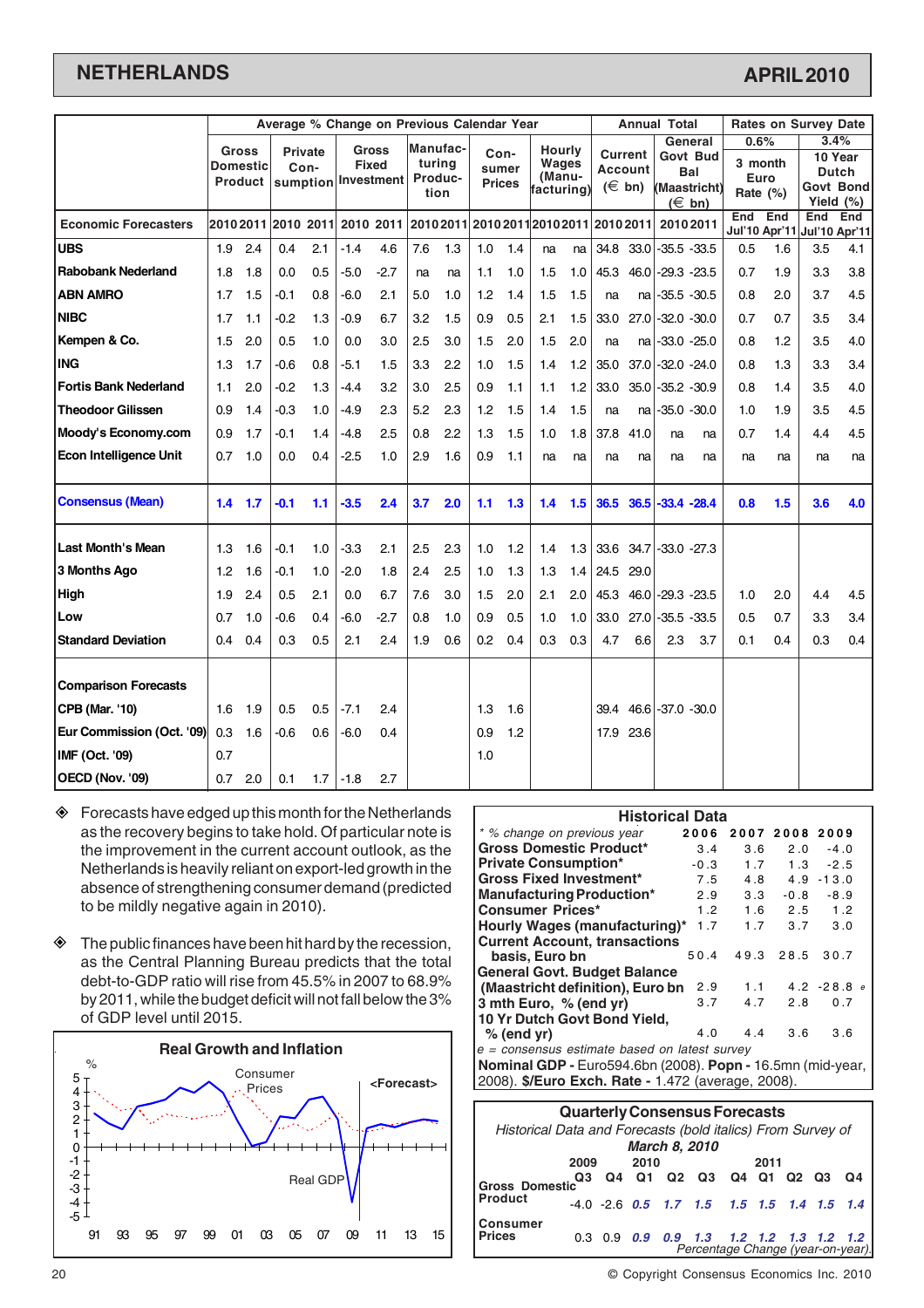# NETHERLANDS

## APRIL 2010

| Economic Forecasters | Gross Domestic Product 2010 | 2011 | Private Con-sumption 2010 | 2011 | Gross Fixed Investment 2010 | 2011 | Manufac-turing Produc-tion 2010 | 2011 | Con-sumer Prices 2010 | 2011 | Hourly Wages (Manu-facturing) 2010 | 2011 | Current Account (€ bn) 2010 | 2011 | General Govt Bud Bal (Maastricht) (€ bn) 2010 | 2011 | 3 month Euro Rate (%) 0.6% End Jul'10 | End Apr'11 | 10 Year Dutch Govt Bond Yield (%) 3.4% End Jul'10 | End Apr'11 |
|---|---|---|---|---|---|---|---|---|---|---|---|---|---|---|---|---|---|---|---|---|
| UBS | 1.9 | 2.4 | 0.4 | 2.1 | -1.4 | 4.6 | 7.6 | 1.3 | 1.0 | 1.4 | na | na | 34.8 | 33.0 | -35.5 | -33.5 | 0.5 | 1.6 | 3.5 | 4.1 |
| Rabobank Nederland | 1.8 | 1.8 | 0.0 | 0.5 | -5.0 | -2.7 | na | na | 1.1 | 1.0 | 1.5 | 1.0 | 45.3 | 46.0 | -29.3 | -23.5 | 0.7 | 1.9 | 3.3 | 3.8 |
| ABN AMRO | 1.7 | 1.5 | -0.1 | 0.8 | -6.0 | 2.1 | 5.0 | 1.0 | 1.2 | 1.4 | 1.5 | 1.5 | na | na | -35.5 | -30.5 | 0.8 | 2.0 | 3.7 | 4.5 |
| NIBC | 1.7 | 1.1 | -0.2 | 1.3 | -0.9 | 6.7 | 3.2 | 1.5 | 0.9 | 0.5 | 2.1 | 1.5 | 33.0 | 27.0 | -32.0 | -30.0 | 0.7 | 0.7 | 3.5 | 3.4 |
| Kempen & Co. | 1.5 | 2.0 | 0.5 | 1.0 | 0.0 | 3.0 | 2.5 | 3.0 | 1.5 | 2.0 | 1.5 | 2.0 | na | na | -33.0 | -25.0 | 0.8 | 1.2 | 3.5 | 4.0 |
| ING | 1.3 | 1.7 | -0.6 | 0.8 | -5.1 | 1.5 | 3.3 | 2.2 | 1.0 | 1.5 | 1.4 | 1.2 | 35.0 | 37.0 | -32.0 | -24.0 | 0.8 | 1.3 | 3.3 | 3.4 |
| Fortis Bank Nederland | 1.1 | 2.0 | -0.2 | 1.3 | -4.4 | 3.2 | 3.0 | 2.5 | 0.9 | 1.1 | 1.1 | 1.2 | 33.0 | 35.0 | -35.2 | -30.9 | 0.8 | 1.4 | 3.5 | 4.0 |
| Theodoor Gilissen | 0.9 | 1.4 | -0.3 | 1.0 | -4.9 | 2.3 | 5.2 | 2.3 | 1.2 | 1.5 | 1.4 | 1.5 | na | na | -35.0 | -30.0 | 1.0 | 1.9 | 3.5 | 4.5 |
| Moody's Economy.com | 0.9 | 1.7 | -0.1 | 1.4 | -4.8 | 2.5 | 0.8 | 2.2 | 1.3 | 1.5 | 1.0 | 1.8 | 37.8 | 41.0 | na | na | 0.7 | 1.4 | 4.4 | 4.5 |
| Econ Intelligence Unit | 0.7 | 1.0 | 0.0 | 0.4 | -2.5 | 1.0 | 2.9 | 1.6 | 0.9 | 1.1 | na | na | na | na | na | na | na | na | na | na |
| **Consensus (Mean)** | **1.4** | **1.7** | **-0.1** | **1.1** | **-3.5** | **2.4** | **3.7** | **2.0** | **1.1** | **1.3** | **1.4** | **1.5** | **36.5** | **36.5** | **-33.4** | **-28.4** | **0.8** | **1.5** | **3.6** | **4.0** |
| Last Month's Mean | 1.3 | 1.6 | -0.1 | 1.0 | -3.3 | 2.1 | 2.5 | 2.3 | 1.0 | 1.2 | 1.4 | 1.3 | 33.6 | 34.7 | -33.0 | -27.3 | | | | |
| 3 Months Ago | 1.2 | 1.6 | -0.1 | 1.0 | -2.0 | 1.8 | 2.4 | 2.5 | 1.0 | 1.3 | 1.3 | 1.4 | 24.5 | 29.0 | | | | | | |
| High | 1.9 | 2.4 | 0.5 | 2.1 | 0.0 | 6.7 | 7.6 | 3.0 | 1.5 | 2.0 | 2.1 | 2.0 | 45.3 | 46.0 | -29.3 | -23.5 | 1.0 | 2.0 | 4.4 | 4.5 |
| Low | 0.7 | 1.0 | -0.6 | 0.4 | -6.0 | -2.7 | 0.8 | 1.0 | 0.9 | 0.5 | 1.0 | 1.0 | 33.0 | 27.0 | -35.5 | -33.5 | 0.5 | 0.7 | 3.3 | 3.4 |
| Standard Deviation | 0.4 | 0.4 | 0.3 | 0.5 | 2.1 | 2.4 | 1.9 | 0.6 | 0.2 | 0.4 | 0.3 | 0.3 | 4.7 | 6.6 | 2.3 | 3.7 | 0.1 | 0.4 | 0.3 | 0.4 |
| **Comparison Forecasts** | | | | | | | | | | | | | | | | | | | | |
| CPB (Mar. '10) | 1.6 | 1.9 | 0.5 | 0.5 | -7.1 | 2.4 | | | 1.3 | 1.6 | | | 39.4 | 46.6 | -37.0 | -30.0 | | | | |
| Eur Commission (Oct. '09) | 0.3 | 1.6 | -0.6 | 0.6 | -6.0 | 0.4 | | | 0.9 | 1.2 | | | 17.9 | 23.6 | | | | | | |
| IMF (Oct. '09) | 0.7 | | | | | | | | 1.0 | | | | | | | | | | | |
| OECD (Nov. '09) | 0.7 | 2.0 | 0.1 | 1.7 | -1.8 | 2.7 | | | | | | | | | | | | | | |

- Forecasts have edged up this month for the Netherlands as the recovery begins to take hold. Of particular note is the improvement in the current account outlook, as the Netherlands is heavily reliant on export-led growth in the absence of strengthening consumer demand (predicted to be mildly negative again in 2010).

- The public finances have been hit hard by the recession, as the Central Planning Bureau predicts that the total debt-to-GDP ratio will rise from 45.5% in 2007 to 68.9% by 2011, while the budget deficit will not fall below the 3% of GDP level until 2015.

### Real Growth and Inflation

(Chart: %, Consumer Prices, Real GDP, <Forecast>, years 91–15)

### Historical Data

| * % change on previous year | 2006 | 2007 | 2008 | 2009 |
|---|---|---|---|---|
| Gross Domestic Product* | 3.4 | 3.6 | 2.0 | -4.0 |
| Private Consumption* | -0.3 | 1.7 | 1.3 | -2.5 |
| Gross Fixed Investment* | 7.5 | 4.8 | 4.9 | -13.0 |
| Manufacturing Production* | 2.9 | 3.3 | -0.8 | -8.9 |
| Consumer Prices* | 1.2 | 1.6 | 2.5 | 1.2 |
| Hourly Wages (manufacturing)* | 1.7 | 1.7 | 3.7 | 3.0 |
| Current Account, transactions basis, Euro bn | 50.4 | 49.3 | 28.5 | 30.7 |
| General Govt. Budget Balance (Maastricht definition), Euro bn | 2.9 | 1.1 | 4.2 | -28.8 e |
| 3 mth Euro, % (end yr) | 3.7 | 4.7 | 2.8 | 0.7 |
| 10 Yr Dutch Govt Bond Yield, % (end yr) | 4.0 | 4.4 | 3.6 | 3.6 |

*e = consensus estimate based on latest survey*

**Nominal GDP** - Euro594.6bn (2008). **Popn** - 16.5mn (mid-year, 2008). **$/Euro Exch. Rate** - 1.472 (average, 2008).

### Quarterly Consensus Forecasts

*Historical Data and Forecasts (bold italics) From Survey of March 8, 2010*

| | 2009 Q3 | Q4 | 2010 Q1 | Q2 | Q3 | Q4 | 2011 Q1 | Q2 | Q3 | Q4 |
|---|---|---|---|---|---|---|---|---|---|---|
| Gross Domestic Product | -4.0 | -2.6 | ***0.5*** | ***1.7*** | ***1.5*** | ***1.5*** | ***1.5*** | ***1.4*** | ***1.5*** | ***1.4*** |
| Consumer Prices | 0.3 | 0.9 | ***0.9*** | ***0.9*** | ***1.3*** | ***1.2*** | ***1.2*** | ***1.3*** | ***1.2*** | ***1.2*** |

*Percentage Change (year-on-year).*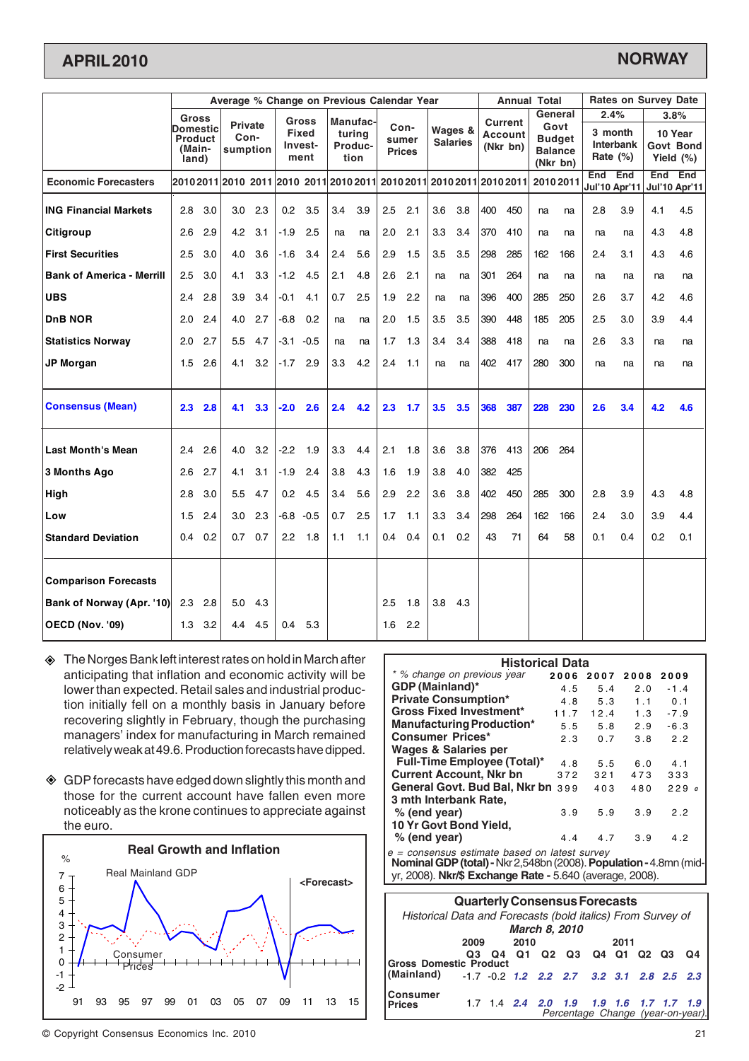# APRIL 2010 — NORWAY

| | Average % Change on Previous Calendar Year | | | | | | | | | | | | | | Annual Total | | | | Rates on Survey Date | | | |
|---|---|---|---|---|---|---|---|---|---|---|---|---|---|---|---|---|---|---|---|---|---|---|
| | Gross Domestic Product (Mainland) | | Private Consumption | | Gross Fixed Investment | | Manufacturing Production | | Consumer Prices | | Wages & Salaries | | Current Account (Nkr bn) | | General Govt Budget Balance (Nkr bn) | | 3 month Interbank Rate (%) 2.4% | | 10 Year Govt Bond Yield (%) 3.8% | |
| **Economic Forecasters** | 2010 | 2011 | 2010 | 2011 | 2010 | 2011 | 2010 | 2011 | 2010 | 2011 | 2010 | 2011 | 2010 | 2011 | 2010 | 2011 | End Jul'10 | End Apr'11 | End Jul'10 | End Apr'11 |
| **ING Financial Markets** | 2.8 | 3.0 | 3.0 | 2.3 | 0.2 | 3.5 | 3.4 | 3.9 | 2.5 | 2.1 | 3.6 | 3.8 | 400 | 450 | na | na | 2.8 | 3.9 | 4.1 | 4.5 |
| **Citigroup** | 2.6 | 2.9 | 4.2 | 3.1 | -1.9 | 2.5 | na | na | 2.0 | 2.1 | 3.3 | 3.4 | 370 | 410 | na | na | na | na | 4.3 | 4.8 |
| **First Securities** | 2.5 | 3.0 | 4.0 | 3.6 | -1.6 | 3.4 | 2.4 | 5.6 | 2.9 | 1.5 | 3.5 | 3.5 | 298 | 285 | 162 | 166 | 2.4 | 3.1 | 4.3 | 4.6 |
| **Bank of America - Merrill** | 2.5 | 3.0 | 4.1 | 3.3 | -1.2 | 4.5 | 2.1 | 4.8 | 2.6 | 2.1 | na | na | 301 | 264 | na | na | na | na | na | na |
| **UBS** | 2.4 | 2.8 | 3.9 | 3.4 | -0.1 | 4.1 | 0.7 | 2.5 | 1.9 | 2.2 | na | na | 396 | 400 | 285 | 250 | 2.6 | 3.7 | 4.2 | 4.6 |
| **DnB NOR** | 2.0 | 2.4 | 4.0 | 2.7 | -6.8 | 0.2 | na | na | 2.0 | 1.5 | 3.5 | 3.5 | 390 | 448 | 185 | 205 | 2.5 | 3.0 | 3.9 | 4.4 |
| **Statistics Norway** | 2.0 | 2.7 | 5.5 | 4.7 | -3.1 | -0.5 | na | na | 1.7 | 1.3 | 3.4 | 3.4 | 388 | 418 | na | na | 2.6 | 3.3 | na | na |
| **JP Morgan** | 1.5 | 2.6 | 4.1 | 3.2 | -1.7 | 2.9 | 3.3 | 4.2 | 2.4 | 1.1 | na | na | 402 | 417 | 280 | 300 | na | na | na | na |
| **Consensus (Mean)** | **2.3** | **2.8** | **4.1** | **3.3** | **-2.0** | **2.6** | **2.4** | **4.2** | **2.3** | **1.7** | **3.5** | **3.5** | **368** | **387** | **228** | **230** | **2.6** | **3.4** | **4.2** | **4.6** |
| **Last Month's Mean** | 2.4 | 2.6 | 4.0 | 3.2 | -2.2 | 1.9 | 3.3 | 4.4 | 2.1 | 1.8 | 3.6 | 3.8 | 376 | 413 | 206 | 264 | | | | |
| **3 Months Ago** | 2.6 | 2.7 | 4.1 | 3.1 | -1.9 | 2.4 | 3.8 | 4.3 | 1.6 | 1.9 | 3.8 | 4.0 | 382 | 425 | | | | | | |
| **High** | 2.8 | 3.0 | 5.5 | 4.7 | 0.2 | 4.5 | 3.4 | 5.6 | 2.9 | 2.2 | 3.6 | 3.8 | 402 | 450 | 285 | 300 | 2.8 | 3.9 | 4.3 | 4.8 |
| **Low** | 1.5 | 2.4 | 3.0 | 2.3 | -6.8 | -0.5 | 0.7 | 2.5 | 1.7 | 1.1 | 3.3 | 3.4 | 298 | 264 | 162 | 166 | 2.4 | 3.0 | 3.9 | 4.4 |
| **Standard Deviation** | 0.4 | 0.2 | 0.7 | 0.7 | 2.2 | 1.8 | 1.1 | 1.1 | 0.4 | 0.4 | 0.1 | 0.2 | 43 | 71 | 64 | 58 | 0.1 | 0.4 | 0.2 | 0.1 |
| **Comparison Forecasts** | | | | | | | | | | | | | | | | | | | | |
| **Bank of Norway (Apr. '10)** | 2.3 | 2.8 | 5.0 | 4.3 | | | | | 2.5 | 1.8 | 3.8 | 4.3 | | | | | | | | |
| **OECD (Nov. '09)** | 1.3 | 3.2 | 4.4 | 4.5 | 0.4 | 5.3 | | | 1.6 | 2.2 | | | | | | | | | | |

◈ The Norges Bank left interest rates on hold in March after anticipating that inflation and economic activity will be lower than expected. Retail sales and industrial production initially fell on a monthly basis in January before recovering slightly in February, though the purchasing managers' index for manufacturing in March remained relatively weak at 49.6. Production forecasts have dipped.

◈ GDP forecasts have edged down slightly this month and those for the current account have fallen even more noticeably as the krone continues to appreciate against the euro.

**Real Growth and Inflation**

(Chart: Real Mainland GDP and Consumer Prices, %, 1991–2015, with <Forecast> period)

## Historical Data

| * % change on previous year | 2006 | 2007 | 2008 | 2009 |
|---|---|---|---|---|
| **GDP (Mainland)*** | 4.5 | 5.4 | 2.0 | -1.4 |
| **Private Consumption*** | 4.8 | 5.3 | 1.1 | 0.1 |
| **Gross Fixed Investment*** | 11.7 | 12.4 | 1.3 | -7.9 |
| **Manufacturing Production*** | 5.5 | 5.8 | 2.9 | -6.3 |
| **Consumer Prices*** | 2.3 | 0.7 | 3.8 | 2.2 |
| **Wages & Salaries per Full-Time Employee (Total)*** | 4.8 | 5.5 | 6.0 | 4.1 |
| **Current Account, Nkr bn** | 372 | 321 | 473 | 333 |
| **General Govt. Bud Bal, Nkr bn** | 399 | 403 | 480 | 229 *e* |
| **3 mth Interbank Rate, % (end year)** | 3.9 | 5.9 | 3.9 | 2.2 |
| **10 Yr Govt Bond Yield, % (end year)** | 4.4 | 4.7 | 3.9 | 4.2 |

*e = consensus estimate based on latest survey*
**Nominal GDP (total)** - Nkr 2,548bn (2008). **Population** - 4.8mn (mid-yr, 2008). **Nkr/$ Exchange Rate** - 5.640 (average, 2008).

## Quarterly Consensus Forecasts

*Historical Data and Forecasts (bold italics) From Survey of March 8, 2010*

| | 2009 Q3 | 2009 Q4 | 2010 Q1 | 2010 Q2 | 2010 Q3 | 2010 Q4 | 2011 Q1 | 2011 Q2 | 2011 Q3 | 2011 Q4 |
|---|---|---|---|---|---|---|---|---|---|---|
| **Gross Domestic Product (Mainland)** | -1.7 | -0.2 | ***1.2*** | ***2.2*** | ***2.7*** | ***3.2*** | ***3.1*** | ***2.8*** | ***2.5*** | ***2.3*** |
| **Consumer Prices** | 1.7 | 1.4 | ***2.4*** | ***2.0*** | ***1.9*** | ***1.9*** | ***1.6*** | ***1.7*** | ***1.7*** | ***1.9*** |

*Percentage Change (year-on-year).*

© Copyright Consensus Economics Inc. 2010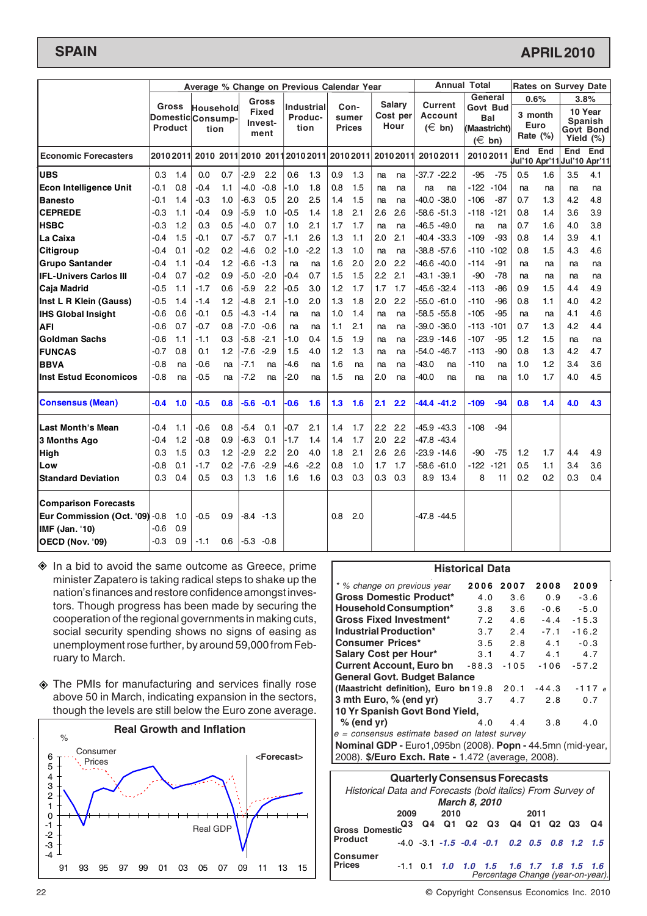# SPAIN

# APRIL 2010

| Economic Forecasters | Gross Domestic Product 2010 | 2011 | Household Consumption 2010 | 2011 | Gross Fixed Investment 2010 | 2011 | Industrial Production 2010 | 2011 | Consumer Prices 2010 | 2011 | Salary Cost per Hour 2010 | 2011 | Current Account (€ bn) 2010 | 2011 | General Govt Bud Bal (Maastricht) (€ bn) 2010 | 2011 | 3 month Euro Rate (%) 0.6% End Jul'10 | End Apr'11 | 10 Year Spanish Govt Bond Yield (%) 3.8% End Jul'10 | End Apr'11 |
|---|---|---|---|---|---|---|---|---|---|---|---|---|---|---|---|---|---|---|---|---|
| UBS | 0.3 | 1.4 | 0.0 | 0.7 | -2.9 | 2.2 | 0.6 | 1.3 | 0.9 | 1.3 | na | na | -37.7 | -22.2 | -95 | -75 | 0.5 | 1.6 | 3.5 | 4.1 |
| Econ Intelligence Unit | -0.1 | 0.8 | -0.4 | 1.1 | -4.0 | -0.8 | -1.0 | 1.8 | 0.8 | 1.5 | na | na | na | na | -122 | -104 | na | na | na | na |
| Banesto | -0.1 | 1.4 | -0.3 | 1.0 | -6.3 | 0.5 | 2.0 | 2.5 | 1.4 | 1.5 | na | na | -40.0 | -38.0 | -106 | -87 | 0.7 | 1.3 | 4.2 | 4.8 |
| CEPREDE | -0.3 | 1.1 | -0.4 | 0.9 | -5.9 | 1.0 | -0.5 | 1.4 | 1.8 | 2.1 | 2.6 | 2.6 | -58.6 | -51.3 | -118 | -121 | 0.8 | 1.4 | 3.6 | 3.9 |
| HSBC | -0.3 | 1.2 | 0.3 | 0.5 | -4.0 | 0.7 | 1.0 | 2.1 | 1.7 | 1.7 | na | na | -46.5 | -49.0 | na | na | 0.7 | 1.6 | 4.0 | 3.8 |
| La Caixa | -0.4 | 1.5 | -0.1 | 0.7 | -5.7 | 0.7 | -1.1 | 2.6 | 1.3 | 1.1 | 2.0 | 2.1 | -40.4 | -33.3 | -109 | -93 | 0.8 | 1.4 | 3.9 | 4.1 |
| Citigroup | -0.4 | 0.1 | -0.2 | 0.2 | -4.6 | 0.2 | -1.0 | -2.2 | 1.3 | 1.0 | na | na | -38.8 | -57.6 | -110 | -102 | 0.8 | 1.5 | 4.3 | 4.6 |
| Grupo Santander | -0.4 | 1.1 | -0.4 | 1.2 | -6.6 | -1.3 | na | na | 1.6 | 2.0 | 2.0 | 2.2 | -46.6 | -40.0 | -114 | -91 | na | na | na | na |
| IFL-Univers Carlos III | -0.4 | 0.7 | -0.2 | 0.9 | -5.0 | -2.0 | -0.4 | 0.7 | 1.5 | 1.5 | 2.2 | 2.1 | -43.1 | -39.1 | -90 | -78 | na | na | na | na |
| Caja Madrid | -0.5 | 1.1 | -1.7 | 0.6 | -5.9 | 2.2 | -0.5 | 3.0 | 1.2 | 1.7 | 1.7 | 1.7 | -45.6 | -32.4 | -113 | -86 | 0.9 | 1.5 | 4.4 | 4.9 |
| Inst L R Klein (Gauss) | -0.5 | 1.4 | -1.4 | 1.2 | -4.8 | 2.1 | -1.0 | 2.0 | 1.3 | 1.8 | 2.0 | 2.2 | -55.0 | -61.0 | -110 | -96 | 0.8 | 1.1 | 4.0 | 4.2 |
| IHS Global Insight | -0.6 | 0.6 | -0.1 | 0.5 | -4.3 | -1.4 | na | na | 1.0 | 1.4 | na | na | -58.5 | -55.8 | -105 | -95 | na | na | 4.1 | 4.6 |
| AFI | -0.6 | 0.7 | -0.7 | 0.8 | -7.0 | -0.6 | na | na | 1.1 | 2.1 | na | na | -39.0 | -36.0 | -113 | -101 | 0.7 | 1.3 | 4.2 | 4.4 |
| Goldman Sachs | -0.6 | 1.1 | -1.1 | 0.3 | -5.8 | -2.1 | -1.0 | 0.4 | 1.5 | 1.9 | na | na | -23.9 | -14.6 | -107 | -95 | 1.2 | 1.5 | na | na |
| FUNCAS | -0.7 | 0.8 | 0.1 | 1.2 | -7.6 | -2.9 | 1.5 | 4.0 | 1.2 | 1.3 | na | na | -54.0 | -46.7 | -113 | -90 | 0.8 | 1.3 | 4.2 | 4.7 |
| BBVA | -0.8 | na | -0.6 | na | -7.1 | na | -4.6 | na | 1.6 | na | na | na | -43.0 | na | -110 | na | 1.0 | 1.2 | 3.4 | 3.6 |
| Inst Estud Economicos | -0.8 | na | -0.5 | na | -7.2 | na | -2.0 | na | 1.5 | na | 2.0 | na | -40.0 | na | na | na | 1.0 | 1.7 | 4.0 | 4.5 |
| **Consensus (Mean)** | **-0.4** | **1.0** | **-0.5** | **0.8** | **-5.6** | **-0.1** | **-0.6** | **1.6** | **1.3** | **1.6** | **2.1** | **2.2** | **-44.4** | **-41.2** | **-109** | **-94** | **0.8** | **1.4** | **4.0** | **4.3** |
| Last Month's Mean | -0.4 | 1.1 | -0.6 | 0.8 | -5.4 | 0.1 | -0.7 | 2.1 | 1.4 | 1.7 | 2.2 | 2.2 | -45.9 | -43.3 | -108 | -94 | | | | |
| 3 Months Ago | -0.4 | 1.2 | -0.8 | 0.9 | -6.3 | 0.1 | -1.7 | 1.4 | 1.4 | 1.7 | 2.0 | 2.2 | -47.8 | -43.4 | | | | | | |
| High | 0.3 | 1.5 | 0.3 | 1.2 | -2.9 | 2.2 | 2.0 | 4.0 | 1.8 | 2.1 | 2.6 | 2.6 | -23.9 | -14.6 | -90 | -75 | 1.2 | 1.7 | 4.4 | 4.9 |
| Low | -0.8 | 0.1 | -1.7 | 0.2 | -7.6 | -2.9 | -4.6 | -2.2 | 0.8 | 1.0 | 1.7 | 1.7 | -58.6 | -61.0 | -122 | -121 | 0.5 | 1.1 | 3.4 | 3.6 |
| Standard Deviation | 0.3 | 0.4 | 0.5 | 0.3 | 1.3 | 1.6 | 1.6 | 1.6 | 0.3 | 0.3 | 0.3 | 0.3 | 8.9 | 13.4 | 8 | 11 | 0.2 | 0.2 | 0.3 | 0.4 |
| **Comparison Forecasts** | | | | | | | | | | | | | | | | | | | | |
| Eur Commission (Oct. '09) | -0.8 | 1.0 | -0.5 | 0.9 | -8.4 | -1.3 | | | 0.8 | 2.0 | | | -47.8 | -44.5 | | | | | | |
| IMF (Jan. '10) | -0.6 | 0.9 | | | | | | | | | | | | | | | | | | |
| OECD (Nov. '09) | -0.3 | 0.9 | -1.1 | 0.6 | -5.3 | -0.8 | | | | | | | | | | | | | | |

(Average % Change on Previous Calendar Year: GDP through Salary Cost per Hour; Annual Total: Current Account and General Govt Bud Bal; Rates on Survey Date: 3 month Euro Rate and 10 Year Spanish Govt Bond Yield.)

- In a bid to avoid the same outcome as Greece, prime minister Zapatero is taking radical steps to shake up the nation's finances and restore confidence amongst investors. Though progress has been made by securing the cooperation of the regional governments in making cuts, social security spending shows no signs of easing as unemployment rose further, by around 59,000 from February to March.

- The PMIs for manufacturing and services finally rose above 50 in March, indicating expansion in the sectors, though the levels are still below the Euro zone average.

**Real Growth and Inflation**

%

Consumer Prices

<Forecast>

Real GDP

91 93 95 97 99 01 03 05 07 09 11 13 15

## Historical Data

| * % change on previous year | 2006 | 2007 | 2008 | 2009 |
|---|---|---|---|---|
| **Gross Domestic Product*** | 4.0 | 3.6 | 0.9 | -3.6 |
| **Household Consumption*** | 3.8 | 3.6 | -0.6 | -5.0 |
| **Gross Fixed Investment*** | 7.2 | 4.6 | -4.4 | -15.3 |
| **Industrial Production*** | 3.7 | 2.4 | -7.1 | -16.2 |
| **Consumer Prices*** | 3.5 | 2.8 | 4.1 | -0.3 |
| **Salary Cost per Hour*** | 3.1 | 4.7 | 4.1 | 4.7 |
| **Current Account, Euro bn** | -88.3 | -105 | -106 | -57.2 |
| **General Govt. Budget Balance (Maastricht definition), Euro bn** | 19.8 | 20.1 | -44.3 | -117 *e* |
| **3 mth Euro, % (end yr)** | 3.7 | 4.7 | 2.8 | 0.7 |
| **10 Yr Spanish Govt Bond Yield, % (end yr)** | 4.0 | 4.4 | 3.8 | 4.0 |

*e = consensus estimate based on latest survey*

**Nominal GDP -** Euro1,095bn (2008). **Popn -** 44.5mn (mid-year, 2008). **$/Euro Exch. Rate -** 1.472 (average, 2008).

## Quarterly Consensus Forecasts

*Historical Data and Forecasts (bold italics) From Survey of* ***March 8, 2010***

| | 2009 Q3 | Q4 | 2010 Q1 | Q2 | Q3 | Q4 | 2011 Q1 | Q2 | Q3 | Q4 |
|---|---|---|---|---|---|---|---|---|---|---|
| Gross Domestic Product | -4.0 | -3.1 | ***-1.5*** | ***-0.4*** | ***-0.1*** | ***0.2*** | ***0.5*** | ***0.8*** | ***1.2*** | ***1.5*** |
| Consumer Prices | -1.1 | 0.1 | ***1.0*** | ***1.0*** | ***1.5*** | ***1.6*** | ***1.7*** | ***1.8*** | ***1.5*** | ***1.6*** |

*Percentage Change (year-on-year).*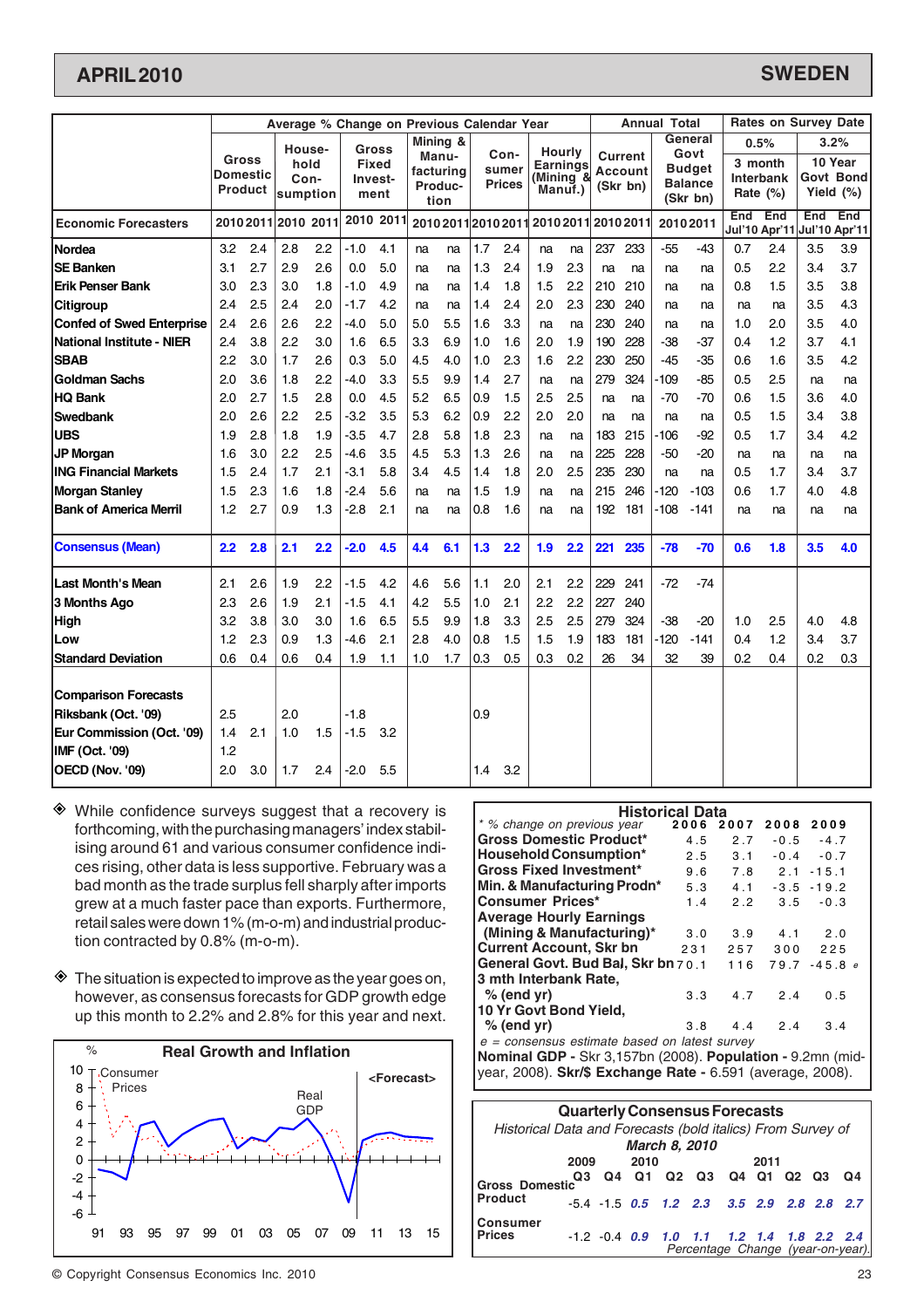# APRIL 2010 — SWEDEN

| Economic Forecasters | Gross Domestic Product 2010 | 2011 | Household Consumption 2010 | 2011 | Gross Fixed Investment 2010 | 2011 | Mining & Manufacturing Production 2010 | 2011 | Consumer Prices 2010 | 2011 | Hourly Earnings (Mining & Manuf.) 2010 | 2011 | Current Account (Skr bn) 2010 | 2011 | General Govt Budget Balance (Skr bn) 2010 | 2011 | 3 month Interbank Rate (%) 0.5% End Jul'10 | End Apr'11 | 10 Year Govt Bond Yield (%) 3.2% End Jul'10 | End Apr'11 |
|---|---|---|---|---|---|---|---|---|---|---|---|---|---|---|---|---|---|---|---|---|
| Nordea | 3.2 | 2.4 | 2.8 | 2.2 | -1.0 | 4.1 | na | na | 1.7 | 2.4 | na | na | 237 | 233 | -55 | -43 | 0.7 | 2.4 | 3.5 | 3.9 |
| SE Banken | 3.1 | 2.7 | 2.9 | 2.6 | 0.0 | 5.0 | na | na | 1.3 | 2.4 | 1.9 | 2.3 | na | na | na | na | 0.5 | 2.2 | 3.4 | 3.7 |
| Erik Penser Bank | 3.0 | 2.3 | 3.0 | 1.8 | -1.0 | 4.9 | na | na | 1.4 | 1.8 | 1.5 | 2.2 | 210 | 210 | na | na | 0.8 | 1.5 | 3.5 | 3.8 |
| Citigroup | 2.4 | 2.5 | 2.4 | 2.0 | -1.7 | 4.2 | na | na | 1.4 | 2.4 | 2.0 | 2.3 | 230 | 240 | na | na | na | na | 3.5 | 4.3 |
| Confed of Swed Enterprise | 2.4 | 2.6 | 2.6 | 2.2 | -4.0 | 5.0 | 5.0 | 5.5 | 1.6 | 3.3 | na | na | 230 | 240 | na | na | 1.0 | 2.0 | 3.5 | 4.0 |
| National Institute - NIER | 2.4 | 3.8 | 2.2 | 3.0 | 1.6 | 6.5 | 3.3 | 6.9 | 1.0 | 1.6 | 2.0 | 1.9 | 190 | 228 | -38 | -37 | 0.4 | 1.2 | 3.7 | 4.1 |
| SBAB | 2.2 | 3.0 | 1.7 | 2.6 | 0.3 | 5.0 | 4.5 | 4.0 | 1.0 | 2.3 | 1.6 | 2.2 | 230 | 250 | -45 | -35 | 0.6 | 1.6 | 3.5 | 4.2 |
| Goldman Sachs | 2.0 | 3.6 | 1.8 | 2.2 | -4.0 | 3.3 | 5.5 | 9.9 | 1.4 | 2.7 | na | na | 279 | 324 | -109 | -85 | 0.5 | 2.5 | na | na |
| HQ Bank | 2.0 | 2.7 | 1.5 | 2.8 | 0.0 | 4.5 | 5.2 | 6.5 | 0.9 | 1.5 | 2.5 | 2.5 | na | na | -70 | -70 | 0.6 | 1.5 | 3.6 | 4.0 |
| Swedbank | 2.0 | 2.6 | 2.2 | 2.5 | -3.2 | 3.5 | 5.3 | 6.2 | 0.9 | 2.2 | 2.0 | 2.0 | na | na | na | na | 0.5 | 1.5 | 3.4 | 3.8 |
| UBS | 1.9 | 2.8 | 1.8 | 1.9 | -3.5 | 4.7 | 2.8 | 5.8 | 1.8 | 2.3 | na | na | 183 | 215 | -106 | -92 | 0.5 | 1.7 | 3.4 | 4.2 |
| JP Morgan | 1.6 | 3.0 | 2.2 | 2.5 | -4.6 | 3.5 | 4.5 | 5.3 | 1.3 | 2.6 | na | na | 225 | 228 | -50 | -20 | na | na | na | na |
| ING Financial Markets | 1.5 | 2.4 | 1.7 | 2.1 | -3.1 | 5.8 | 3.4 | 4.5 | 1.4 | 1.8 | 2.0 | 2.5 | 235 | 230 | na | na | 0.5 | 1.7 | 3.4 | 3.7 |
| Morgan Stanley | 1.5 | 2.3 | 1.6 | 1.8 | -2.4 | 5.6 | na | na | 1.5 | 1.9 | na | na | 215 | 246 | -120 | -103 | 0.6 | 1.7 | 4.0 | 4.8 |
| Bank of America Merril | 1.2 | 2.7 | 0.9 | 1.3 | -2.8 | 2.1 | na | na | 0.8 | 1.6 | na | na | 192 | 181 | -108 | -141 | na | na | na | na |
| **Consensus (Mean)** | **2.2** | **2.8** | **2.1** | **2.2** | **-2.0** | **4.5** | **4.4** | **6.1** | **1.3** | **2.2** | **1.9** | **2.2** | **221** | **235** | **-78** | **-70** | **0.6** | **1.8** | **3.5** | **4.0** |
| Last Month's Mean | 2.1 | 2.6 | 1.9 | 2.2 | -1.5 | 4.2 | 4.6 | 5.6 | 1.1 | 2.0 | 2.1 | 2.2 | 229 | 241 | -72 | -74 | | | | |
| 3 Months Ago | 2.3 | 2.6 | 1.9 | 2.1 | -1.5 | 4.1 | 4.2 | 5.5 | 1.0 | 2.1 | 2.2 | 2.2 | 227 | 240 | | | | | | |
| High | 3.2 | 3.8 | 3.0 | 3.0 | 1.6 | 6.5 | 5.5 | 9.9 | 1.8 | 3.3 | 2.5 | 2.5 | 279 | 324 | -38 | -20 | 1.0 | 2.5 | 4.0 | 4.8 |
| Low | 1.2 | 2.3 | 0.9 | 1.3 | -4.6 | 2.1 | 2.8 | 4.0 | 0.8 | 1.5 | 1.5 | 1.9 | 183 | 181 | -120 | -141 | 0.4 | 1.2 | 3.4 | 3.7 |
| Standard Deviation | 0.6 | 0.4 | 0.6 | 0.4 | 1.9 | 1.1 | 1.0 | 1.7 | 0.3 | 0.5 | 0.3 | 0.2 | 26 | 34 | 32 | 39 | 0.2 | 0.4 | 0.2 | 0.3 |
| **Comparison Forecasts** | | | | | | | | | | | | | | | | | | | | |
| Riksbank (Oct. '09) | 2.5 | | 2.0 | | -1.8 | | | | 0.9 | | | | | | | | | | | |
| Eur Commission (Oct. '09) | 1.4 | 2.1 | 1.0 | 1.5 | -1.5 | 3.2 | | | | | | | | | | | | | | |
| IMF (Oct. '09) | 1.2 | | | | | | | | | | | | | | | | | | | |
| OECD (Nov. '09) | 2.0 | 3.0 | 1.7 | 2.4 | -2.0 | 5.5 | | | 1.4 | 3.2 | | | | | | | | | | |

Average % Change on Previous Calendar Year (GDP through Hourly Earnings); Annual Total (Current Account, Budget Balance); Rates on Survey Date (Interbank 0.5%, Bond Yield 3.2%).

- While confidence surveys suggest that a recovery is forthcoming, with the purchasing managers' index stabilising around 61 and various consumer confidence indices rising, other data is less supportive. February was a bad month as the trade surplus fell sharply after imports grew at a much faster pace than exports. Furthermore, retail sales were down 1% (m-o-m) and industrial production contracted by 0.8% (m-o-m).

- The situation is expected to improve as the year goes on, however, as consensus forecasts for GDP growth edge up this month to 2.2% and 2.8% for this year and next.

## Real Growth and Inflation

(Chart: %, Consumer Prices and Real GDP, 91–15, <Forecast>)

## Historical Data

| * % change on previous year | 2006 | 2007 | 2008 | 2009 |
|---|---|---|---|---|
| Gross Domestic Product* | 4.5 | 2.7 | -0.5 | -4.7 |
| Household Consumption* | 2.5 | 3.1 | -0.4 | -0.7 |
| Gross Fixed Investment* | 9.6 | 7.8 | 2.1 | -15.1 |
| Min. & Manufacturing Prodn* | 5.3 | 4.1 | -3.5 | -19.2 |
| Consumer Prices* | 1.4 | 2.2 | 3.5 | -0.3 |
| Average Hourly Earnings (Mining & Manufacturing)* | 3.0 | 3.9 | 4.1 | 2.0 |
| Current Account, Skr bn | 231 | 257 | 300 | 225 |
| General Govt. Bud Bal, Skr bn | 70.1 | 116 | 79.7 | -45.8 e |
| 3 mth Interbank Rate, % (end yr) | 3.3 | 4.7 | 2.4 | 0.5 |
| 10 Yr Govt Bond Yield, % (end yr) | 3.8 | 4.4 | 2.4 | 3.4 |

e = consensus estimate based on latest survey

**Nominal GDP** - Skr 3,157bn (2008). **Population** - 9.2mn (mid-year, 2008). **Skr/$ Exchange Rate** - 6.591 (average, 2008).

## Quarterly Consensus Forecasts

*Historical Data and Forecasts (bold italics) From Survey of March 8, 2010*

| | 2009 Q3 | Q4 | 2010 Q1 | Q2 | Q3 | Q4 | 2011 Q1 | Q2 | Q3 | Q4 |
|---|---|---|---|---|---|---|---|---|---|---|
| Gross Domestic Product | -5.4 | -1.5 | ***0.5*** | ***1.2*** | ***2.3*** | ***3.5*** | ***2.9*** | ***2.8*** | ***2.8*** | ***2.7*** |
| Consumer Prices | -1.2 | -0.4 | ***0.9*** | ***1.0*** | ***1.1*** | ***1.2*** | ***1.4*** | ***1.8*** | ***2.2*** | ***2.4*** |

*Percentage Change (year-on-year).*

© Copyright Consensus Economics Inc. 2010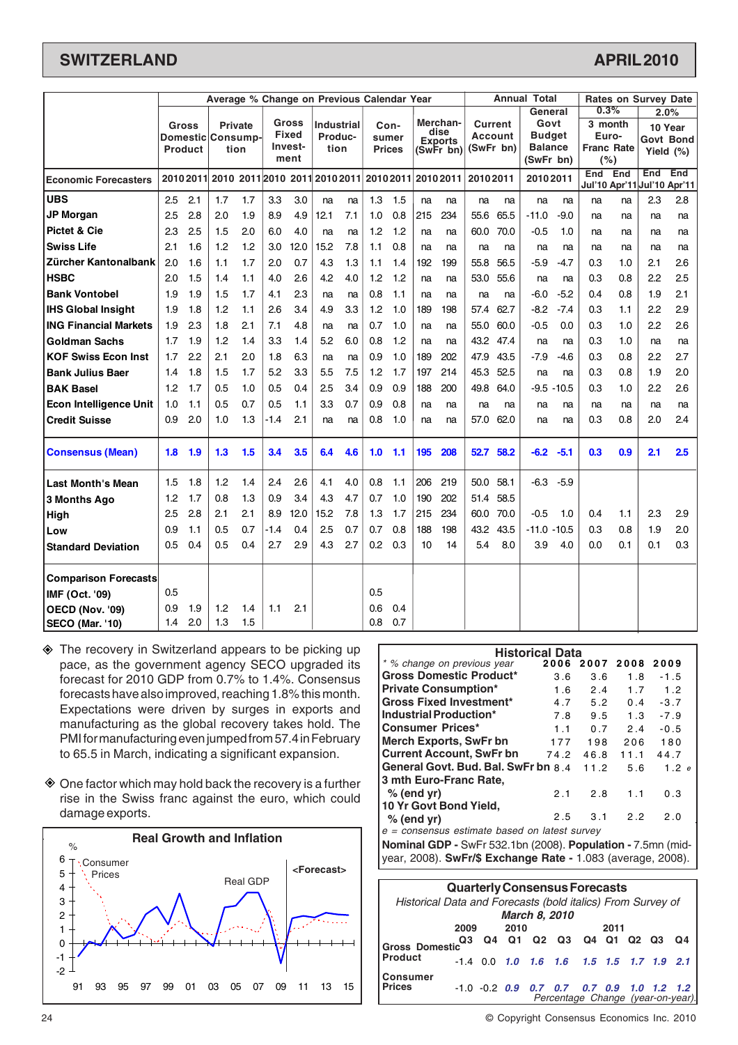## SWITZERLAND — APRIL 2010

| Economic Forecasters | Gross Domestic Product 2010 | 2011 | Private Consumption 2010 | 2011 | Gross Fixed Investment 2010 | 2011 | Industrial Production 2010 | 2011 | Consumer Prices 2010 | 2011 | Merchandise Exports (SwFr bn) 2010 | 2011 | Current Account (SwFr bn) 2010 | 2011 | General Govt Budget Balance (SwFr bn) 2010 | 2011 | 3 month Euro-Franc Rate (%) 0.3% End Jul'10 | End Apr'11 | 10 Year Govt Bond Yield (%) 2.0% End Jul'10 | End Apr'11 |
|---|---|---|---|---|---|---|---|---|---|---|---|---|---|---|---|---|---|---|---|---|
| UBS | 2.5 | 2.1 | 1.7 | 1.7 | 3.3 | 3.0 | na | na | 1.3 | 1.5 | na | na | na | na | na | na | na | na | 2.3 | 2.8 |
| JP Morgan | 2.5 | 2.8 | 2.0 | 1.9 | 8.9 | 4.9 | 12.1 | 7.1 | 1.0 | 0.8 | 215 | 234 | 55.6 | 65.5 | -11.0 | -9.0 | na | na | na | na |
| Pictet & Cie | 2.3 | 2.5 | 1.5 | 2.0 | 6.0 | 4.0 | na | na | 1.2 | 1.2 | na | na | 60.0 | 70.0 | -0.5 | 1.0 | na | na | na | na |
| Swiss Life | 2.1 | 1.6 | 1.2 | 1.2 | 3.0 | 12.0 | 15.2 | 7.8 | 1.1 | 0.8 | na | na | na | na | na | na | na | na | na | na |
| Zürcher Kantonalbank | 2.0 | 1.6 | 1.1 | 1.7 | 2.0 | 0.7 | 4.3 | 1.3 | 1.1 | 1.4 | 192 | 199 | 55.8 | 56.5 | -5.9 | -4.7 | 0.3 | 1.0 | 2.1 | 2.6 |
| HSBC | 2.0 | 1.5 | 1.4 | 1.1 | 4.0 | 2.6 | 4.2 | 4.0 | 1.2 | 1.2 | na | na | 53.0 | 55.6 | na | na | 0.3 | 0.8 | 2.2 | 2.5 |
| Bank Vontobel | 1.9 | 1.9 | 1.5 | 1.7 | 4.1 | 2.3 | na | na | 0.8 | 1.1 | na | na | na | na | -6.0 | -5.2 | 0.4 | 0.8 | 1.9 | 2.1 |
| IHS Global Insight | 1.9 | 1.8 | 1.2 | 1.1 | 2.6 | 3.4 | 4.9 | 3.3 | 1.2 | 1.0 | 189 | 198 | 57.4 | 62.7 | -8.2 | -7.4 | 0.3 | 1.1 | 2.2 | 2.9 |
| ING Financial Markets | 1.9 | 2.3 | 1.8 | 2.1 | 7.1 | 4.8 | na | na | 0.7 | 1.0 | na | na | 55.0 | 60.0 | -0.5 | 0.0 | 0.3 | 1.0 | 2.2 | 2.6 |
| Goldman Sachs | 1.7 | 1.9 | 1.2 | 1.4 | 3.3 | 1.4 | 5.2 | 6.0 | 0.8 | 1.2 | na | na | 43.2 | 47.4 | na | na | 0.3 | 1.0 | na | na |
| KOF Swiss Econ Inst | 1.7 | 2.2 | 2.1 | 2.0 | 1.8 | 6.3 | na | na | 0.9 | 1.0 | 189 | 202 | 47.9 | 43.5 | -7.9 | -4.6 | 0.3 | 0.8 | 2.2 | 2.7 |
| Bank Julius Baer | 1.4 | 1.8 | 1.5 | 1.5 | 5.2 | 3.3 | 5.5 | 7.5 | 1.2 | 1.7 | 197 | 214 | 45.3 | 52.5 | na | na | 0.3 | 0.8 | 1.9 | 2.0 |
| BAK Basel | 1.2 | 1.7 | 0.5 | 1.0 | 0.5 | 0.4 | 2.5 | 3.4 | 0.9 | 0.9 | 188 | 200 | 49.8 | 64.0 | -9.5 | -10.5 | 0.3 | 1.0 | 2.2 | 2.6 |
| Econ Intelligence Unit | 1.0 | 1.1 | 0.5 | 0.7 | 0.5 | 1.1 | 3.3 | 0.7 | 0.9 | 0.8 | na | na | na | na | na | na | na | na | na | na |
| Credit Suisse | 0.9 | 2.0 | 1.0 | 1.3 | -1.4 | 2.1 | na | na | 0.8 | 1.0 | na | na | 57.0 | 62.0 | na | na | 0.3 | 0.8 | 2.0 | 2.4 |
| **Consensus (Mean)** | **1.8** | **1.9** | **1.3** | **1.5** | **3.4** | **3.5** | **6.4** | **4.6** | **1.0** | **1.1** | **195** | **208** | **52.7** | **58.2** | **-6.2** | **-5.1** | **0.3** | **0.9** | **2.1** | **2.5** |
| Last Month's Mean | 1.5 | 1.8 | 1.2 | 1.4 | 2.4 | 2.6 | 4.1 | 4.0 | 0.8 | 1.1 | 206 | 219 | 50.0 | 58.1 | -6.3 | -5.9 | | | | |
| 3 Months Ago | 1.2 | 1.7 | 0.8 | 1.3 | 0.9 | 3.4 | 4.3 | 4.7 | 0.7 | 1.0 | 190 | 202 | 51.4 | 58.5 | | | | | | |
| High | 2.5 | 2.8 | 2.1 | 2.1 | 8.9 | 12.0 | 15.2 | 7.8 | 1.3 | 1.7 | 215 | 234 | 60.0 | 70.0 | -0.5 | 1.0 | 0.4 | 1.1 | 2.3 | 2.9 |
| Low | 0.9 | 1.1 | 0.5 | 0.7 | -1.4 | 0.4 | 2.5 | 0.7 | 0.7 | 0.8 | 188 | 198 | 43.2 | 43.5 | -11.0 | -10.5 | 0.3 | 0.8 | 1.9 | 2.0 |
| Standard Deviation | 0.5 | 0.4 | 0.5 | 0.4 | 2.7 | 2.9 | 4.3 | 2.7 | 0.2 | 0.3 | 10 | 14 | 5.4 | 8.0 | 3.9 | 4.0 | 0.0 | 0.1 | 0.1 | 0.3 |
| **Comparison Forecasts** | | | | | | | | | | | | | | | | | | | | |
| IMF (Oct. '09) | 0.5 | | | | | | | | 0.5 | | | | | | | | | | | |
| OECD (Nov. '09) | 0.9 | 1.9 | 1.2 | 1.4 | 1.1 | 2.1 | | | 0.6 | 0.4 | | | | | | | | | | |
| SECO (Mar. '10) | 1.4 | 2.0 | 1.3 | 1.5 | | | | | 0.8 | 0.7 | | | | | | | | | | |

Columns: Average % Change on Previous Calendar Year (GDP through Consumer Prices); Annual Total (Merchandise Exports through General Govt Budget Balance); Rates on Survey Date (3 month Euro-Franc Rate, 10 Year Govt Bond Yield).

- The recovery in Switzerland appears to be picking up pace, as the government agency SECO upgraded its forecast for 2010 GDP from 0.7% to 1.4%. Consensus forecasts have also improved, reaching 1.8% this month. Expectations were driven by surges in exports and manufacturing as the global recovery takes hold. The PMI for manufacturing even jumped from 57.4 in February to 65.5 in March, indicating a significant expansion.

- One factor which may hold back the recovery is a further rise in the Swiss franc against the euro, which could damage exports.

### Real Growth and Inflation

(Chart: %, Consumer Prices and Real GDP, 1991–2015, with <Forecast>)

### Historical Data

| * % change on previous year | 2006 | 2007 | 2008 | 2009 |
|---|---|---|---|---|
| Gross Domestic Product* | 3.6 | 3.6 | 1.8 | -1.5 |
| Private Consumption* | 1.6 | 2.4 | 1.7 | 1.2 |
| Gross Fixed Investment* | 4.7 | 5.2 | 0.4 | -3.7 |
| Industrial Production* | 7.8 | 9.5 | 1.3 | -7.9 |
| Consumer Prices* | 1.1 | 0.7 | 2.4 | -0.5 |
| Merch Exports, SwFr bn | 177 | 198 | 206 | 180 |
| Current Account, SwFr bn | 74.2 | 46.8 | 11.1 | 44.7 |
| General Govt. Bud. Bal. SwFr bn | 8.4 | 11.2 | 5.6 | 1.2 *e* |
| 3 mth Euro-Franc Rate, % (end yr) | 2.1 | 2.8 | 1.1 | 0.3 |
| 10 Yr Govt Bond Yield, % (end yr) | 2.5 | 3.1 | 2.2 | 2.0 |

*e = consensus estimate based on latest survey*

**Nominal GDP -** SwFr 532.1bn (2008). **Population -** 7.5mn (mid-year, 2008). **SwFr/$ Exchange Rate -** 1.083 (average, 2008).

### Quarterly Consensus Forecasts

*Historical Data and Forecasts (bold italics) From Survey of* ***March 8, 2010***

| | 2009 Q3 | Q4 | 2010 Q1 | Q2 | Q3 | Q4 | 2011 Q1 | Q2 | Q3 | Q4 |
|---|---|---|---|---|---|---|---|---|---|---|
| Gross Domestic Product | -1.4 | 0.0 | ***1.0*** | ***1.6*** | ***1.6*** | ***1.5*** | ***1.5*** | ***1.7*** | ***1.9*** | ***2.1*** |
| Consumer Prices | -1.0 | -0.2 | ***0.9*** | ***0.7*** | ***0.7*** | ***0.7*** | ***0.9*** | ***1.0*** | ***1.2*** | ***1.2*** |

*Percentage Change (year-on-year)*

© Copyright Consensus Economics Inc. 2010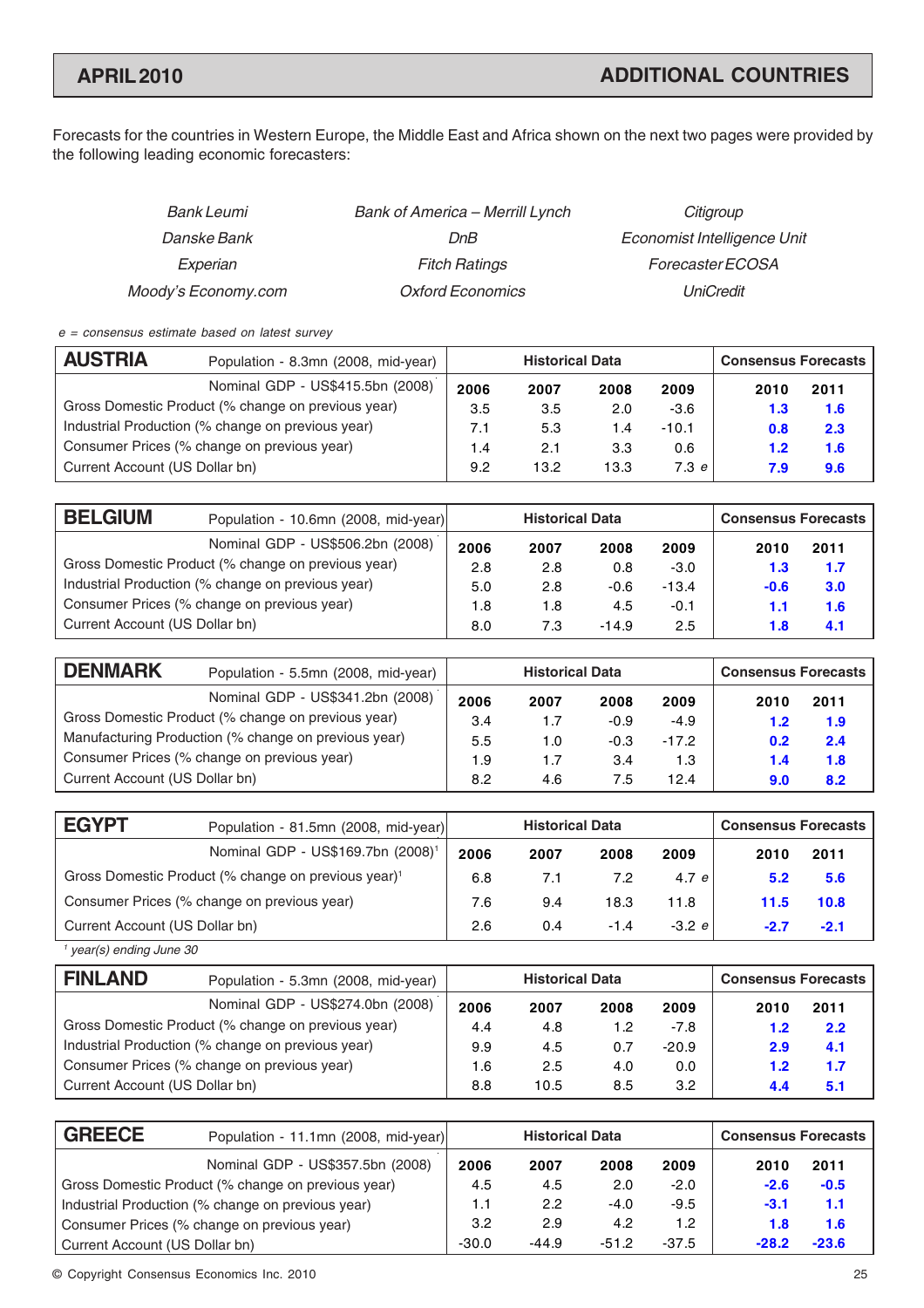## APRIL 2010 — ADDITIONAL COUNTRIES

Forecasts for the countries in Western Europe, the Middle East and Africa shown on the next two pages were provided by the following leading economic forecasters:

| | | |
|---|---|---|
| *Bank Leumi* | *Bank of America – Merrill Lynch* | *Citigroup* |
| *Danske Bank* | *DnB* | *Economist Intelligence Unit* |
| *Experian* | *Fitch Ratings* | *Forecaster ECOSA* |
| *Moody's Economy.com* | *Oxford Economics* | *UniCredit* |

*e = consensus estimate based on latest survey*

| **AUSTRIA** Population - 8.3mn (2008, mid-year) | Historical Data | | | | Consensus Forecasts | |
|---|---|---|---|---|---|---|
| Nominal GDP - US$415.5bn (2008) | **2006** | **2007** | **2008** | **2009** | **2010** | **2011** |
| Gross Domestic Product (% change on previous year) | 3.5 | 3.5 | 2.0 | -3.6 | **1.3** | **1.6** |
| Industrial Production (% change on previous year) | 7.1 | 5.3 | 1.4 | -10.1 | **0.8** | **2.3** |
| Consumer Prices (% change on previous year) | 1.4 | 2.1 | 3.3 | 0.6 | **1.2** | **1.6** |
| Current Account (US Dollar bn) | 9.2 | 13.2 | 13.3 | 7.3 *e* | **7.9** | **9.6** |

| **BELGIUM** Population - 10.6mn (2008, mid-year) | Historical Data | | | | Consensus Forecasts | |
|---|---|---|---|---|---|---|
| Nominal GDP - US$506.2bn (2008) | **2006** | **2007** | **2008** | **2009** | **2010** | **2011** |
| Gross Domestic Product (% change on previous year) | 2.8 | 2.8 | 0.8 | -3.0 | **1.3** | **1.7** |
| Industrial Production (% change on previous year) | 5.0 | 2.8 | -0.6 | -13.4 | **-0.6** | **3.0** |
| Consumer Prices (% change on previous year) | 1.8 | 1.8 | 4.5 | -0.1 | **1.1** | **1.6** |
| Current Account (US Dollar bn) | 8.0 | 7.3 | -14.9 | 2.5 | **1.8** | **4.1** |

| **DENMARK** Population - 5.5mn (2008, mid-year) | Historical Data | | | | Consensus Forecasts | |
|---|---|---|---|---|---|---|
| Nominal GDP - US$341.2bn (2008) | **2006** | **2007** | **2008** | **2009** | **2010** | **2011** |
| Gross Domestic Product (% change on previous year) | 3.4 | 1.7 | -0.9 | -4.9 | **1.2** | **1.9** |
| Manufacturing Production (% change on previous year) | 5.5 | 1.0 | -0.3 | -17.2 | **0.2** | **2.4** |
| Consumer Prices (% change on previous year) | 1.9 | 1.7 | 3.4 | 1.3 | **1.4** | **1.8** |
| Current Account (US Dollar bn) | 8.2 | 4.6 | 7.5 | 12.4 | **9.0** | **8.2** |

| **EGYPT** Population - 81.5mn (2008, mid-year) | Historical Data | | | | Consensus Forecasts | |
|---|---|---|---|---|---|---|
| Nominal GDP - US$169.7bn (2008)[1] | **2006** | **2007** | **2008** | **2009** | **2010** | **2011** |
| Gross Domestic Product (% change on previous year)[1] | 6.8 | 7.1 | 7.2 | 4.7 *e* | **5.2** | **5.6** |
| Consumer Prices (% change on previous year) | 7.6 | 9.4 | 18.3 | 11.8 | **11.5** | **10.8** |
| Current Account (US Dollar bn) | 2.6 | 0.4 | -1.4 | -3.2 *e* | **-2.7** | **-2.1** |

[1] *year(s) ending June 30*

| **FINLAND** Population - 5.3mn (2008, mid-year) | Historical Data | | | | Consensus Forecasts | |
|---|---|---|---|---|---|---|
| Nominal GDP - US$274.0bn (2008) | **2006** | **2007** | **2008** | **2009** | **2010** | **2011** |
| Gross Domestic Product (% change on previous year) | 4.4 | 4.8 | 1.2 | -7.8 | **1.2** | **2.2** |
| Industrial Production (% change on previous year) | 9.9 | 4.5 | 0.7 | -20.9 | **2.9** | **4.1** |
| Consumer Prices (% change on previous year) | 1.6 | 2.5 | 4.0 | 0.0 | **1.2** | **1.7** |
| Current Account (US Dollar bn) | 8.8 | 10.5 | 8.5 | 3.2 | **4.4** | **5.1** |

| **GREECE** Population - 11.1mn (2008, mid-year) | Historical Data | | | | Consensus Forecasts | |
|---|---|---|---|---|---|---|
| Nominal GDP - US$357.5bn (2008) | **2006** | **2007** | **2008** | **2009** | **2010** | **2011** |
| Gross Domestic Product (% change on previous year) | 4.5 | 4.5 | 2.0 | -2.0 | **-2.6** | **-0.5** |
| Industrial Production (% change on previous year) | 1.1 | 2.2 | -4.0 | -9.5 | **-3.1** | **1.1** |
| Consumer Prices (% change on previous year) | 3.2 | 2.9 | 4.2 | 1.2 | **1.8** | **1.6** |
| Current Account (US Dollar bn) | -30.0 | -44.9 | -51.2 | -37.5 | **-28.2** | **-23.6** |

© Copyright Consensus Economics Inc. 2010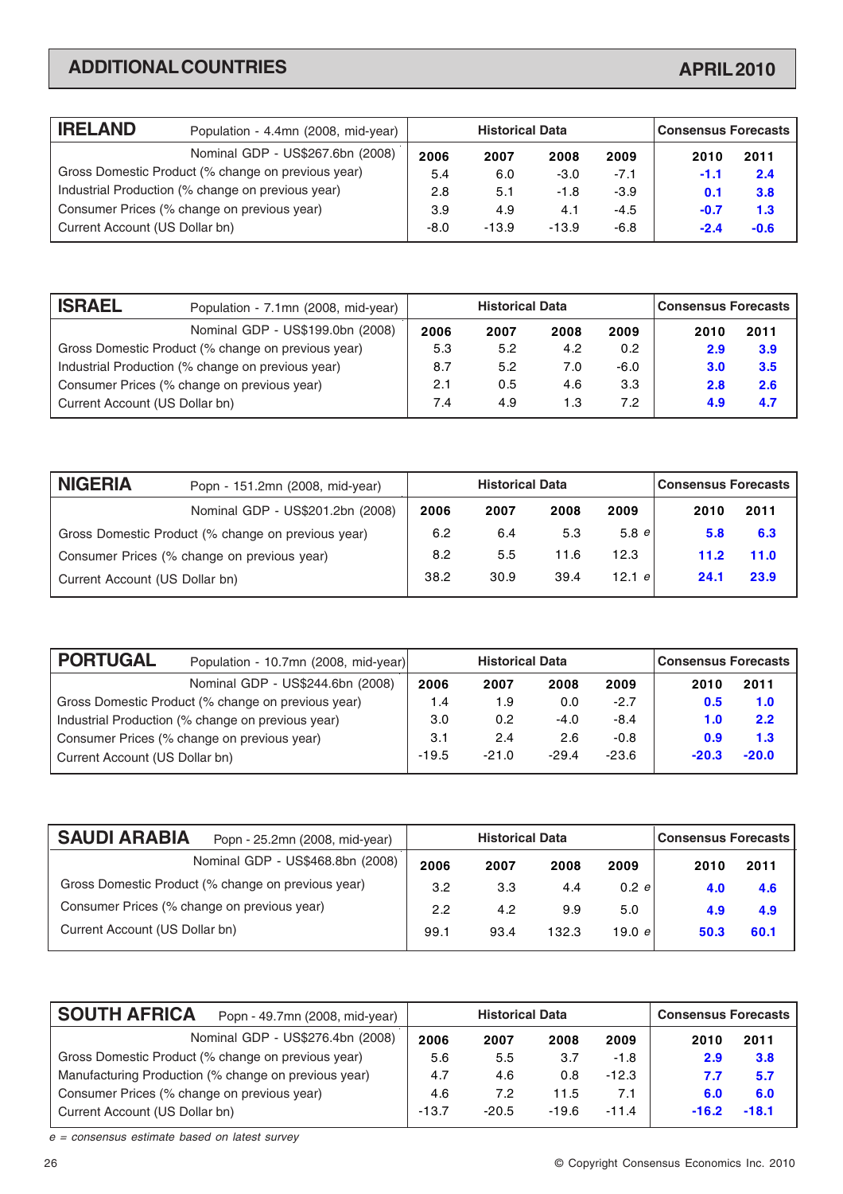## ADDITIONAL COUNTRIES — APRIL 2010

| IRELAND — Population - 4.4mn (2008, mid-year) | Historical Data | | | | Consensus Forecasts | |
|---|---|---|---|---|---|---|
| Nominal GDP - US$267.6bn (2008) | 2006 | 2007 | 2008 | 2009 | 2010 | 2011 |
| Gross Domestic Product (% change on previous year) | 5.4 | 6.0 | -3.0 | -7.1 | **-1.1** | **2.4** |
| Industrial Production (% change on previous year) | 2.8 | 5.1 | -1.8 | -3.9 | **0.1** | **3.8** |
| Consumer Prices (% change on previous year) | 3.9 | 4.9 | 4.1 | -4.5 | **-0.7** | **1.3** |
| Current Account (US Dollar bn) | -8.0 | -13.9 | -13.9 | -6.8 | **-2.4** | **-0.6** |

| ISRAEL — Population - 7.1mn (2008, mid-year) | Historical Data | | | | Consensus Forecasts | |
|---|---|---|---|---|---|---|
| Nominal GDP - US$199.0bn (2008) | 2006 | 2007 | 2008 | 2009 | 2010 | 2011 |
| Gross Domestic Product (% change on previous year) | 5.3 | 5.2 | 4.2 | 0.2 | **2.9** | **3.9** |
| Industrial Production (% change on previous year) | 8.7 | 5.2 | 7.0 | -6.0 | **3.0** | **3.5** |
| Consumer Prices (% change on previous year) | 2.1 | 0.5 | 4.6 | 3.3 | **2.8** | **2.6** |
| Current Account (US Dollar bn) | 7.4 | 4.9 | 1.3 | 7.2 | **4.9** | **4.7** |

| NIGERIA — Popn - 151.2mn (2008, mid-year) | Historical Data | | | | Consensus Forecasts | |
|---|---|---|---|---|---|---|
| Nominal GDP - US$201.2bn (2008) | 2006 | 2007 | 2008 | 2009 | 2010 | 2011 |
| Gross Domestic Product (% change on previous year) | 6.2 | 6.4 | 5.3 | 5.8 *e* | **5.8** | **6.3** |
| Consumer Prices (% change on previous year) | 8.2 | 5.5 | 11.6 | 12.3 | **11.2** | **11.0** |
| Current Account (US Dollar bn) | 38.2 | 30.9 | 39.4 | 12.1 *e* | **24.1** | **23.9** |

| PORTUGAL — Population - 10.7mn (2008, mid-year) | Historical Data | | | | Consensus Forecasts | |
|---|---|---|---|---|---|---|
| Nominal GDP - US$244.6bn (2008) | 2006 | 2007 | 2008 | 2009 | 2010 | 2011 |
| Gross Domestic Product (% change on previous year) | 1.4 | 1.9 | 0.0 | -2.7 | **0.5** | **1.0** |
| Industrial Production (% change on previous year) | 3.0 | 0.2 | -4.0 | -8.4 | **1.0** | **2.2** |
| Consumer Prices (% change on previous year) | 3.1 | 2.4 | 2.6 | -0.8 | **0.9** | **1.3** |
| Current Account (US Dollar bn) | -19.5 | -21.0 | -29.4 | -23.6 | **-20.3** | **-20.0** |

| SAUDI ARABIA — Popn - 25.2mn (2008, mid-year) | Historical Data | | | | Consensus Forecasts | |
|---|---|---|---|---|---|---|
| Nominal GDP - US$468.8bn (2008) | 2006 | 2007 | 2008 | 2009 | 2010 | 2011 |
| Gross Domestic Product (% change on previous year) | 3.2 | 3.3 | 4.4 | 0.2 *e* | **4.0** | **4.6** |
| Consumer Prices (% change on previous year) | 2.2 | 4.2 | 9.9 | 5.0 | **4.9** | **4.9** |
| Current Account (US Dollar bn) | 99.1 | 93.4 | 132.3 | 19.0 *e* | **50.3** | **60.1** |

| SOUTH AFRICA — Popn - 49.7mn (2008, mid-year) | Historical Data | | | | Consensus Forecasts | |
|---|---|---|---|---|---|---|
| Nominal GDP - US$276.4bn (2008) | 2006 | 2007 | 2008 | 2009 | 2010 | 2011 |
| Gross Domestic Product (% change on previous year) | 5.6 | 5.5 | 3.7 | -1.8 | **2.9** | **3.8** |
| Manufacturing Production (% change on previous year) | 4.7 | 4.6 | 0.8 | -12.3 | **7.7** | **5.7** |
| Consumer Prices (% change on previous year) | 4.6 | 7.2 | 11.5 | 7.1 | **6.0** | **6.0** |
| Current Account (US Dollar bn) | -13.7 | -20.5 | -19.6 | -11.4 | **-16.2** | **-18.1** |

*e = consensus estimate based on latest survey*

© Copyright Consensus Economics Inc. 2010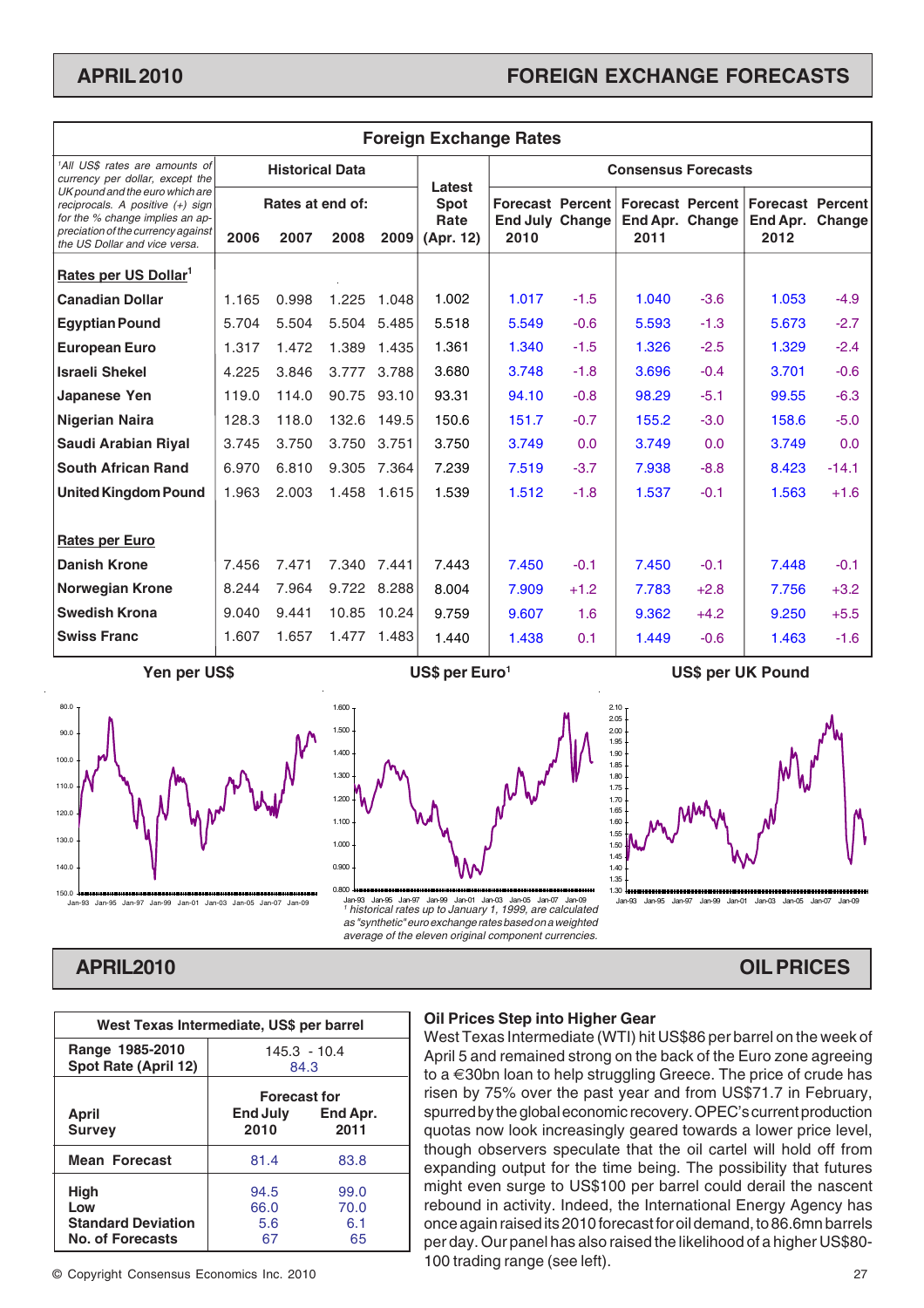## FOREIGN EXCHANGE FORECASTS

### Foreign Exchange Rates

| [1]All US$ rates are amounts of currency per dollar, except the UK pound and the euro which are reciprocals. A positive (+) sign for the % change implies an appreciation of the currency against the US Dollar and vice versa. | Historical Data | | | | Latest Spot Rate | Consensus Forecasts | | | | | |
|---|---|---|---|---|---|---|---|---|---|---|---|
| | Rates at end of: | | | | | Forecast End July 2010 | Percent Change | Forecast End Apr. 2011 | Percent Change | Forecast End Apr. 2012 | Percent Change |
| | 2006 | 2007 | 2008 | 2009 | (Apr. 12) | | | | | | |
| **Rates per US Dollar[1]** | | | | | | | | | | | |
| **Canadian Dollar** | 1.165 | 0.998 | 1.225 | 1.048 | 1.002 | 1.017 | -1.5 | 1.040 | -3.6 | 1.053 | -4.9 |
| **Egyptian Pound** | 5.704 | 5.504 | 5.504 | 5.485 | 5.518 | 5.549 | -0.6 | 5.593 | -1.3 | 5.673 | -2.7 |
| **European Euro** | 1.317 | 1.472 | 1.389 | 1.435 | 1.361 | 1.340 | -1.5 | 1.326 | -2.5 | 1.329 | -2.4 |
| **Israeli Shekel** | 4.225 | 3.846 | 3.777 | 3.788 | 3.680 | 3.748 | -1.8 | 3.696 | -0.4 | 3.701 | -0.6 |
| **Japanese Yen** | 119.0 | 114.0 | 90.75 | 93.10 | 93.31 | 94.10 | -0.8 | 98.29 | -5.1 | 99.55 | -6.3 |
| **Nigerian Naira** | 128.3 | 118.0 | 132.6 | 149.5 | 150.6 | 151.7 | -0.7 | 155.2 | -3.0 | 158.6 | -5.0 |
| **Saudi Arabian Riyal** | 3.745 | 3.750 | 3.750 | 3.751 | 3.750 | 3.749 | 0.0 | 3.749 | 0.0 | 3.749 | 0.0 |
| **South African Rand** | 6.970 | 6.810 | 9.305 | 7.364 | 7.239 | 7.519 | -3.7 | 7.938 | -8.8 | 8.423 | -14.1 |
| **United Kingdom Pound** | 1.963 | 2.003 | 1.458 | 1.615 | 1.539 | 1.512 | -1.8 | 1.537 | -0.1 | 1.563 | +1.6 |
| **Rates per Euro** | | | | | | | | | | | |
| **Danish Krone** | 7.456 | 7.471 | 7.340 | 7.441 | 7.443 | 7.450 | -0.1 | 7.450 | -0.1 | 7.448 | -0.1 |
| **Norwegian Krone** | 8.244 | 7.964 | 9.722 | 8.288 | 8.004 | 7.909 | +1.2 | 7.783 | +2.8 | 7.756 | +3.2 |
| **Swedish Krona** | 9.040 | 9.441 | 10.85 | 10.24 | 9.759 | 9.607 | 1.6 | 9.362 | +4.2 | 9.250 | +5.5 |
| **Swiss Franc** | 1.607 | 1.657 | 1.477 | 1.483 | 1.440 | 1.438 | 0.1 | 1.449 | -0.6 | 1.463 | -1.6 |

**Yen per US$**

**US$ per Euro[1]**

**US$ per UK Pound**

[1] historical rates up to January 1, 1999, are calculated as "synthetic" euro exchange rates based on a weighted average of the eleven original component currencies.

## OIL PRICES

| West Texas Intermediate, US$ per barrel | | |
|---|---|---|
| **Range 1985-2010** | 145.3 - 10.4 | |
| **Spot Rate (April 12)** | 84.3 | |
| **April Survey** | **Forecast for End July 2010** | **End Apr. 2011** |
| **Mean Forecast** | 81.4 | 83.8 |
| **High** | 94.5 | 99.0 |
| **Low** | 66.0 | 70.0 |
| **Standard Deviation** | 5.6 | 6.1 |
| **No. of Forecasts** | 67 | 65 |

### Oil Prices Step into Higher Gear

West Texas Intermediate (WTI) hit US$86 per barrel on the week of April 5 and remained strong on the back of the Euro zone agreeing to a €30bn loan to help struggling Greece. The price of crude has risen by 75% over the past year and from US$71.7 in February, spurred by the global economic recovery. OPEC's current production quotas now look increasingly geared towards a lower price level, though observers speculate that the oil cartel will hold off from expanding output for the time being. The possibility that futures might even surge to US$100 per barrel could derail the nascent rebound in activity. Indeed, the International Energy Agency has once again raised its 2010 forecast for oil demand, to 86.6mn barrels per day. Our panel has also raised the likelihood of a higher US$80-100 trading range (see left).

© Copyright Consensus Economics Inc. 2010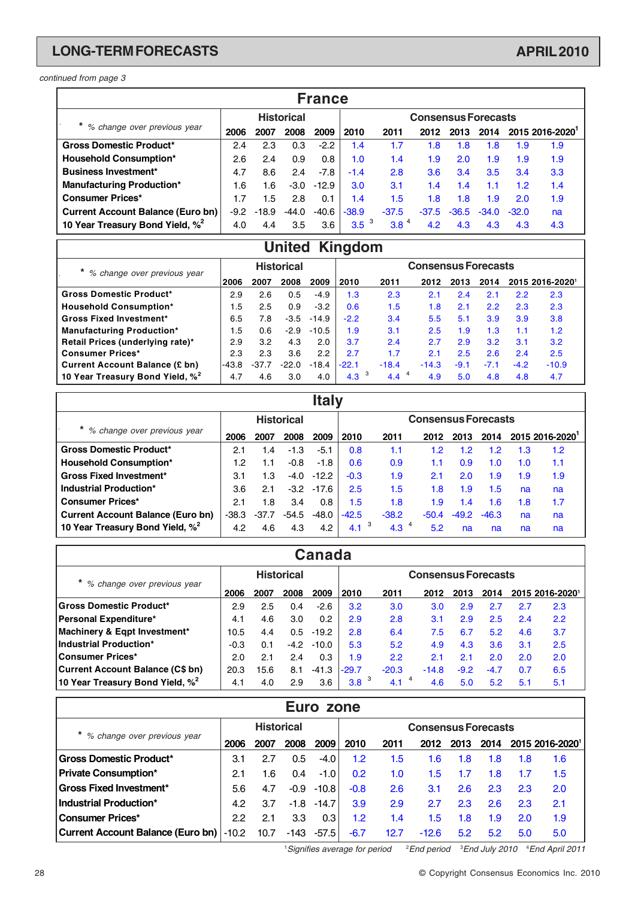## LONG-TERM FORECASTS — APRIL 2010

*continued from page 3*

### France

| * % change over previous year | Historical | | | | Consensus Forecasts | | | | | | |
|---|---|---|---|---|---|---|---|---|---|---|---|
| | 2006 | 2007 | 2008 | 2009 | 2010 | 2011 | 2012 | 2013 | 2014 | 2015 | 2016-2020[1] |
| **Gross Domestic Product*** | 2.4 | 2.3 | 0.3 | -2.2 | 1.4 | 1.7 | 1.8 | 1.8 | 1.8 | 1.9 | 1.9 |
| **Household Consumption*** | 2.6 | 2.4 | 0.9 | 0.8 | 1.0 | 1.4 | 1.9 | 2.0 | 1.9 | 1.9 | 1.9 |
| **Business Investment*** | 4.7 | 8.6 | 2.4 | -7.8 | -1.4 | 2.8 | 3.6 | 3.4 | 3.5 | 3.4 | 3.3 |
| **Manufacturing Production*** | 1.6 | 1.6 | -3.0 | -12.9 | 3.0 | 3.1 | 1.4 | 1.4 | 1.1 | 1.2 | 1.4 |
| **Consumer Prices*** | 1.7 | 1.5 | 2.8 | 0.1 | 1.4 | 1.5 | 1.8 | 1.8 | 1.9 | 2.0 | 1.9 |
| **Current Account Balance (Euro bn)** | -9.2 | -18.9 | -44.0 | -40.6 | -38.9 | -37.5 | -37.5 | -36.5 | -34.0 | -32.0 | na |
| **10 Year Treasury Bond Yield, %[2]** | 4.0 | 4.4 | 3.5 | 3.6 | 3.5 [3] | 3.8 [4] | 4.2 | 4.3 | 4.3 | 4.3 | 4.3 |

### United Kingdom

| * % change over previous year | Historical | | | | Consensus Forecasts | | | | | | |
|---|---|---|---|---|---|---|---|---|---|---|---|
| | 2006 | 2007 | 2008 | 2009 | 2010 | 2011 | 2012 | 2013 | 2014 | 2015 | 2016-2020[1] |
| **Gross Domestic Product*** | 2.9 | 2.6 | 0.5 | -4.9 | 1.3 | 2.3 | 2.1 | 2.4 | 2.1 | 2.2 | 2.3 |
| **Household Consumption*** | 1.5 | 2.5 | 0.9 | -3.2 | 0.6 | 1.5 | 1.8 | 2.1 | 2.2 | 2.3 | 2.3 |
| **Gross Fixed Investment*** | 6.5 | 7.8 | -3.5 | -14.9 | -2.2 | 3.4 | 5.5 | 5.1 | 3.9 | 3.9 | 3.8 |
| **Manufacturing Production*** | 1.5 | 0.6 | -2.9 | -10.5 | 1.9 | 3.1 | 2.5 | 1.9 | 1.3 | 1.1 | 1.2 |
| **Retail Prices (underlying rate)*** | 2.9 | 3.2 | 4.3 | 2.0 | 3.7 | 2.4 | 2.7 | 2.9 | 3.2 | 3.1 | 3.2 |
| **Consumer Prices*** | 2.3 | 2.3 | 3.6 | 2.2 | 2.7 | 1.7 | 2.1 | 2.5 | 2.6 | 2.4 | 2.5 |
| **Current Account Balance (£ bn)** | -43.8 | -37.7 | -22.0 | -18.4 | -22.1 | -18.4 | -14.3 | -9.1 | -7.1 | -4.2 | -10.9 |
| **10 Year Treasury Bond Yield, %[2]** | 4.7 | 4.6 | 3.0 | 4.0 | 4.3 [3] | 4.4 [4] | 4.9 | 5.0 | 4.8 | 4.8 | 4.7 |

### Italy

| * % change over previous year | Historical | | | | Consensus Forecasts | | | | | | |
|---|---|---|---|---|---|---|---|---|---|---|---|
| | 2006 | 2007 | 2008 | 2009 | 2010 | 2011 | 2012 | 2013 | 2014 | 2015 | 2016-2020[1] |
| **Gross Domestic Product*** | 2.1 | 1.4 | -1.3 | -5.1 | 0.8 | 1.1 | 1.2 | 1.2 | 1.2 | 1.3 | 1.2 |
| **Household Consumption*** | 1.2 | 1.1 | -0.8 | -1.8 | 0.6 | 0.9 | 1.1 | 0.9 | 1.0 | 1.0 | 1.1 |
| **Gross Fixed Investment*** | 3.1 | 1.3 | -4.0 | -12.2 | -0.3 | 1.9 | 2.1 | 2.0 | 1.9 | 1.9 | 1.9 |
| **Industrial Production*** | 3.6 | 2.1 | -3.2 | -17.6 | 2.5 | 1.5 | 1.8 | 1.9 | 1.5 | na | na |
| **Consumer Prices*** | 2.1 | 1.8 | 3.4 | 0.8 | 1.5 | 1.8 | 1.9 | 1.4 | 1.6 | 1.8 | 1.7 |
| **Current Account Balance (Euro bn)** | -38.3 | -37.7 | -54.5 | -48.0 | -42.5 | -38.2 | -50.4 | -49.2 | -46.3 | na | na |
| **10 Year Treasury Bond Yield, %[2]** | 4.2 | 4.6 | 4.3 | 4.2 | 4.1 [3] | 4.3 [4] | 5.2 | na | na | na | na |

### Canada

| * % change over previous year | Historical | | | | Consensus Forecasts | | | | | | |
|---|---|---|---|---|---|---|---|---|---|---|---|
| | 2006 | 2007 | 2008 | 2009 | 2010 | 2011 | 2012 | 2013 | 2014 | 2015 | 2016-2020[1] |
| **Gross Domestic Product*** | 2.9 | 2.5 | 0.4 | -2.6 | 3.2 | 3.0 | 3.0 | 2.9 | 2.7 | 2.7 | 2.3 |
| **Personal Expenditure*** | 4.1 | 4.6 | 3.0 | 0.2 | 2.9 | 2.8 | 3.1 | 2.9 | 2.5 | 2.4 | 2.2 |
| **Machinery & Eqpt Investment*** | 10.5 | 4.4 | 0.5 | -19.2 | 2.8 | 6.4 | 7.5 | 6.7 | 5.2 | 4.6 | 3.7 |
| **Industrial Production*** | -0.3 | 0.1 | -4.2 | -10.0 | 5.3 | 5.2 | 4.9 | 4.3 | 3.6 | 3.1 | 2.5 |
| **Consumer Prices*** | 2.0 | 2.1 | 2.4 | 0.3 | 1.9 | 2.2 | 2.1 | 2.1 | 2.0 | 2.0 | 2.0 |
| **Current Account Balance (C$ bn)** | 20.3 | 15.6 | 8.1 | -41.3 | -29.7 | -20.3 | -14.8 | -9.2 | -4.7 | 0.7 | 6.5 |
| **10 Year Treasury Bond Yield, %[2]** | 4.1 | 4.0 | 2.9 | 3.6 | 3.8 [3] | 4.1 [4] | 4.6 | 5.0 | 5.2 | 5.1 | 5.1 |

### Euro zone

| * % change over previous year | Historical | | | | Consensus Forecasts | | | | | | |
|---|---|---|---|---|---|---|---|---|---|---|---|
| | 2006 | 2007 | 2008 | 2009 | 2010 | 2011 | 2012 | 2013 | 2014 | 2015 | 2016-2020[1] |
| **Gross Domestic Product*** | 3.1 | 2.7 | 0.5 | -4.0 | 1.2 | 1.5 | 1.6 | 1.8 | 1.8 | 1.8 | 1.6 |
| **Private Consumption*** | 2.1 | 1.6 | 0.4 | -1.0 | 0.2 | 1.0 | 1.5 | 1.7 | 1.8 | 1.7 | 1.5 |
| **Gross Fixed Investment*** | 5.6 | 4.7 | -0.9 | -10.8 | -0.8 | 2.6 | 3.1 | 2.6 | 2.3 | 2.3 | 2.0 |
| **Industrial Production*** | 4.2 | 3.7 | -1.8 | -14.7 | 3.9 | 2.9 | 2.7 | 2.3 | 2.6 | 2.3 | 2.1 |
| **Consumer Prices*** | 2.2 | 2.1 | 3.3 | 0.3 | 1.2 | 1.4 | 1.5 | 1.8 | 1.9 | 2.0 | 1.9 |
| **Current Account Balance (Euro bn)** | -10.2 | 10.7 | -143 | -57.5 | -6.7 | 12.7 | -12.6 | 5.2 | 5.2 | 5.0 | 5.0 |

[1]Signifies average for period  [2]End period  [3]End July 2010  [4]End April 2011

© Copyright Consensus Economics Inc. 2010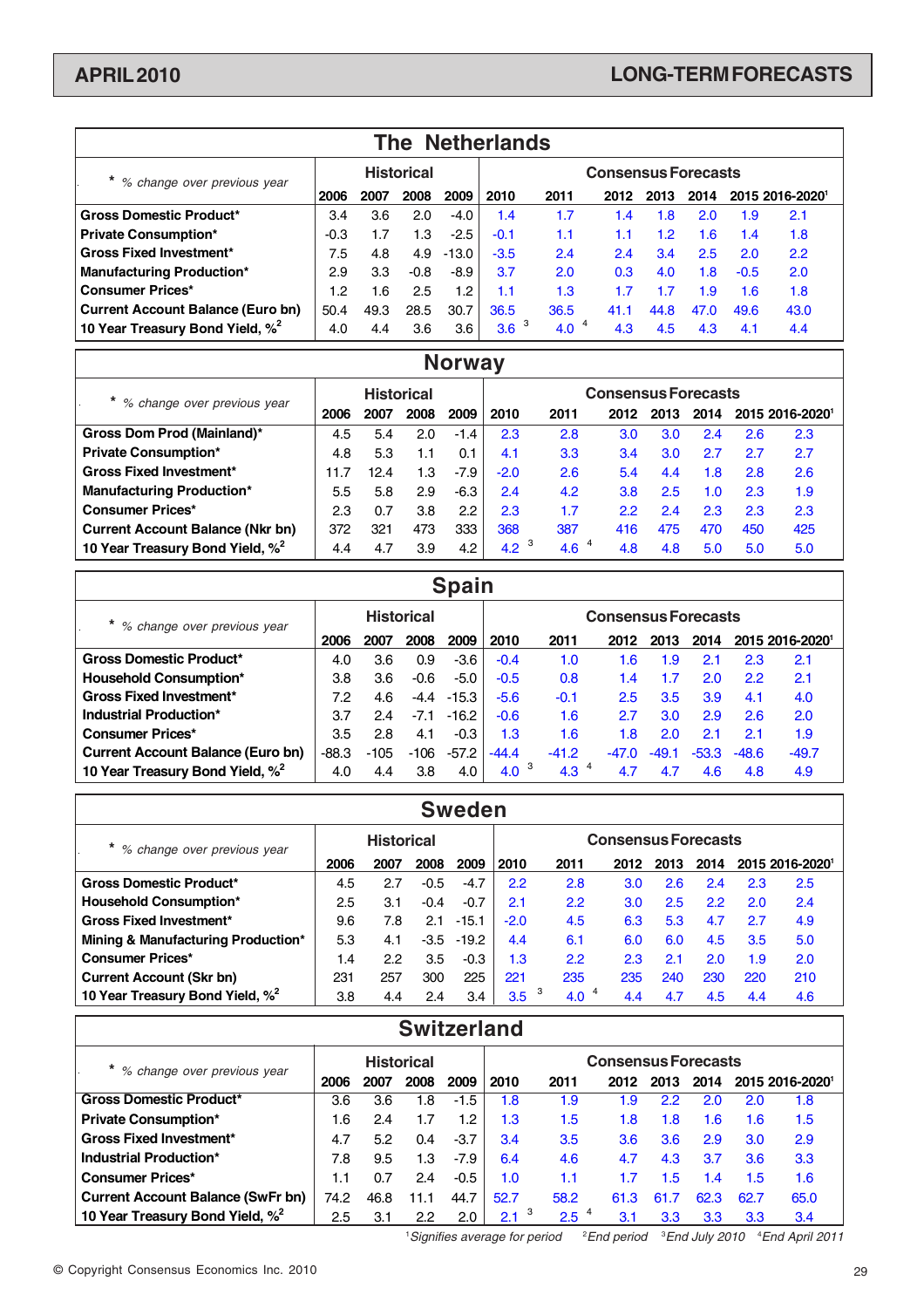## The Netherlands

| * % change over previous year | Historical | | | | Consensus Forecasts | | | | | | |
|---|---|---|---|---|---|---|---|---|---|---|---|
| | 2006 | 2007 | 2008 | 2009 | 2010 | 2011 | 2012 | 2013 | 2014 | 2015 | 2016-2020[1] |
| **Gross Domestic Product*** | 3.4 | 3.6 | 2.0 | -4.0 | 1.4 | 1.7 | 1.4 | 1.8 | 2.0 | 1.9 | 2.1 |
| **Private Consumption*** | -0.3 | 1.7 | 1.3 | -2.5 | -0.1 | 1.1 | 1.1 | 1.2 | 1.6 | 1.4 | 1.8 |
| **Gross Fixed Investment*** | 7.5 | 4.8 | 4.9 | -13.0 | -3.5 | 2.4 | 2.4 | 3.4 | 2.5 | 2.0 | 2.2 |
| **Manufacturing Production*** | 2.9 | 3.3 | -0.8 | -8.9 | 3.7 | 2.0 | 0.3 | 4.0 | 1.8 | -0.5 | 2.0 |
| **Consumer Prices*** | 1.2 | 1.6 | 2.5 | 1.2 | 1.1 | 1.3 | 1.7 | 1.7 | 1.9 | 1.6 | 1.8 |
| **Current Account Balance (Euro bn)** | 50.4 | 49.3 | 28.5 | 30.7 | 36.5 | 36.5 | 41.1 | 44.8 | 47.0 | 49.6 | 43.0 |
| **10 Year Treasury Bond Yield, %[2]** | 4.0 | 4.4 | 3.6 | 3.6 | 3.6 [3] | 4.0 [4] | 4.3 | 4.5 | 4.3 | 4.1 | 4.4 |

## Norway

| * % change over previous year | Historical | | | | Consensus Forecasts | | | | | | |
|---|---|---|---|---|---|---|---|---|---|---|---|
| | 2006 | 2007 | 2008 | 2009 | 2010 | 2011 | 2012 | 2013 | 2014 | 2015 | 2016-2020[1] |
| **Gross Dom Prod (Mainland)*** | 4.5 | 5.4 | 2.0 | -1.4 | 2.3 | 2.8 | 3.0 | 3.0 | 2.4 | 2.6 | 2.3 |
| **Private Consumption*** | 4.8 | 5.3 | 1.1 | 0.1 | 4.1 | 3.3 | 3.4 | 3.0 | 2.7 | 2.7 | 2.7 |
| **Gross Fixed Investment*** | 11.7 | 12.4 | 1.3 | -7.9 | -2.0 | 2.6 | 5.4 | 4.4 | 1.8 | 2.8 | 2.6 |
| **Manufacturing Production*** | 5.5 | 5.8 | 2.9 | -6.3 | 2.4 | 4.2 | 3.8 | 2.5 | 1.0 | 2.3 | 1.9 |
| **Consumer Prices*** | 2.3 | 0.7 | 3.8 | 2.2 | 2.3 | 1.7 | 2.2 | 2.4 | 2.3 | 2.3 | 2.3 |
| **Current Account Balance (Nkr bn)** | 372 | 321 | 473 | 333 | 368 | 387 | 416 | 475 | 470 | 450 | 425 |
| **10 Year Treasury Bond Yield, %[2]** | 4.4 | 4.7 | 3.9 | 4.2 | 4.2 [3] | 4.6 [4] | 4.8 | 4.8 | 5.0 | 5.0 | 5.0 |

## Spain

| * % change over previous year | Historical | | | | Consensus Forecasts | | | | | | |
|---|---|---|---|---|---|---|---|---|---|---|---|
| | 2006 | 2007 | 2008 | 2009 | 2010 | 2011 | 2012 | 2013 | 2014 | 2015 | 2016-2020[1] |
| **Gross Domestic Product*** | 4.0 | 3.6 | 0.9 | -3.6 | -0.4 | 1.0 | 1.6 | 1.9 | 2.1 | 2.3 | 2.1 |
| **Household Consumption*** | 3.8 | 3.6 | -0.6 | -5.0 | -0.5 | 0.8 | 1.4 | 1.7 | 2.0 | 2.2 | 2.1 |
| **Gross Fixed Investment*** | 7.2 | 4.6 | -4.4 | -15.3 | -5.6 | -0.1 | 2.5 | 3.5 | 3.9 | 4.1 | 4.0 |
| **Industrial Production*** | 3.7 | 2.4 | -7.1 | -16.2 | -0.6 | 1.6 | 2.7 | 3.0 | 2.9 | 2.6 | 2.0 |
| **Consumer Prices*** | 3.5 | 2.8 | 4.1 | -0.3 | 1.3 | 1.6 | 1.8 | 2.0 | 2.1 | 2.1 | 1.9 |
| **Current Account Balance (Euro bn)** | -88.3 | -105 | -106 | -57.2 | -44.4 | -41.2 | -47.0 | -49.1 | -53.3 | -48.6 | -49.7 |
| **10 Year Treasury Bond Yield, %[2]** | 4.0 | 4.4 | 3.8 | 4.0 | 4.0 [3] | 4.3 [4] | 4.7 | 4.7 | 4.6 | 4.8 | 4.9 |

## Sweden

| * % change over previous year | Historical | | | | Consensus Forecasts | | | | | | |
|---|---|---|---|---|---|---|---|---|---|---|---|
| | 2006 | 2007 | 2008 | 2009 | 2010 | 2011 | 2012 | 2013 | 2014 | 2015 | 2016-2020[1] |
| **Gross Domestic Product*** | 4.5 | 2.7 | -0.5 | -4.7 | 2.2 | 2.8 | 3.0 | 2.6 | 2.4 | 2.3 | 2.5 |
| **Household Consumption*** | 2.5 | 3.1 | -0.4 | -0.7 | 2.1 | 2.2 | 3.0 | 2.5 | 2.2 | 2.0 | 2.4 |
| **Gross Fixed Investment*** | 9.6 | 7.8 | 2.1 | -15.1 | -2.0 | 4.5 | 6.3 | 5.3 | 4.7 | 2.7 | 4.9 |
| **Mining & Manufacturing Production*** | 5.3 | 4.1 | -3.5 | -19.2 | 4.4 | 6.1 | 6.0 | 6.0 | 4.5 | 3.5 | 5.0 |
| **Consumer Prices*** | 1.4 | 2.2 | 3.5 | -0.3 | 1.3 | 2.2 | 2.3 | 2.1 | 2.0 | 1.9 | 2.0 |
| **Current Account (Skr bn)** | 231 | 257 | 300 | 225 | 221 | 235 | 235 | 240 | 230 | 220 | 210 |
| **10 Year Treasury Bond Yield, %[2]** | 3.8 | 4.4 | 2.4 | 3.4 | 3.5 [3] | 4.0 [4] | 4.4 | 4.7 | 4.5 | 4.4 | 4.6 |

## Switzerland

| * % change over previous year | Historical | | | | Consensus Forecasts | | | | | | |
|---|---|---|---|---|---|---|---|---|---|---|---|
| | 2006 | 2007 | 2008 | 2009 | 2010 | 2011 | 2012 | 2013 | 2014 | 2015 | 2016-2020[1] |
| **Gross Domestic Product*** | 3.6 | 3.6 | 1.8 | -1.5 | 1.8 | 1.9 | 1.9 | 2.2 | 2.0 | 2.0 | 1.8 |
| **Private Consumption*** | 1.6 | 2.4 | 1.7 | 1.2 | 1.3 | 1.5 | 1.8 | 1.8 | 1.6 | 1.6 | 1.5 |
| **Gross Fixed Investment*** | 4.7 | 5.2 | 0.4 | -3.7 | 3.4 | 3.5 | 3.6 | 3.6 | 2.9 | 3.0 | 2.9 |
| **Industrial Production*** | 7.8 | 9.5 | 1.3 | -7.9 | 6.4 | 4.6 | 4.7 | 4.3 | 3.7 | 3.6 | 3.3 |
| **Consumer Prices*** | 1.1 | 0.7 | 2.4 | -0.5 | 1.0 | 1.1 | 1.7 | 1.5 | 1.4 | 1.5 | 1.6 |
| **Current Account Balance (SwFr bn)** | 74.2 | 46.8 | 11.1 | 44.7 | 52.7 | 58.2 | 61.3 | 61.7 | 62.3 | 62.7 | 65.0 |
| **10 Year Treasury Bond Yield, %[2]** | 2.5 | 3.1 | 2.2 | 2.0 | 2.1 [3] | 2.5 [4] | 3.1 | 3.3 | 3.3 | 3.3 | 3.4 |

*[1]Signifies average for period [2]End period [3]End July 2010 [4]End April 2011*

© Copyright Consensus Economics Inc. 2010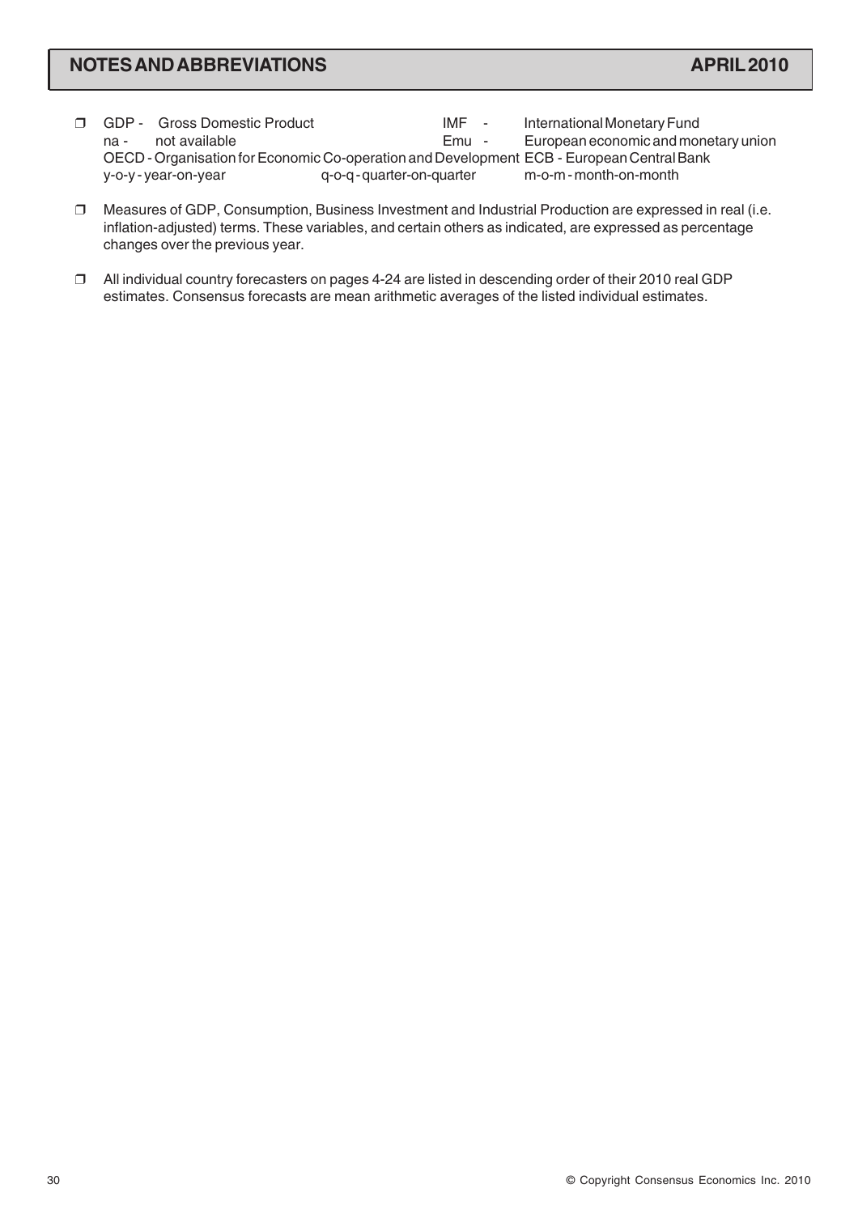## NOTES AND ABBREVIATIONS

- GDP - Gross Domestic Product
  IMF - International Monetary Fund
  na - not available
  Emu - European economic and monetary union
  OECD - Organisation for Economic Co-operation and Development
  ECB - European Central Bank
  y-o-y - year-on-year
  q-o-q - quarter-on-quarter
  m-o-m - month-on-month

- Measures of GDP, Consumption, Business Investment and Industrial Production are expressed in real (i.e. inflation-adjusted) terms. These variables, and certain others as indicated, are expressed as percentage changes over the previous year.

- All individual country forecasters on pages 4-24 are listed in descending order of their 2010 real GDP estimates. Consensus forecasts are mean arithmetic averages of the listed individual estimates.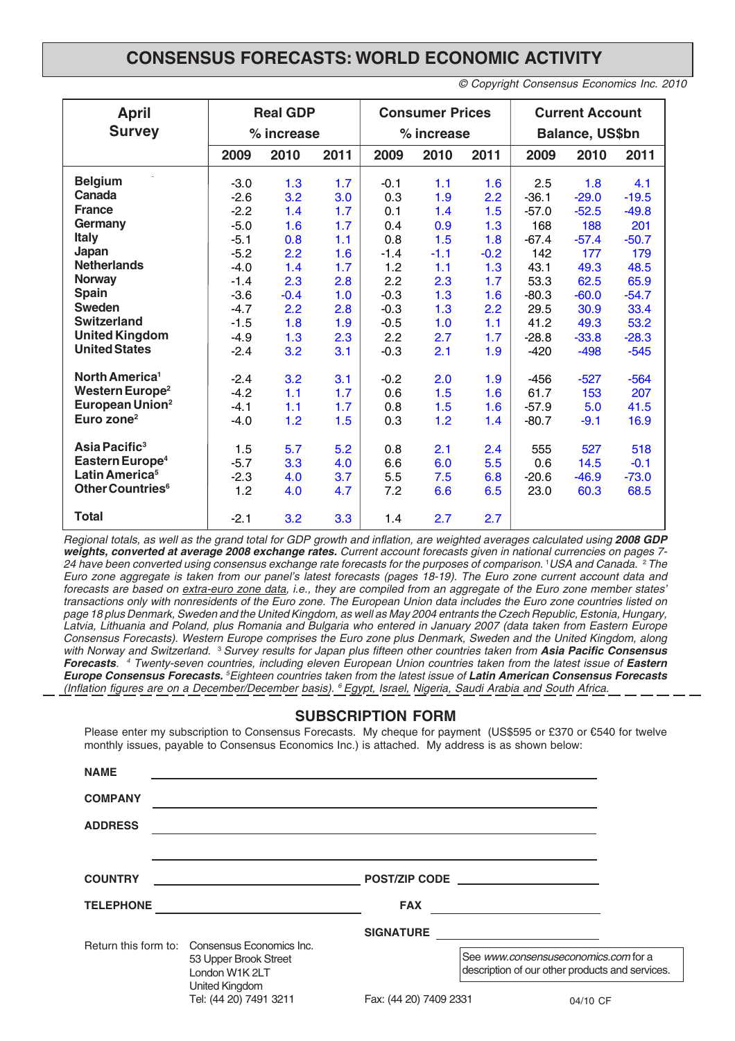## CONSENSUS FORECASTS: WORLD ECONOMIC ACTIVITY

*© Copyright Consensus Economics Inc. 2010*

| April Survey | Real GDP % increase | | | Consumer Prices % increase | | | Current Account Balance, US$bn | | |
|---|---|---|---|---|---|---|---|---|---|
| | 2009 | 2010 | 2011 | 2009 | 2010 | 2011 | 2009 | 2010 | 2011 |
| **Belgium** | -3.0 | 1.3 | 1.7 | -0.1 | 1.1 | 1.6 | 2.5 | 1.8 | 4.1 |
| **Canada** | -2.6 | 3.2 | 3.0 | 0.3 | 1.9 | 2.2 | -36.1 | -29.0 | -19.5 |
| **France** | -2.2 | 1.4 | 1.7 | 0.1 | 1.4 | 1.5 | -57.0 | -52.5 | -49.8 |
| **Germany** | -5.0 | 1.6 | 1.7 | 0.4 | 0.9 | 1.3 | 168 | 188 | 201 |
| **Italy** | -5.1 | 0.8 | 1.1 | 0.8 | 1.5 | 1.8 | -67.4 | -57.4 | -50.7 |
| **Japan** | -5.2 | 2.2 | 1.6 | -1.4 | -1.1 | -0.2 | 142 | 177 | 179 |
| **Netherlands** | -4.0 | 1.4 | 1.7 | 1.2 | 1.1 | 1.3 | 43.1 | 49.3 | 48.5 |
| **Norway** | -1.4 | 2.3 | 2.8 | 2.2 | 2.3 | 1.7 | 53.3 | 62.5 | 65.9 |
| **Spain** | -3.6 | -0.4 | 1.0 | -0.3 | 1.3 | 1.6 | -80.3 | -60.0 | -54.7 |
| **Sweden** | -4.7 | 2.2 | 2.8 | -0.3 | 1.3 | 2.2 | 29.5 | 30.9 | 33.4 |
| **Switzerland** | -1.5 | 1.8 | 1.9 | -0.5 | 1.0 | 1.1 | 41.2 | 49.3 | 53.2 |
| **United Kingdom** | -4.9 | 1.3 | 2.3 | 2.2 | 2.7 | 1.7 | -28.8 | -33.8 | -28.3 |
| **United States** | -2.4 | 3.2 | 3.1 | -0.3 | 2.1 | 1.9 | -420 | -498 | -545 |
| **North America**[1] | -2.4 | 3.2 | 3.1 | -0.2 | 2.0 | 1.9 | -456 | -527 | -564 |
| **Western Europe**[2] | -4.2 | 1.1 | 1.7 | 0.6 | 1.5 | 1.6 | 61.7 | 153 | 207 |
| **European Union**[2] | -4.1 | 1.1 | 1.7 | 0.8 | 1.5 | 1.6 | -57.9 | 5.0 | 41.5 |
| **Euro zone**[2] | -4.0 | 1.2 | 1.5 | 0.3 | 1.2 | 1.4 | -80.7 | -9.1 | 16.9 |
| **Asia Pacific**[3] | 1.5 | 5.7 | 5.2 | 0.8 | 2.1 | 2.4 | 555 | 527 | 518 |
| **Eastern Europe**[4] | -5.7 | 3.3 | 4.0 | 6.6 | 6.0 | 5.5 | 0.6 | 14.5 | -0.1 |
| **Latin America**[5] | -2.3 | 4.0 | 3.7 | 5.5 | 7.5 | 6.8 | -20.6 | -46.9 | -73.0 |
| **Other Countries**[6] | 1.2 | 4.0 | 4.7 | 7.2 | 6.6 | 6.5 | 23.0 | 60.3 | 68.5 |
| **Total** | -2.1 | 3.2 | 3.3 | 1.4 | 2.7 | 2.7 | | | |

*Regional totals, as well as the grand total for GDP growth and inflation, are weighted averages calculated using **2008 GDP weights, converted at average 2008 exchange rates.** Current account forecasts given in national currencies on pages 7-24 have been converted using consensus exchange rate forecasts for the purposes of comparison. [1] USA and Canada. [2] The Euro zone aggregate is taken from our panel's latest forecasts (pages 18-19). The Euro zone current account data and forecasts are based on extra-euro zone data, i.e., they are compiled from an aggregate of the Euro zone member states' transactions only with nonresidents of the Euro zone. The European Union data includes the Euro zone countries listed on page 18 plus Denmark, Sweden and the United Kingdom, as well as May 2004 entrants the Czech Republic, Estonia, Hungary, Latvia, Lithuania and Poland, plus Romania and Bulgaria who entered in January 2007 (data taken from Eastern Europe Consensus Forecasts). Western Europe comprises the Euro zone plus Denmark, Sweden and the United Kingdom, along with Norway and Switzerland. [3] Survey results for Japan plus fifteen other countries taken from **Asia Pacific Consensus Forecasts**. [4] Twenty-seven countries, including eleven European Union countries taken from the latest issue of **Eastern Europe Consensus Forecasts.** [5] Eighteen countries taken from the latest issue of **Latin American Consensus Forecasts** (Inflation figures are on a December/December basis). [6] Egypt, Israel, Nigeria, Saudi Arabia and South Africa.*

## SUBSCRIPTION FORM

Please enter my subscription to Consensus Forecasts. My cheque for payment (US$595 or £370 or €540 for twelve monthly issues, payable to Consensus Economics Inc.) is attached. My address is as shown below:

**NAME** ______________________________

**COMPANY** ______________________________

**ADDRESS** ______________________________

______________________________

**COUNTRY** ____________________ **POST/ZIP CODE** ____________________

**TELEPHONE** ____________________ **FAX** ____________________

**SIGNATURE** ____________________

Return this form to: Consensus Economics Inc.
53 Upper Brook Street
London W1K 2LT
United Kingdom
Tel: (44 20) 7491 3211

Fax: (44 20) 7409 2331

See *www.consensuseconomics.com* for a description of our other products and services.

04/10 CF